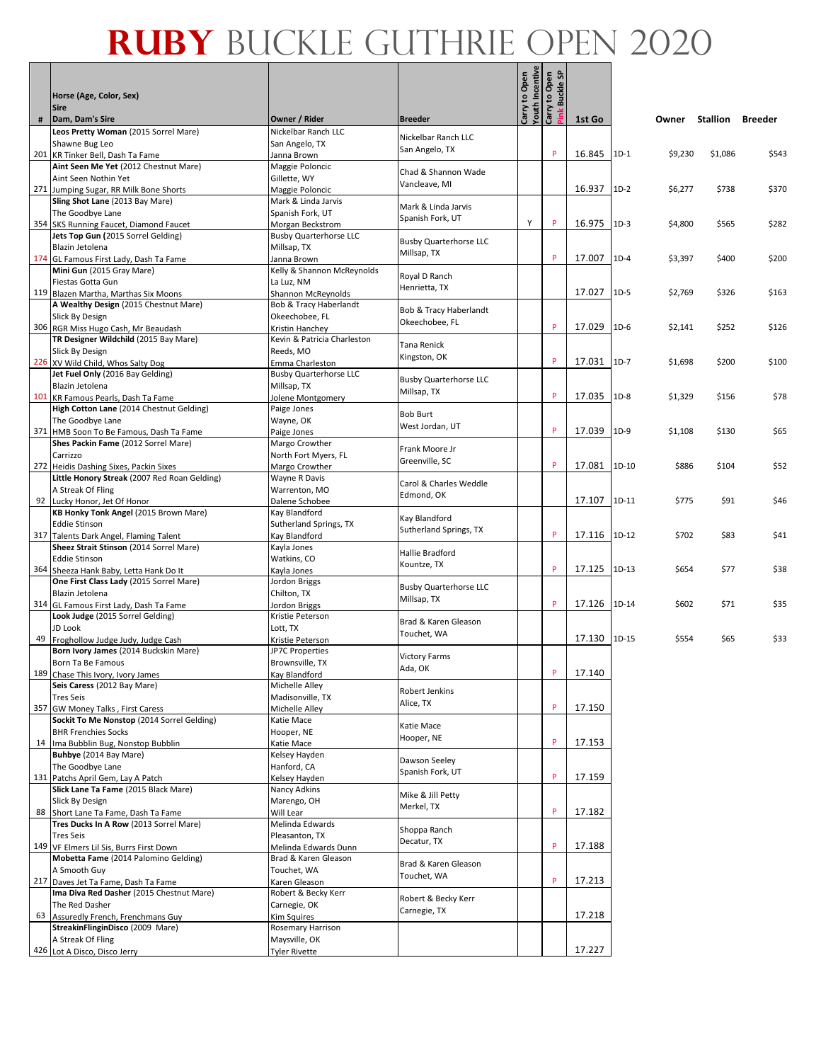# RUBY BUCKLE GUTHRIE OPEN 2020

| # | Horse (Age, Color, Sex) Sire Dam, Dam's Sire | Owner / Rider | Breeder | Carry to Open Youth Incentive | Carry to Open Pink Buckle SP | 1st Go | | Owner | Stallion | Breeder |
|---|---|---|---|---|---|---|---|---|---|---|
| 201 | **Leos Pretty Woman** (2015 Sorrel Mare) Shawnne Bug Leo KR Tinker Bell, Dash Ta Fame | Nickelbar Ranch LLC San Angelo, TX Janna Brown | Nickelbar Ranch LLC San Angelo, TX | | P | 16.845 | 1D-1 | $9,230 | $1,086 | $543 |
| 271 | **Aint Seen Me Yet** (2012 Chestnut Mare) Aint Seen Nothin Yet Jumping Sugar, RR Milk Bone Shorts | Maggie Poloncic Gillette, WY Maggie Poloncic | Chad & Shannon Wade Vancleave, MI | | | 16.937 | 1D-2 | $6,277 | $738 | $370 |
| 354 | **Sling Shot Lane** (2013 Bay Mare) The Goodbye Lane SKS Running Faucet, Diamond Faucet | Mark & Linda Jarvis Spanish Fork, UT Morgan Beckstrom | Mark & Linda Jarvis Spanish Fork, UT | Y | P | 16.975 | 1D-3 | $4,800 | $565 | $282 |
| 174 | **Jets Top Gun** (2015 Sorrel Gelding) Blazin Jetolena GL Famous First Lady, Dash Ta Fame | Busby Quarterhorse LLC Millsap, TX Janna Brown | Busby Quarterhorse LLC Millsap, TX | | P | 17.007 | 1D-4 | $3,397 | $400 | $200 |
| 119 | **Mini Gun** (2015 Gray Mare) Fiestas Gotta Gun Blazen Martha, Marthas Six Moons | Kelly & Shannon McReynolds La Luz, NM Shannon McReynolds | Royal D Ranch Henrietta, TX | | | 17.027 | 1D-5 | $2,769 | $326 | $163 |
| 306 | **A Wealthy Design** (2015 Chestnut Mare) Slick By Design RGR Miss Hugo Cash, Mr Beaudash | Bob & Tracy Haberlandt Okeechobee, FL Kristin Hanchey | Bob & Tracy Haberlandt Okeechobee, FL | | P | 17.029 | 1D-6 | $2,141 | $252 | $126 |
| 226 | **TR Designer Wildchild** (2015 Bay Mare) Slick By Design XV Wild Child, Whos Salty Dog | Kevin & Patricia Charleston Reeds, MO Emma Charleston | Tana Renick Kingston, OK | | P | 17.031 | 1D-7 | $1,698 | $200 | $100 |
| 101 | **Jet Fuel Only** (2016 Bay Gelding) Blazin Jetolena KR Famous Pearls, Dash Ta Fame | Busby Quarterhorse LLC Millsap, TX Jolene Montgomery | Busby Quarterhorse LLC Millsap, TX | | P | 17.035 | 1D-8 | $1,329 | $156 | $78 |
| 371 | **High Cotton Lane** (2014 Chestnut Gelding) The Goodbye Lane HMB Soon To Be Famous, Dash Ta Fame | Paige Jones Wayne, OK Paige Jones | Bob Burt West Jordan, UT | | P | 17.039 | 1D-9 | $1,108 | $130 | $65 |
| 272 | **Shes Packin Fame** (2012 Sorrel Mare) Carrizzo Heidis Dashing Sixes, Packin Sixes | Margo Crowther North Fort Myers, FL Margo Crowther | Frank Moore Jr Greenville, SC | | P | 17.081 | 1D-10 | $886 | $104 | $52 |
| 92 | **Little Honory Streak** (2007 Red Roan Gelding) A Streak Of Fling Lucky Honor, Jet Of Honor | Wayne R Davis Warrenton, MO Dalene Schobee | Carol & Charles Weddle Edmond, OK | | | 17.107 | 1D-11 | $775 | $91 | $46 |
| 317 | **KB Honky Tonk Angel** (2015 Brown Mare) Eddie Stinson Talents Dark Angel, Flaming Talent | Kay Blandford Sutherland Springs, TX Kay Blandford | Kay Blandford Sutherland Springs, TX | | P | 17.116 | 1D-12 | $702 | $83 | $41 |
| 364 | **Sheez Strait Stinson** (2014 Sorrel Mare) Eddie Stinson Sheeza Hank Baby, Letta Hank Do It | Kayla Jones Watkins, CO Kayla Jones | Hallie Bradford Kountze, TX | | P | 17.125 | 1D-13 | $654 | $77 | $38 |
| 314 | **One First Class Lady** (2015 Sorrel Mare) Blazin Jetolena GL Famous First Lady, Dash Ta Fame | Jordon Briggs Chilton, TX Jordon Briggs | Busby Quarterhorse LLC Millsap, TX | | P | 17.126 | 1D-14 | $602 | $71 | $35 |
| 49 | **Look Judge** (2015 Sorrel Gelding) JD Look Froghollow Judge Judy, Judge Cash | Kristie Peterson Lott, TX Kristie Peterson | Brad & Karen Gleason Touchet, WA | | | 17.130 | 1D-15 | $554 | $65 | $33 |
| 189 | **Born Ivory James** (2014 Buckskin Mare) Born Ta Be Famous Chase This Ivory, Ivory James | JP7C Properties Brownsville, TX Kay Blandford | Victory Farms Ada, OK | | P | 17.140 | | | | |
| 357 | **Seis Caress** (2012 Bay Mare) Tres Seis GW Money Talks , First Caress | Michelle Alley Madisonville, TX Michelle Alley | Robert Jenkins Alice, TX | | P | 17.150 | | | | |
| 14 | **Sockit To Me Nonstop** (2014 Sorrel Gelding) BHR Frenchies Socks Ima Bubblin Bug, Nonstop Bubblin | Katie Mace Hooper, NE Katie Mace | Katie Mace Hooper, NE | | P | 17.153 | | | | |
| 131 | **Buhbye** (2014 Bay Mare) The Goodbye Lane Patchs April Gem, Lay A Patch | Kelsey Hayden Hanford, CA Kelsey Hayden | Dawson Seeley Spanish Fork, UT | | P | 17.159 | | | | |
| 88 | **Slick Lane Ta Fame** (2015 Black Mare) Slick By Design Short Lane Ta Fame, Dash Ta Fame | Nancy Adkins Marengo, OH Will Lear | Mike & Jill Petty Merkel, TX | | P | 17.182 | | | | |
| 149 | **Tres Ducks In A Row** (2013 Sorrel Mare) Tres Seis VF Elmers Lil Sis, Burrs First Down | Melinda Edwards Pleasanton, TX Melinda Edwards Dunn | Shoppa Ranch Decatur, TX | | P | 17.188 | | | | |
| 217 | **Mobetta Fame** (2014 Palomino Gelding) A Smooth Guy Daves Jet Ta Fame, Dash Ta Fame | Brad & Karen Gleason Touchet, WA Karen Gleason | Brad & Karen Gleason Touchet, WA | | P | 17.213 | | | | |
| 63 | **Ima Diva Red Dasher** (2015 Chestnut Mare) The Red Dasher Assuredly French, Frenchmans Guy | Robert & Becky Kerr Carnegie, OK Kim Squires | Robert & Becky Kerr Carnegie, TX | | | 17.218 | | | | |
| 426 | **StreakinFlinginDisco** (2009 Mare) A Streak Of Fling Lot A Disco, Disco Jerry | Rosemary Harrison Maysville, OK Tyler Rivette | | | | 17.227 | | | | |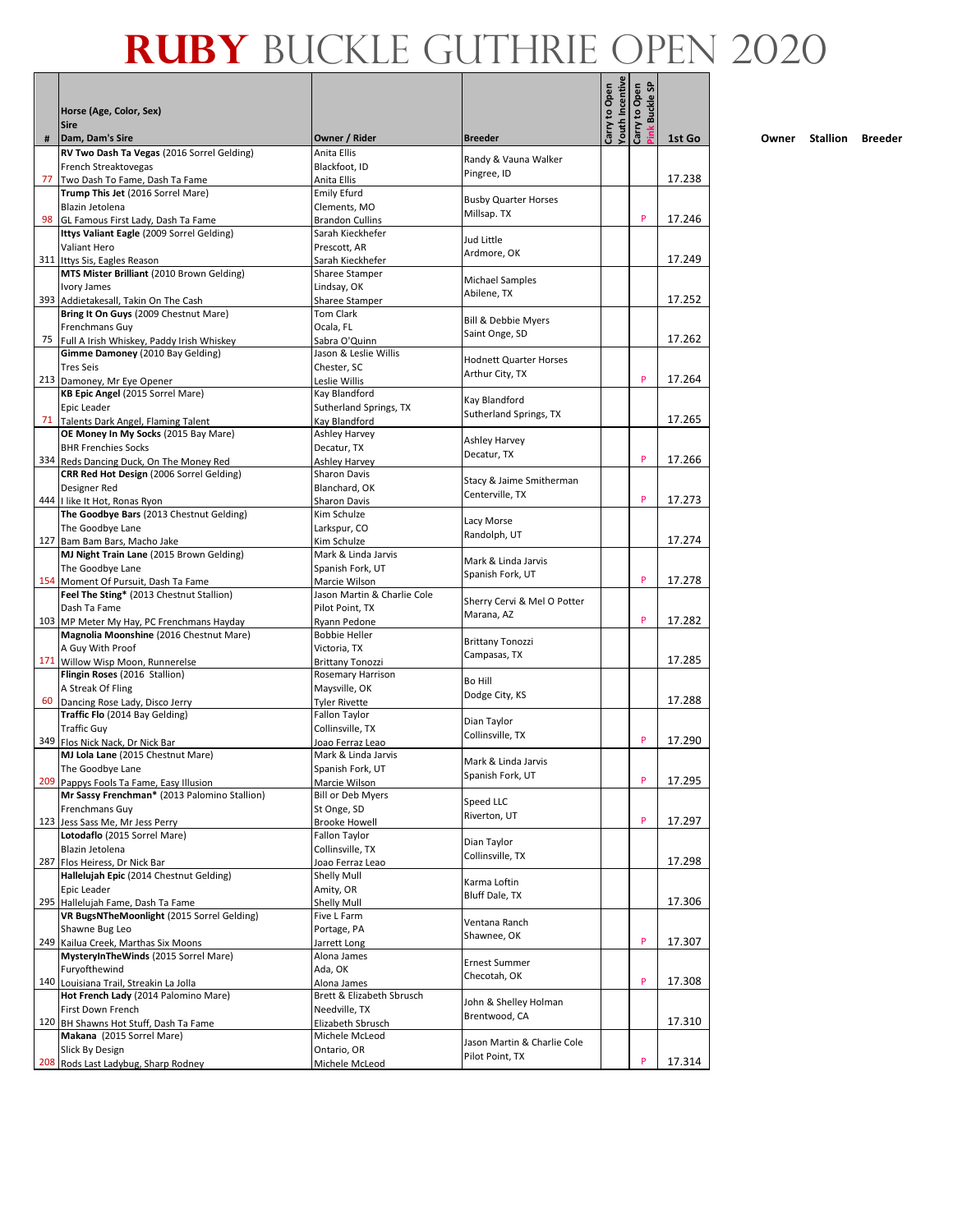# RUBY BUCKLE GUTHRIE OPEN 2020

| # | Horse (Age, Color, Sex) / Sire / Dam, Dam's Sire | Owner / Rider | Breeder | Carry to Open Youth Incentive | Carry to Open Pink Buckle SP | 1st Go | Owner | Stallion | Breeder |
|---|---|---|---|---|---|---|---|---|---|
| 77 | **RV Two Dash Ta Vegas** (2016 Sorrel Gelding)<br>French Streaktovegas<br>Two Dash To Fame, Dash Ta Fame | Anita Ellis<br>Blackfoot, ID<br>Anita Ellis | Randy & Vauna Walker<br>Pingree, ID | | | 17.238 | | | |
| 98 | **Trump This Jet** (2016 Sorrel Mare)<br>Blazin Jetolena<br>GL Famous First Lady, Dash Ta Fame | Emily Efurd<br>Clements, MO<br>Brandon Cullins | Busby Quarter Horses<br>Millsap. TX | | P | 17.246 | | | |
| 311 | **Ittys Valiant Eagle** (2009 Sorrel Gelding)<br>Valiant Hero<br>Ittys Sis, Eagles Reason | Sarah Kieckhefer<br>Prescott, AR<br>Sarah Kieckhefer | Jud Little<br>Ardmore, OK | | | 17.249 | | | |
| 393 | **MTS Mister Brilliant** (2010 Brown Gelding)<br>Ivory James<br>Addietakesall, Takin On The Cash | Sharee Stamper<br>Lindsay, OK<br>Sharee Stamper | Michael Samples<br>Abilene, TX | | | 17.252 | | | |
| 75 | **Bring It On Guys** (2009 Chestnut Mare)<br>Frenchmans Guy<br>Full A Irish Whiskey, Paddy Irish Whiskey | Tom Clark<br>Ocala, FL<br>Sabra O'Quinn | Bill & Debbie Myers<br>Saint Onge, SD | | | 17.262 | | | |
| 213 | **Gimme Damoney** (2010 Bay Gelding)<br>Tres Seis<br>Damoney, Mr Eye Opener | Jason & Leslie Willis<br>Chester, SC<br>Leslie Willis | Hodnett Quarter Horses<br>Arthur City, TX | | P | 17.264 | | | |
| 71 | **KB Epic Angel** (2015 Sorrel Mare)<br>Epic Leader<br>Talents Dark Angel, Flaming Talent | Kay Blandford<br>Sutherland Springs, TX<br>Kay Blandford | Kay Blandford<br>Sutherland Springs, TX | | | 17.265 | | | |
| 334 | **OE Money In My Socks** (2015 Bay Mare)<br>BHR Frenchies Socks<br>Reds Dancing Duck, On The Money Red | Ashley Harvey<br>Decatur, TX<br>Ashley Harvey | Ashley Harvey<br>Decatur, TX | | P | 17.266 | | | |
| 444 | **CRR Red Hot Design** (2006 Sorrel Gelding)<br>Designer Red<br>I like It Hot, Ronas Ryon | Sharon Davis<br>Blanchard, OK<br>Sharon Davis | Stacy & Jaime Smitherman<br>Centerville, TX | | P | 17.273 | | | |
| 127 | **The Goodbye Bars** (2013 Chestnut Gelding)<br>The Goodbye Lane<br>Bam Bam Bars, Macho Jake | Kim Schulze<br>Larkspur, CO<br>Kim Schulze | Lacy Morse<br>Randolph, UT | | | 17.274 | | | |
| 154 | **MJ Night Train Lane** (2015 Brown Gelding)<br>The Goodbye Lane<br>Moment Of Pursuit, Dash Ta Fame | Mark & Linda Jarvis<br>Spanish Fork, UT<br>Marcie Wilson | Mark & Linda Jarvis<br>Spanish Fork, UT | | P | 17.278 | | | |
| 103 | **Feel The Sting*** (2013 Chestnut Stallion)<br>Dash Ta Fame<br>MP Meter My Hay, PC Frenchmans Hayday | Jason Martin & Charlie Cole<br>Pilot Point, TX<br>Ryann Pedone | Sherry Cervi & Mel O Potter<br>Marana, AZ | | P | 17.282 | | | |
| 171 | **Magnolia Moonshine** (2016 Chestnut Mare)<br>A Guy With Proof<br>Willow Wisp Moon, Runnerelse | Bobbie Heller<br>Victoria, TX<br>Brittany Tonozzi | Brittany Tonozzi<br>Campasas, TX | | | 17.285 | | | |
| 60 | **Flingin Roses** (2016 Stallion)<br>A Streak Of Fling<br>Dancing Rose Lady, Disco Jerry | Rosemary Harrison<br>Maysville, OK<br>Tyler Rivette | Bo Hill<br>Dodge City, KS | | | 17.288 | | | |
| 349 | **Traffic Flo** (2014 Bay Gelding)<br>Traffic Guy<br>Flos Nick Nack, Dr Nick Bar | Fallon Taylor<br>Collinsville, TX<br>Joao Ferraz Leao | Dian Taylor<br>Collinsville, TX | | P | 17.290 | | | |
| 209 | **MJ Lola Lane** (2015 Chestnut Mare)<br>The Goodbye Lane<br>Pappys Fools Ta Fame, Easy Illusion | Mark & Linda Jarvis<br>Spanish Fork, UT<br>Marcie Wilson | Mark & Linda Jarvis<br>Spanish Fork, UT | | P | 17.295 | | | |
| 123 | **Mr Sassy Frenchman*** (2013 Palomino Stallion)<br>Frenchmans Guy<br>Jess Sass Me, Mr Jess Perry | Bill or Deb Myers<br>St Onge, SD<br>Brooke Howell | Speed LLC<br>Riverton, UT | | P | 17.297 | | | |
| 287 | **Lotodaflo** (2015 Sorrel Mare)<br>Blazin Jetolena<br>Flos Heiress, Dr Nick Bar | Fallon Taylor<br>Collinsville, TX<br>Joao Ferraz Leao | Dian Taylor<br>Collinsville, TX | | | 17.298 | | | |
| 295 | **Hallelujah Epic** (2014 Chestnut Gelding)<br>Epic Leader<br>Hallelujah Fame, Dash Ta Fame | Shelly Mull<br>Amity, OR<br>Shelly Mull | Karma Loftin<br>Bluff Dale, TX | | | 17.306 | | | |
| 249 | **VR BugsNTheMoonlight** (2015 Sorrel Gelding)<br>Shawne Bug Leo<br>Kailua Creek, Marthas Six Moons | Five L Farm<br>Portage, PA<br>Jarrett Long | Ventana Ranch<br>Shawnee, OK | | P | 17.307 | | | |
| 140 | **MysteryInTheWinds** (2015 Sorrel Mare)<br>Furyofthewind<br>Louisiana Trail, Streakin La Jolla | Alona James<br>Ada, OK<br>Alona James | Ernest Summer<br>Checotah, OK | | P | 17.308 | | | |
| 120 | **Hot French Lady** (2014 Palomino Mare)<br>First Down French<br>BH Shawns Hot Stuff, Dash Ta Fame | Brett & Elizabeth Sbrusch<br>Needville, TX<br>Elizabeth Sbrusch | John & Shelley Holman<br>Brentwood, CA | | | 17.310 | | | |
| 208 | **Makana** (2015 Sorrel Mare)<br>Slick By Design<br>Rods Last Ladybug, Sharp Rodney | Michele McLeod<br>Ontario, OR<br>Michele McLeod | Jason Martin & Charlie Cole<br>Pilot Point, TX | | P | 17.314 | | | |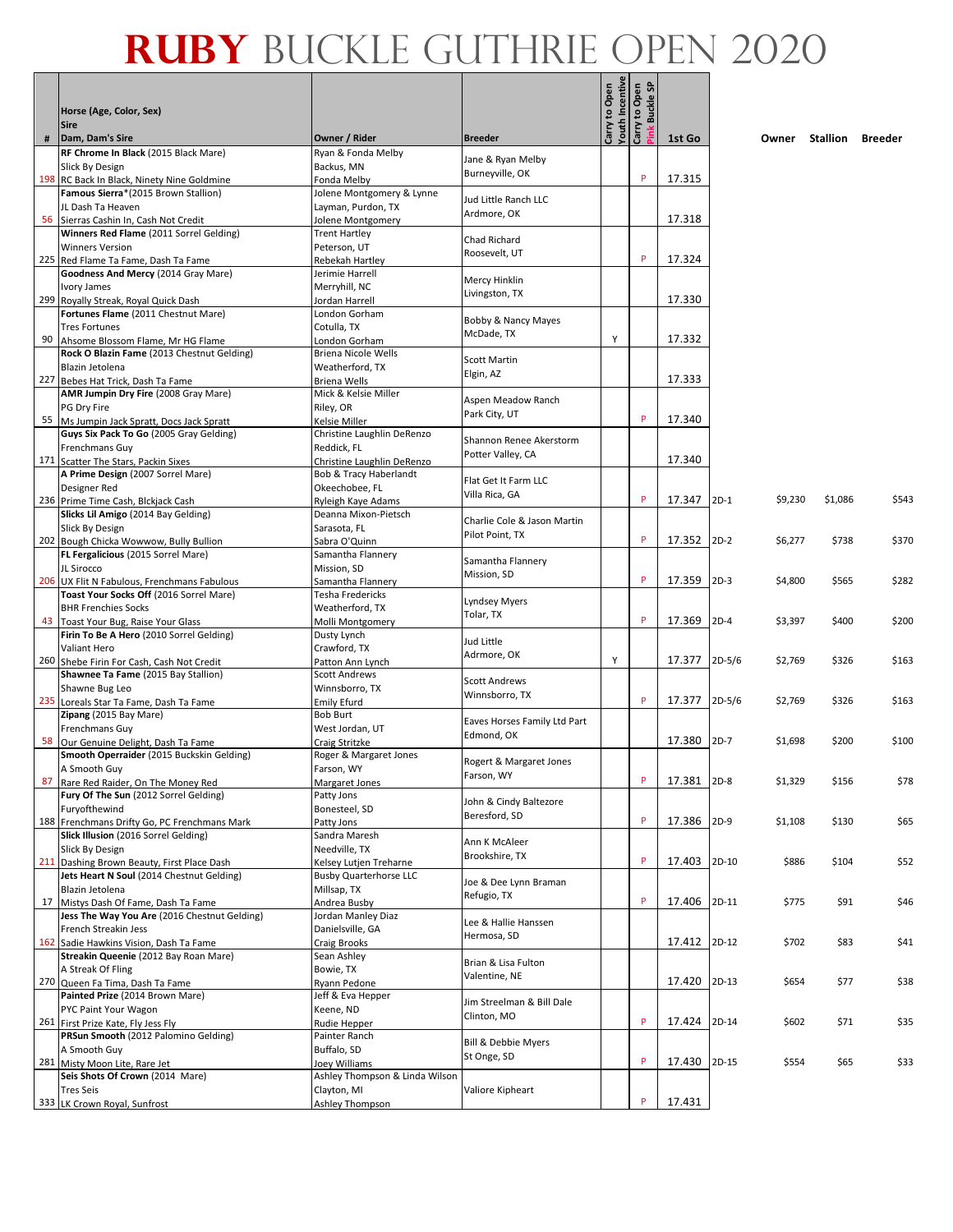# RUBY BUCKLE GUTHRIE OPEN 2020

| # | Horse (Age, Color, Sex) / Sire / Dam, Dam's Sire | Owner / Rider | Breeder | Carry to Open Youth Incentive | Carry to Open Pink Buckle SP | 1st Go | | Owner | Stallion | Breeder |
|---|---|---|---|---|---|---|---|---|---|---|
| 198 | **RF Chrome In Black** (2015 Black Mare) / Slick By Design / RC Back In Black, Ninety Nine Goldmine | Ryan & Fonda Melby / Backus, MN / Fonda Melby | Jane & Ryan Melby / Burneyville, OK | | P | 17.315 | | | | |
| 56 | **Famous Sierra***(2015 Brown Stallion) / JL Dash Ta Heaven / Sierras Cashin In, Cash Not Credit | Jolene Montgomery & Lynne Layman, Purdon, TX / Jolene Montgomery | Jud Little Ranch LLC / Ardmore, OK | | | 17.318 | | | | |
| 225 | **Winners Red Flame** (2011 Sorrel Gelding) / Winners Version / Red Flame Ta Fame, Dash Ta Fame | Trent Hartley / Peterson, UT / Rebekah Hartley | Chad Richard / Roosevelt, UT | | P | 17.324 | | | | |
| 299 | **Goodness And Mercy** (2014 Gray Mare) / Ivory James / Royally Streak, Royal Quick Dash | Jerimie Harrell / Merryhill, NC / Jordan Harrell | Mercy Hinklin / Livingston, TX | | | 17.330 | | | | |
| 90 | **Fortunes Flame** (2011 Chestnut Mare) / Tres Fortunes / Ahsome Blossom Flame, Mr HG Flame | London Gorham / Cotulla, TX / London Gorham | Bobby & Nancy Mayes / McDade, TX | Y | | 17.332 | | | | |
| 227 | **Rock O Blazin Fame** (2013 Chestnut Gelding) / Blazin Jetolena / Bebes Hat Trick, Dash Ta Fame | Briena Nicole Wells / Weatherford, TX / Briena Wells | Scott Martin / Elgin, AZ | | | 17.333 | | | | |
| 55 | **AMR Jumpin Dry Fire** (2008 Gray Mare) / PG Dry Fire / Ms Jumpin Jack Spratt, Docs Jack Spratt | Mick & Kelsie Miller / Riley, OR / Kelsie Miller | Aspen Meadow Ranch / Park City, UT | | P | 17.340 | | | | |
| 171 | **Guys Six Pack To Go** (2005 Gray Gelding) / Frenchmans Guy / Scatter The Stars, Packin Sixes | Christine Laughlin DeRenzo / Reddick, FL / Christine Laughlin DeRenzo | Shannon Renee Akerstorm / Potter Valley, CA | | | 17.340 | | | | |
| 236 | **A Prime Design** (2007 Sorrel Mare) / Designer Red / Prime Time Cash, Blckjack Cash | Bob & Tracy Haberlandt / Okeechobee, FL / Ryleigh Kaye Adams | Flat Get It Farm LLC / Villa Rica, GA | | P | 17.347 | 2D-1 | $9,230 | $1,086 | $543 |
| 202 | **Slicks Lil Amigo** (2014 Bay Gelding) / Slick By Design / Bough Chicka Wowwow, Bully Bullion | Deanna Mixon-Pietsch / Sarasota, FL / Sabra O'Quinn | Charlie Cole & Jason Martin / Pilot Point, TX | | P | 17.352 | 2D-2 | $6,277 | $738 | $370 |
| 206 | **FL Fergalicious** (2015 Sorrel Mare) / JL Sirocco / UX Flit N Fabulous, Frenchmans Fabulous | Samantha Flannery / Mission, SD / Samantha Flannery | Samantha Flannery / Mission, SD | | P | 17.359 | 2D-3 | $4,800 | $565 | $282 |
| 43 | **Toast Your Socks Off** (2016 Sorrel Mare) / BHR Frenchies Socks / Toast Your Bug, Raise Your Glass | Tesha Fredericks / Weatherford, TX / Molli Montgomery | Lyndsey Myers / Tolar, TX | | P | 17.369 | 2D-4 | $3,397 | $400 | $200 |
| 260 | **Firin To Be A Hero** (2010 Sorrel Gelding) / Valiant Hero / Shebe Firin For Cash, Cash Not Credit | Dusty Lynch / Crawford, TX / Patton Ann Lynch | Jud Little / Ardmore, OK | Y | | 17.377 | 2D-5/6 | $2,769 | $326 | $163 |
| 235 | **Shawnee Ta Fame** (2015 Bay Stallion) / Shawne Bug Leo / Loreals Star Ta Fame, Dash Ta Fame | Scott Andrews / Winnsboro, TX / Emily Efurd | Scott Andrews / Winnsboro, TX | | P | 17.377 | 2D-5/6 | $2,769 | $326 | $163 |
| 58 | **Zipang** (2015 Bay Mare) / Frenchmans Guy / Our Genuine Delight, Dash Ta Fame | Bob Burt / West Jordan, UT / Craig Stritzke | Eaves Horses Family Ltd Part / Edmond, OK | | | 17.380 | 2D-7 | $1,698 | $200 | $100 |
| 87 | **Smooth Operraider** (2015 Buckskin Gelding) / A Smooth Guy / Rare Red Raider, On The Money Red | Roger & Margaret Jones / Farson, WY / Margaret Jones | Rogert & Margaret Jones / Farson, WY | | P | 17.381 | 2D-8 | $1,329 | $156 | $78 |
| 188 | **Fury Of The Sun** (2012 Sorrel Gelding) / Furyofthewind / Frenchmans Drifty Go, PC Frenchmans Mark | Patty Jons / Bonesteel, SD / Patty Jons | John & Cindy Baltezore / Beresford, SD | | P | 17.386 | 2D-9 | $1,108 | $130 | $65 |
| 211 | **Slick Illusion** (2016 Sorrel Gelding) / Slick By Design / Dashing Brown Beauty, First Place Dash | Sandra Maresh / Needville, TX / Kelsey Lutjen Treharne | Ann K McAleer / Brookshire, TX | | P | 17.403 | 2D-10 | $886 | $104 | $52 |
| 17 | **Jets Heart N Soul** (2014 Chestnut Gelding) / Blazin Jetolena / Mistys Dash Of Fame, Dash Ta Fame | Busby Quarterhorse LLC / Millsap, TX / Andrea Busby | Joe & Dee Lynn Braman / Refugio, TX | | P | 17.406 | 2D-11 | $775 | $91 | $46 |
| 162 | **Jess The Way You Are** (2016 Chestnut Gelding) / French Streakin Jess / Sadie Hawkins Vision, Dash Ta Fame | Jordan Manley Diaz / Danielsville, GA / Craig Brooks | Lee & Hallie Hanssen / Hermosa, SD | | | 17.412 | 2D-12 | $702 | $83 | $41 |
| 270 | **Streakin Queenie** (2012 Bay Roan Mare) / A Streak Of Fling / Queen Fa Tima, Dash Ta Fame | Sean Ashley / Bowie, TX / Ryann Pedone | Brian & Lisa Fulton / Valentine, NE | | | 17.420 | 2D-13 | $654 | $77 | $38 |
| 261 | **Painted Prize** (2014 Brown Mare) / PYC Paint Your Wagon / First Prize Kate, Fly Jess Fly | Jeff & Eva Hepper / Keene, ND / Rudie Hepper | Jim Streelman & Bill Dale / Clinton, MO | | P | 17.424 | 2D-14 | $602 | $71 | $35 |
| 281 | **PRSun Smooth** (2012 Palomino Gelding) / A Smooth Guy / Misty Moon Lite, Rare Jet | Painter Ranch / Buffalo, SD / Joey Williams | Bill & Debbie Myers / St Onge, SD | | P | 17.430 | 2D-15 | $554 | $65 | $33 |
| 333 | **Seis Shots Of Crown** (2014 Mare) / Tres Seis / LK Crown Royal, Sunfrost | Ashley Thompson & Linda Wilson / Clayton, MI / Ashley Thompson | Valiore Kipheart | | P | 17.431 | | | | |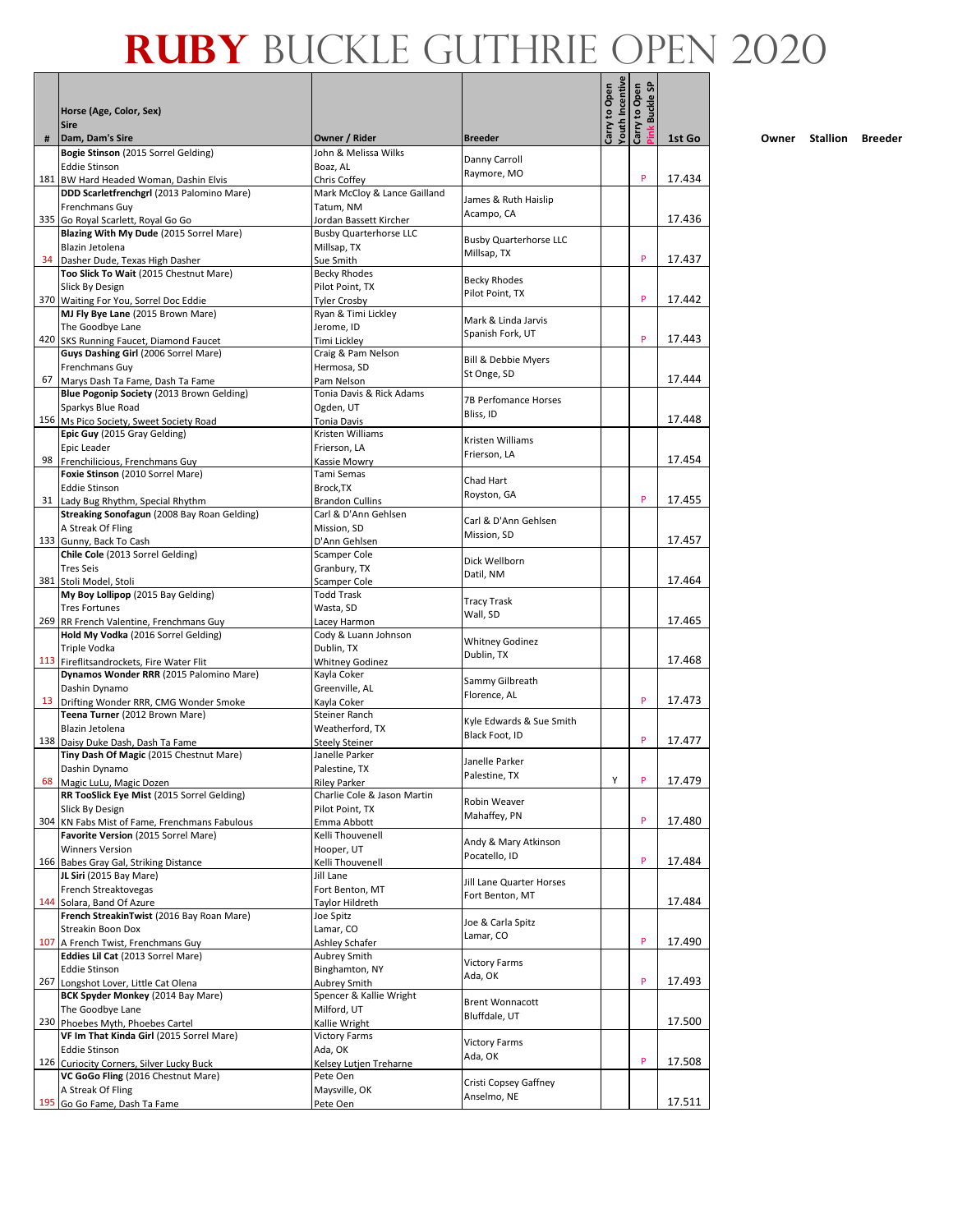# RUBY BUCKLE GUTHRIE OPEN 2020

| # | Horse (Age, Color, Sex) / Sire / Dam, Dam's Sire | Owner / Rider | Breeder | Carry to Open Youth Incentive | Carry to Open Pink Buckle SP | 1st Go | Owner | Stallion | Breeder |
|---|---|---|---|---|---|---|---|---|---|
| 181 | **Bogie Stinson** (2015 Sorrel Gelding) Eddie Stinson BW Hard Headed Woman, Dashin Elvis | John & Melissa Wilks Boaz, AL Chris Coffey | Danny Carroll Raymore, MO | | P | 17.434 | | | |
| 335 | **DDD Scarletfrenchgrl** (2013 Palomino Mare) Frenchmans Guy Go Royal Scarlett, Royal Go Go | Mark McCloy & Lance Gailland Tatum, NM Jordan Bassett Kircher | James & Ruth Haislip Acampo, CA | | | 17.436 | | | |
| 34 | **Blazing With My Dude** (2015 Sorrel Mare) Blazin Jetolena Dasher Dude, Texas High Dasher | Busby Quarterhorse LLC Millsap, TX Sue Smith | Busby Quarterhorse LLC Millsap, TX | | P | 17.437 | | | |
| 370 | **Too Slick To Wait** (2015 Chestnut Mare) Slick By Design Waiting For You, Sorrel Doc Eddie | Becky Rhodes Pilot Point, TX Tyler Crosby | Becky Rhodes Pilot Point, TX | | P | 17.442 | | | |
| 420 | **MJ Fly Bye Lane** (2015 Brown Mare) The Goodbye Lane SKS Running Faucet, Diamond Faucet | Ryan & Timi Lickley Jerome, ID Timi Lickley | Mark & Linda Jarvis Spanish Fork, UT | | P | 17.443 | | | |
| 67 | **Guys Dashing Girl** (2006 Sorrel Mare) Frenchmans Guy Marys Dash Ta Fame, Dash Ta Fame | Craig & Pam Nelson Hermosa, SD Pam Nelson | Bill & Debbie Myers St Onge, SD | | | 17.444 | | | |
| 156 | **Blue Pogonip Society** (2013 Brown Gelding) Sparkys Blue Road Ms Pico Society, Sweet Society Road | Tonia Davis & Rick Adams Ogden, UT Tonia Davis | 7B Perfomance Horses Bliss, ID | | | 17.448 | | | |
| 98 | **Epic Guy** (2015 Gray Gelding) Epic Leader Frenchilicious, Frenchmans Guy | Kristen Williams Frierson, LA Kassie Mowry | Kristen Williams Frierson, LA | | | 17.454 | | | |
| 31 | **Foxie Stinson** (2010 Sorrel Mare) Eddie Stinson Lady Bug Rhythm, Special Rhythm | Tami Semas Brock,TX Brandon Cullins | Chad Hart Royston, GA | | P | 17.455 | | | |
| 133 | **Streaking Sonofagun** (2008 Bay Roan Gelding) A Streak Of Fling Gunny, Back To Cash | Carl & D'Ann Gehlsen Mission, SD D'Ann Gehlsen | Carl & D'Ann Gehlsen Mission, SD | | | 17.457 | | | |
| 381 | **Chile Cole** (2013 Sorrel Gelding) Tres Seis Stoli Model, Stoli | Scamper Cole Granbury, TX Scamper Cole | Dick Wellborn Datil, NM | | | 17.464 | | | |
| 269 | **My Boy Lollipop** (2015 Bay Gelding) Tres Fortunes RR French Valentine, Frenchmans Guy | Todd Trask Wasta, SD Lacey Harmon | Tracy Trask Wall, SD | | | 17.465 | | | |
| 113 | **Hold My Vodka** (2016 Sorrel Gelding) Triple Vodka Fireflitsandrockets, Fire Water Flit | Cody & Luann Johnson Dublin, TX Whitney Godinez | Whitney Godinez Dublin, TX | | | 17.468 | | | |
| 13 | **Dynamos Wonder RRR** (2015 Palomino Mare) Dashin Dynamo Drifting Wonder RRR, CMG Wonder Smoke | Kayla Coker Greenville, AL Kayla Coker | Sammy Gilbreath Florence, AL | | P | 17.473 | | | |
| 138 | **Teena Turner** (2012 Brown Mare) Blazin Jetolena Daisy Duke Dash, Dash Ta Fame | Steiner Ranch Weatherford, TX Steely Steiner | Kyle Edwards & Sue Smith Black Foot, ID | | P | 17.477 | | | |
| 68 | **Tiny Dash Of Magic** (2015 Chestnut Mare) Dashin Dynamo Magic LuLu, Magic Dozen | Janelle Parker Palestine, TX Riley Parker | Janelle Parker Palestine, TX | Y | P | 17.479 | | | |
| 304 | **RR TooSlick Eye Mist** (2015 Sorrel Gelding) Slick By Design KN Fabs Mist of Fame, Frenchmans Fabulous | Charlie Cole & Jason Martin Pilot Point, TX Emma Abbott | Robin Weaver Mahaffey, PN | | P | 17.480 | | | |
| 166 | **Favorite Version** (2015 Sorrel Mare) Winners Version Babes Gray Gal, Striking Distance | Kelli Thouvenell Hooper, UT Kelli Thouvenell | Andy & Mary Atkinson Pocatello, ID | | P | 17.484 | | | |
| 144 | **JL Siri** (2015 Bay Mare) French Streaktovegas Solara, Band Of Azure | Jill Lane Fort Benton, MT Taylor Hildreth | Jill Lane Quarter Horses Fort Benton, MT | | | 17.484 | | | |
| 107 | **French StreakinTwist** (2016 Bay Roan Mare) Streakin Boon Dox A French Twist, Frenchmans Guy | Joe Spitz Lamar, CO Ashley Schafer | Joe & Carla Spitz Lamar, CO | | P | 17.490 | | | |
| 267 | **Eddies Lil Cat** (2013 Sorrel Mare) Eddie Stinson Longshot Lover, Little Cat Olena | Aubrey Smith Binghamton, NY Aubrey Smith | Victory Farms Ada, OK | | P | 17.493 | | | |
| 230 | **BCK Spyder Monkey** (2014 Bay Mare) The Goodbye Lane Phoebes Myth, Phoebes Cartel | Spencer & Kallie Wright Milford, UT Kallie Wright | Brent Wonnacott Bluffdale, UT | | | 17.500 | | | |
| 126 | **VF Im That Kinda Girl** (2015 Sorrel Mare) Eddie Stinson Curiocity Corners, Silver Lucky Buck | Victory Farms Ada, OK Kelsey Lutjen Treharne | Victory Farms Ada, OK | | P | 17.508 | | | |
| 195 | **VC GoGo Fling** (2016 Chestnut Mare) A Streak Of Fling Go Go Fame, Dash Ta Fame | Pete Oen Maysville, OK Pete Oen | Cristi Copsey Gaffney Anselmo, NE | | | 17.511 | | | |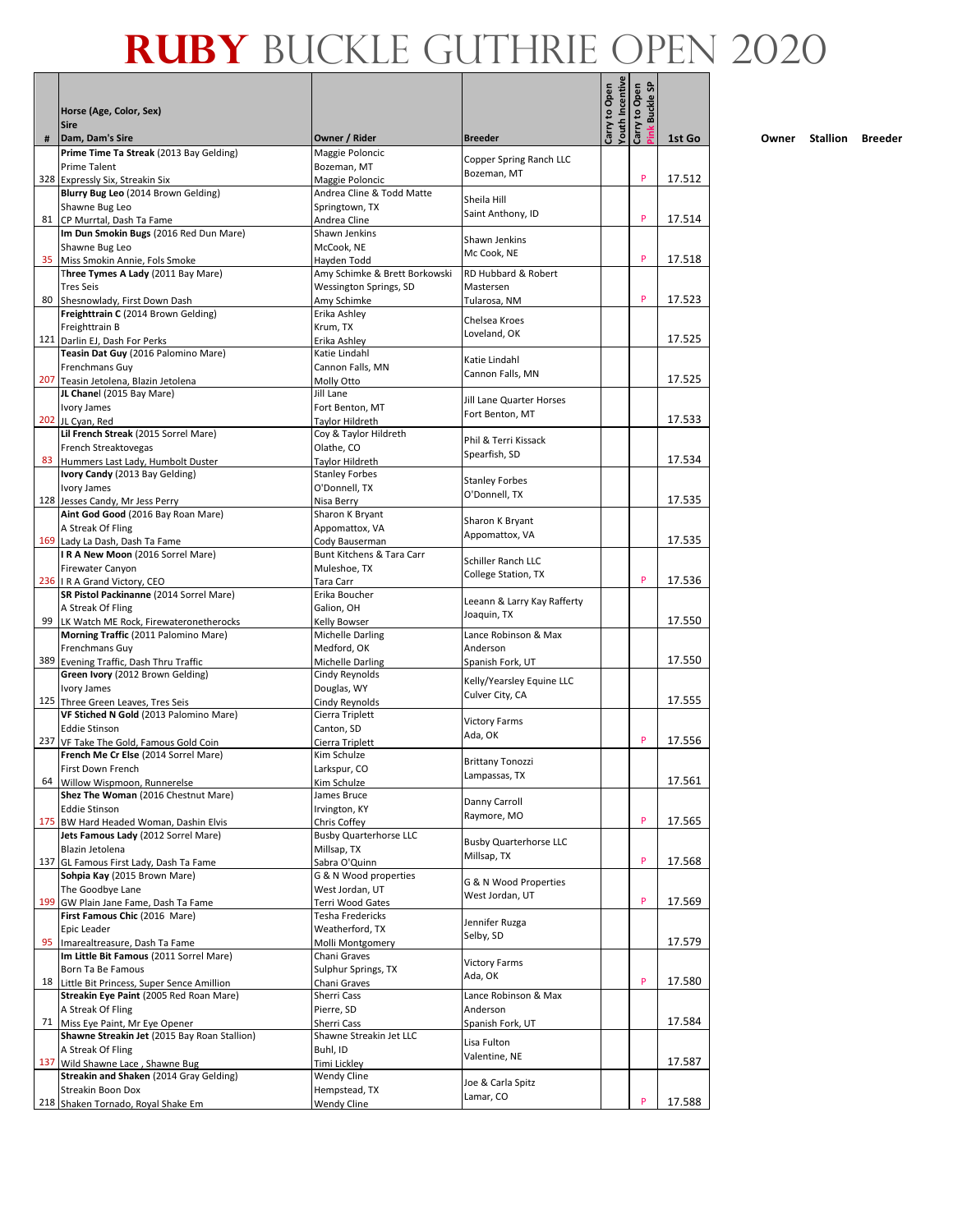# RUBY BUCKLE GUTHRIE OPEN 2020

| # | Horse (Age, Color, Sex) / Sire / Dam, Dam's Sire | Owner / Rider | Breeder | Carry to Open Youth Incentive | Carry to Open Pink Buckle SP | 1st Go | Owner | Stallion | Breeder |
|---|---|---|---|---|---|---|---|---|---|
| 328 | **Prime Time Ta Streak** (2013 Bay Gelding) / Prime Talent / Expressly Six, Streakin Six | Maggie Poloncic / Bozeman, MT / Maggie Poloncic | Copper Spring Ranch LLC / Bozeman, MT | | P | 17.512 | | | |
| 81 | **Blurry Bug Leo** (2014 Brown Gelding) / Shawne Bug Leo / CP Murrtal, Dash Ta Fame | Andrea Cline & Todd Matte / Springtown, TX / Andrea Cline | Sheila Hill / Saint Anthony, ID | | P | 17.514 | | | |
| 35 | **Im Dun Smokin Bugs** (2016 Red Dun Mare) / Shawne Bug Leo / Miss Smokin Annie, Fols Smoke | Shawn Jenkins / McCook, NE / Hayden Todd | Shawn Jenkins / Mc Cook, NE | | P | 17.518 | | | |
| 80 | **Three Tymes A Lady** (2011 Bay Mare) / Tres Seis / Shesnowlady, First Down Dash | Amy Schimke & Brett Borkowski / Wessington Springs, SD / Amy Schimke | RD Hubbard & Robert Mastersen / Tularosa, NM | | P | 17.523 | | | |
| 121 | **Freighttrain C** (2014 Brown Gelding) / Freighttrain B / Darlin EJ, Dash For Perks | Erika Ashley / Krum, TX / Erika Ashley | Chelsea Kroes / Loveland, OK | | | 17.525 | | | |
| 207 | **Teasin Dat Guy** (2016 Palomino Mare) / Frenchmans Guy / Teasin Jetolena, Blazin Jetolena | Katie Lindahl / Cannon Falls, MN / Molly Otto | Katie Lindahl / Cannon Falls, MN | | | 17.525 | | | |
| 202 | **JL Chanel** (2015 Bay Mare) / Ivory James / JL Cyan, Red | Jill Lane / Fort Benton, MT / Taylor Hildreth | Jill Lane Quarter Horses / Fort Benton, MT | | | 17.533 | | | |
| 83 | **Lil French Streak** (2015 Sorrel Mare) / French Streaktovegas / Hummers Last Lady, Humbolt Duster | Coy & Taylor Hildreth / Olathe, CO / Taylor Hildreth | Phil & Terri Kissack / Spearfish, SD | | | 17.534 | | | |
| 128 | **Ivory Candy** (2013 Bay Gelding) / Ivory James / Jesses Candy, Mr Jess Perry | Stanley Forbes / O'Donnell, TX / Nisa Berry | Stanley Forbes / O'Donnell, TX | | | 17.535 | | | |
| 169 | **Aint God Good** (2016 Bay Roan Mare) / A Streak Of Fling / Lady La Dash, Dash Ta Fame | Sharon K Bryant / Appomattox, VA / Cody Bauserman | Sharon K Bryant / Appomattox, VA | | | 17.535 | | | |
| 236 | **I R A New Moon** (2016 Sorrel Mare) / Firewater Canyon / I R A Grand Victory, CEO | Bunt Kitchens & Tara Carr / Muleshoe, TX / Tara Carr | Schiller Ranch LLC / College Station, TX | | P | 17.536 | | | |
| 99 | **SR Pistol Packinanne** (2014 Sorrel Mare) / A Streak Of Fling / LK Watch ME Rock, Firewateronetherocks | Erika Boucher / Galion, OH / Kelly Bowser | Leeann & Larry Kay Rafferty / Joaquin, TX | | | 17.550 | | | |
| 389 | **Morning Traffic** (2011 Palomino Mare) / Frenchmans Guy / Evening Traffic, Dash Thru Traffic | Michelle Darling / Medford, OK / Michelle Darling | Lance Robinson & Max Anderson / Spanish Fork, UT | | | 17.550 | | | |
| 125 | **Green Ivory** (2012 Brown Gelding) / Ivory James / Three Green Leaves, Tres Seis | Cindy Reynolds / Douglas, WY / Cindy Reynolds | Kelly/Yearsley Equine LLC / Culver City, CA | | | 17.555 | | | |
| 237 | **VF Stiched N Gold** (2013 Palomino Mare) / Eddie Stinson / VF Take The Gold, Famous Gold Coin | Cierra Triplett / Canton, SD / Cierra Triplett | Victory Farms / Ada, OK | | P | 17.556 | | | |
| 64 | **French Me Cr Else** (2014 Sorrel Mare) / First Down French / Willow Wispmoon, Runnerelse | Kim Schulze / Larkspur, CO / Kim Schulze | Brittany Tonozzi / Lampassas, TX | | | 17.561 | | | |
| 175 | **Shez The Woman** (2016 Chestnut Mare) / Eddie Stinson / BW Hard Headed Woman, Dashin Elvis | James Bruce / Irvington, KY / Chris Coffey | Danny Carroll / Raymore, MO | | P | 17.565 | | | |
| 137 | **Jets Famous Lady** (2012 Sorrel Mare) / Blazin Jetolena / GL Famous First Lady, Dash Ta Fame | Busby Quarterhorse LLC / Millsap, TX / Sabra O'Quinn | Busby Quarterhorse LLC / Millsap, TX | | P | 17.568 | | | |
| 199 | **Sohpia Kay** (2015 Brown Mare) / The Goodbye Lane / GW Plain Jane Fame, Dash Ta Fame | G & N Wood properties / West Jordan, UT / Terri Wood Gates | G & N Wood Properties / West Jordan, UT | | P | 17.569 | | | |
| 95 | **First Famous Chic** (2016 Mare) / Epic Leader / Imarealtreasure, Dash Ta Fame | Tesha Fredericks / Weatherford, TX / Molli Montgomery | Jennifer Ruzga / Selby, SD | | | 17.579 | | | |
| 18 | **Im Little Bit Famous** (2011 Sorrel Mare) / Born Ta Be Famous / Little Bit Princess, Super Sence Amillion | Chani Graves / Sulphur Springs, TX / Chani Graves | Victory Farms / Ada, OK | | P | 17.580 | | | |
| 71 | **Streakin Eye Paint** (2005 Red Roan Mare) / A Streak Of Fling / Miss Eye Paint, Mr Eye Opener | Sherri Cass / Pierre, SD / Sherri Cass | Lance Robinson & Max Anderson / Spanish Fork, UT | | | 17.584 | | | |
| 137 | **Shawne Streakin Jet** (2015 Bay Roan Stallion) / A Streak Of Fling / Wild Shawne Lace , Shawne Bug | Shawne Streakin Jet LLC / Buhl, ID / Timi Lickley | Lisa Fulton / Valentine, NE | | | 17.587 | | | |
| 218 | **Streakin and Shaken** (2014 Gray Gelding) / Streakin Boon Dox / Shaken Tornado, Royal Shake Em | Wendy Cline / Hempstead, TX / Wendy Cline | Joe & Carla Spitz / Lamar, CO | | P | 17.588 | | | |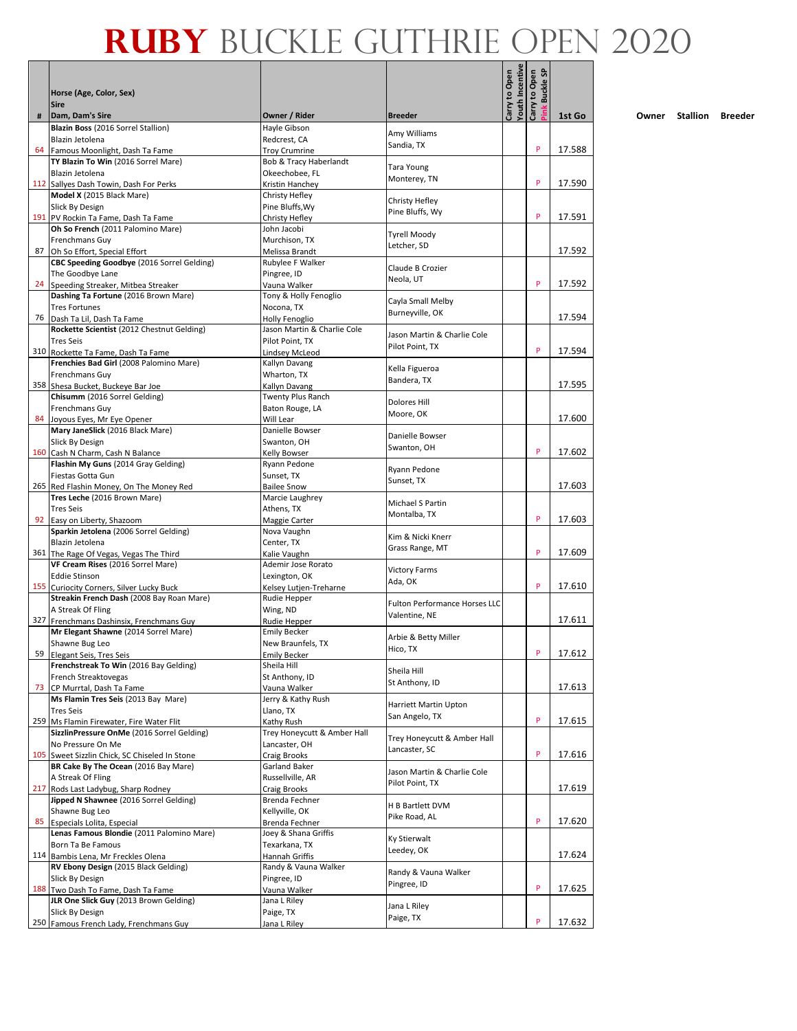# RUBY BUCKLE GUTHRIE OPEN 2020

| # | Horse (Age, Color, Sex)<br>Sire<br>Dam, Dam's Sire | Owner / Rider | Breeder | Carry to Open Youth Incentive | Carry to Open Pink Buckle SP | 1st Go | Owner | Stallion | Breeder |
|---|---|---|---|---|---|---|---|---|---|
| 64 | **Blazin Boss** (2016 Sorrel Stallion)<br>Blazin Jetolena<br>Famous Moonlight, Dash Ta Fame | Hayle Gibson<br>Redcrest, CA<br>Troy Crumrine | Amy Williams<br>Sandia, TX | | P | 17.588 | | | |
| 112 | **TY Blazin To Win** (2016 Sorrel Mare)<br>Blazin Jetolena<br>Sallyes Dash Towin, Dash For Perks | Bob & Tracy Haberlandt<br>Okeechobee, FL<br>Kristin Hanchey | Tara Young<br>Monterey, TN | | P | 17.590 | | | |
| 191 | **Model X** (2015 Black Mare)<br>Slick By Design<br>PV Rockin Ta Fame, Dash Ta Fame | Christy Hefley<br>Pine Bluffs,Wy<br>Christy Hefley | Christy Hefley<br>Pine Bluffs, Wy | | P | 17.591 | | | |
| 87 | **Oh So French** (2011 Palomino Mare)<br>Frenchmans Guy<br>Oh So Effort, Special Effort | John Jacobi<br>Murchison, TX<br>Melissa Brandt | Tyrell Moody<br>Letcher, SD | | | 17.592 | | | |
| 24 | **CBC Speeding Goodbye** (2016 Sorrel Gelding)<br>The Goodbye Lane<br>Speeding Streaker, Mitbea Streaker | Rubylee F Walker<br>Pingree, ID<br>Vauna Walker | Claude B Crozier<br>Neola, UT | | P | 17.592 | | | |
| 76 | **Dashing Ta Fortune** (2016 Brown Mare)<br>Tres Fortunes<br>Dash Ta Lil, Dash Ta Fame | Tony & Holly Fenoglio<br>Nocona, TX<br>Holly Fenoglio | Cayla Small Melby<br>Burneyville, OK | | | 17.594 | | | |
| 310 | **Rockette Scientist** (2012 Chestnut Gelding)<br>Tres Seis<br>Rockette Ta Fame, Dash Ta Fame | Jason Martin & Charlie Cole<br>Pilot Point, TX<br>Lindsey McLeod | Jason Martin & Charlie Cole<br>Pilot Point, TX | | P | 17.594 | | | |
| 358 | **Frenchies Bad Girl** (2008 Palomino Mare)<br>Frenchmans Guy<br>Shesa Bucket, Buckeye Bar Joe | Kallyn Davang<br>Wharton, TX<br>Kallyn Davang | Kella Figueroa<br>Bandera, TX | | | 17.595 | | | |
| 84 | **Chisumm** (2016 Sorrel Gelding)<br>Frenchmans Guy<br>Joyous Eyes, Mr Eye Opener | Twenty Plus Ranch<br>Baton Rouge, LA<br>Will Lear | Dolores Hill<br>Moore, OK | | | 17.600 | | | |
| 160 | **Mary JaneSlick** (2016 Black Mare)<br>Slick By Design<br>Cash N Charm, Cash N Balance | Danielle Bowser<br>Swanton, OH<br>Kelly Bowser | Danielle Bowser<br>Swanton, OH | | P | 17.602 | | | |
| 265 | **Flashin My Guns** (2014 Gray Gelding)<br>Fiestas Gotta Gun<br>Red Flashin Money, On The Money Red | Ryann Pedone<br>Sunset, TX<br>Bailee Snow | Ryann Pedone<br>Sunset, TX | | | 17.603 | | | |
| 92 | **Tres Leche** (2016 Brown Mare)<br>Tres Seis<br>Easy on Liberty, Shazoom | Marcie Laughrey<br>Athens, TX<br>Maggie Carter | Michael S Partin<br>Montalba, TX | | P | 17.603 | | | |
| 361 | **Sparkin Jetolena** (2006 Sorrel Gelding)<br>Blazin Jetolena<br>The Rage Of Vegas, Vegas The Third | Nova Vaughn<br>Center, TX<br>Kalie Vaughn | Kim & Nicki Knerr<br>Grass Range, MT | | P | 17.609 | | | |
| 155 | **VF Cream Rises** (2016 Sorrel Mare)<br>Eddie Stinson<br>Curiocity Corners, Silver Lucky Buck | Ademir Jose Rorato<br>Lexington, OK<br>Kelsey Lutjen-Treharne | Victory Farms<br>Ada, OK | | P | 17.610 | | | |
| 327 | **Streakin French Dash** (2008 Bay Roan Mare)<br>A Streak Of Fling<br>Frenchmans Dashinsix, Frenchmans Guy | Rudie Hepper<br>Wing, ND<br>Rudie Hepper | Fulton Performance Horses LLC<br>Valentine, NE | | | 17.611 | | | |
| 59 | **Mr Elegant Shawne** (2014 Sorrel Mare)<br>Shawne Bug Leo<br>Elegant Seis, Tres Seis | Emily Becker<br>New Braunfels, TX<br>Emily Becker | Arbie & Betty Miller<br>Hico, TX | | P | 17.612 | | | |
| 73 | **Frenchstreak To Win** (2016 Bay Gelding)<br>French Streaktovegas<br>CP Murrtal, Dash Ta Fame | Sheila Hill<br>St Anthony, ID<br>Vauna Walker | Sheila Hill<br>St Anthony, ID | | | 17.613 | | | |
| 259 | **Ms Flamin Tres Seis** (2013 Bay Mare)<br>Tres Seis<br>Ms Flamin Firewater, Fire Water Flit | Jerry & Kathy Rush<br>Llano, TX<br>Kathy Rush | Harriett Martin Upton<br>San Angelo, TX | | P | 17.615 | | | |
| 105 | **SizzlinPressure OnMe** (2016 Sorrel Gelding)<br>No Pressure On Me<br>Sweet Sizzlin Chick, SC Chiseled In Stone | Trey Honeycutt & Amber Hall<br>Lancaster, OH<br>Craig Brooks | Trey Honeycutt & Amber Hall<br>Lancaster, SC | | P | 17.616 | | | |
| 217 | **BR Cake By The Ocean** (2016 Bay Mare)<br>A Streak Of Fling<br>Rods Last Ladybug, Sharp Rodney | Garland Baker<br>Russellville, AR<br>Craig Brooks | Jason Martin & Charlie Cole<br>Pilot Point, TX | | | 17.619 | | | |
| 85 | **Jipped N Shawnee** (2016 Sorrel Gelding)<br>Shawne Bug Leo<br>Especials Lolita, Especial | Brenda Fechner<br>Kellyville, OK<br>Brenda Fechner | H B Bartlett DVM<br>Pike Road, AL | | P | 17.620 | | | |
| 114 | **Lenas Famous Blondie** (2011 Palomino Mare)<br>Born Ta Be Famous<br>Bambis Lena, Mr Freckles Olena | Joey & Shana Griffis<br>Texarkana, TX<br>Hannah Griffis | Ky Stierwalt<br>Leedey, OK | | | 17.624 | | | |
| 188 | **RV Ebony Design** (2015 Black Gelding)<br>Slick By Design<br>Two Dash To Fame, Dash Ta Fame | Randy & Vauna Walker<br>Pingree, ID<br>Vauna Walker | Randy & Vauna Walker<br>Pingree, ID | | P | 17.625 | | | |
| 250 | **JLR One Slick Guy** (2013 Brown Gelding)<br>Slick By Design<br>Famous French Lady, Frenchmans Guy | Jana L Riley<br>Paige, TX<br>Jana L Riley | Jana L Riley<br>Paige, TX | | P | 17.632 | | | |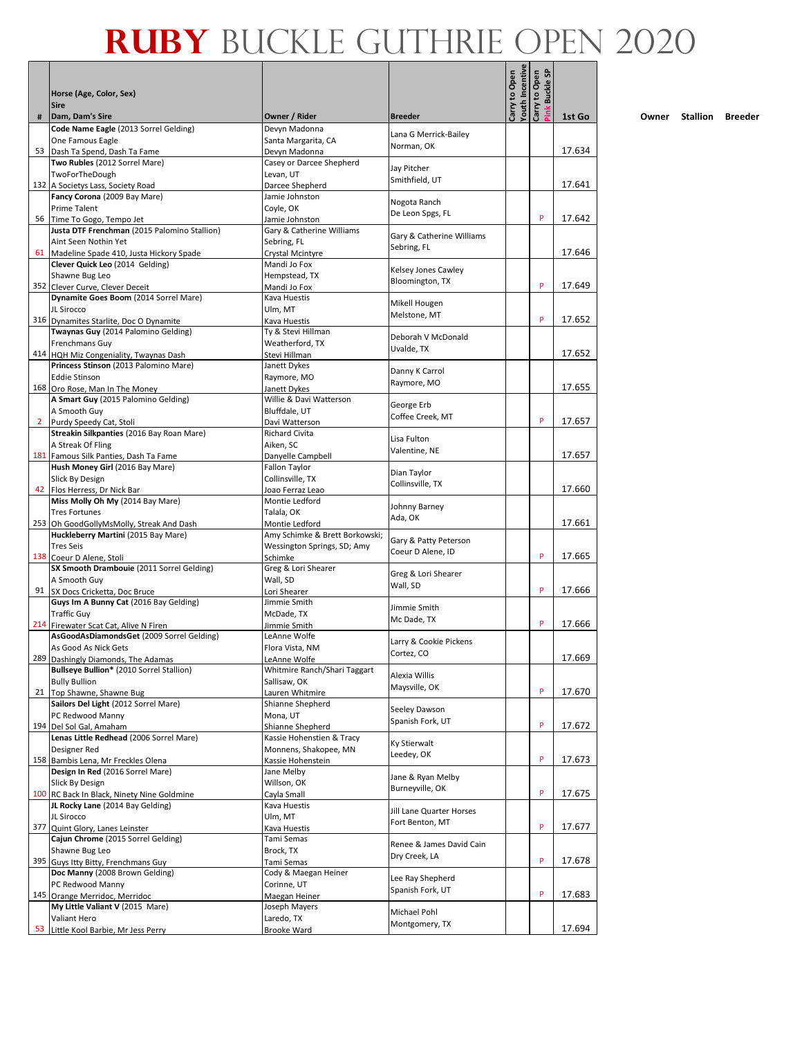# RUBY BUCKLE GUTHRIE OPEN 2020

| # | Horse (Age, Color, Sex) Sire Dam, Dam's Sire | Owner / Rider | Breeder | Carry to Open Youth Incentive | Carry to Open Pink Buckle SP | 1st Go | Owner | Stallion | Breeder |
|---|---|---|---|---|---|---|---|---|---|
| 53 | **Code Name Eagle** (2013 Sorrel Gelding) One Famous Eagle Dash Ta Spend, Dash Ta Fame | Devyn Madonna Santa Margarita, CA Devyn Madonna | Lana G Merrick-Bailey Norman, OK | | | 17.634 | | | |
| 132 | **Two Rubles** (2012 Sorrel Mare) TwoForTheDough A Societys Lass, Society Road | Casey or Darcee Shepherd Levan, UT Darcee Shepherd | Jay Pitcher Smithfield, UT | | | 17.641 | | | |
| 56 | **Fancy Corona** (2009 Bay Mare) Prime Talent Time To Gogo, Tempo Jet | Jamie Johnston Coyle, OK Jamie Johnston | Nogota Ranch De Leon Spgs, FL | | P | 17.642 | | | |
| 61 | **Justa DTF Frenchman** (2015 Palomino Stallion) Aint Seen Nothin Yet Madeline Spade 410, Justa Hickory Spade | Gary & Catherine Williams Sebring, FL Crystal Mcintyre | Gary & Catherine Williams Sebring, FL | | | 17.646 | | | |
| 352 | **Clever Quick Leo** (2014 Gelding) Shawne Bug Leo Clever Curve, Clever Deceit | Mandi Jo Fox Hempstead, TX Mandi Jo Fox | Kelsey Jones Cawley Bloomington, TX | | P | 17.649 | | | |
| 316 | **Dynamite Goes Boom** (2014 Sorrel Mare) JL Sirocco Dynamites Starlite, Doc O Dynamite | Kava Huestis Ulm, MT Kava Huestis | Mikell Hougen Melstone, MT | | P | 17.652 | | | |
| 414 | **Twaynas Guy** (2014 Palomino Gelding) Frenchmans Guy HQH Miz Congeniality, Twaynas Dash | Ty & Stevi Hillman Weatherford, TX Stevi Hillman | Deborah V McDonald Uvalde, TX | | | 17.652 | | | |
| 168 | **Princess Stinson** (2013 Palomino Mare) Eddie Stinson Oro Rose, Man In The Money | Janett Dykes Raymore, MO Janett Dykes | Danny K Carrol Raymore, MO | | | 17.655 | | | |
| 2 | **A Smart Guy** (2015 Palomino Gelding) A Smooth Guy Purdy Speedy Cat, Stoli | Willie & Davi Watterson Bluffdale, UT Davi Watterson | George Erb Coffee Creek, MT | | P | 17.657 | | | |
| 181 | **Streakin Silkpanties** (2016 Bay Roan Mare) A Streak Of Fling Famous Silk Panties, Dash Ta Fame | Richard Civita Aiken, SC Danyelle Campbell | Lisa Fulton Valentine, NE | | | 17.657 | | | |
| 42 | **Hush Money Girl** (2016 Bay Mare) Slick By Design Flos Herress, Dr Nick Bar | Fallon Taylor Collinsville, TX Joao Ferraz Leao | Dian Taylor Collinsville, TX | | | 17.660 | | | |
| 253 | **Miss Molly Oh My** (2014 Bay Mare) Tres Fortunes Oh GoodGollyMsMolly, Streak And Dash | Montie Ledford Talala, OK Montie Ledford | Johnny Barney Ada, OK | | | 17.661 | | | |
| 138 | **Huckleberry Martini** (2015 Bay Mare) Tres Seis Coeur D Alene, Stoli | Amy Schimke & Brett Borkowski; Wessington Springs, SD; Amy Schimke | Gary & Patty Peterson Coeur D Alene, ID | | P | 17.665 | | | |
| 91 | **SX Smooth Drambouie** (2011 Sorrel Gelding) A Smooth Guy SX Docs Cricketta, Doc Bruce | Greg & Lori Shearer Wall, SD Lori Shearer | Greg & Lori Shearer Wall, SD | | P | 17.666 | | | |
| 214 | **Guys Im A Bunny Cat** (2016 Bay Gelding) Traffic Guy Firewater Scat Cat, Alive N Firen | Jimmie Smith McDade, TX Jimmie Smith | Jimmie Smith Mc Dade, TX | | P | 17.666 | | | |
| 289 | **AsGoodAsDiamondsGet** (2009 Sorrel Gelding) As Good As Nick Gets Dashingly Diamonds, The Adamas | LeAnne Wolfe Flora Vista, NM LeAnne Wolfe | Larry & Cookie Pickens Cortez, CO | | | 17.669 | | | |
| 21 | **Bullseye Bullion*** (2010 Sorrel Stallion) Bully Bullion Top Shawne, Shawne Bug | Whitmire Ranch/Shari Taggart Sallisaw, OK Lauren Whitmire | Alexia Willis Maysville, OK | | P | 17.670 | | | |
| 194 | **Sailors Del Light** (2012 Sorrel Mare) PC Redwood Manny Del Sol Gal, Amaham | Shianne Shepherd Mona, UT Shianne Shepherd | Seeley Dawson Spanish Fork, UT | | P | 17.672 | | | |
| 158 | **Lenas Little Redhead** (2006 Sorrel Mare) Designer Red Bambis Lena, Mr Freckles Olena | Kassie Hohenstien & Tracy Monnens, Shakopee, MN Kassie Hohenstien | Ky Stierwalt Leedey, OK | | P | 17.673 | | | |
| 100 | **Design In Red** (2016 Sorrel Mare) Slick By Design RC Back In Black, Ninety Nine Goldmine | Jane Melby Willson, OK Cayla Small | Jane & Ryan Melby Burneyville, OK | | P | 17.675 | | | |
| 377 | **JL Rocky Lane** (2014 Bay Gelding) JL Sirocco Quint Glory, Lanes Leinster | Kava Huestis Ulm, MT Kava Huestis | Jill Lane Quarter Horses Fort Benton, MT | | P | 17.677 | | | |
| 395 | **Cajun Chrome** (2015 Sorrel Gelding) Shawne Bug Leo Guys Itty Bitty, Frenchmans Guy | Tami Semas Brock, TX Tami Semas | Renee & James David Cain Dry Creek, LA | | P | 17.678 | | | |
| 145 | **Doc Manny** (2008 Brown Gelding) PC Redwood Manny Orange Merridoc, Merridoc | Cody & Maegan Heiner Corinne, UT Maegan Heiner | Lee Ray Shepherd Spanish Fork, UT | | P | 17.683 | | | |
| 53 | **My Little Valiant V** (2015 Mare) Valiant Hero Little Kool Barbie, Mr Jess Perry | Joseph Mayers Laredo, TX Brooke Ward | Michael Pohl Montgomery, TX | | | 17.694 | | | |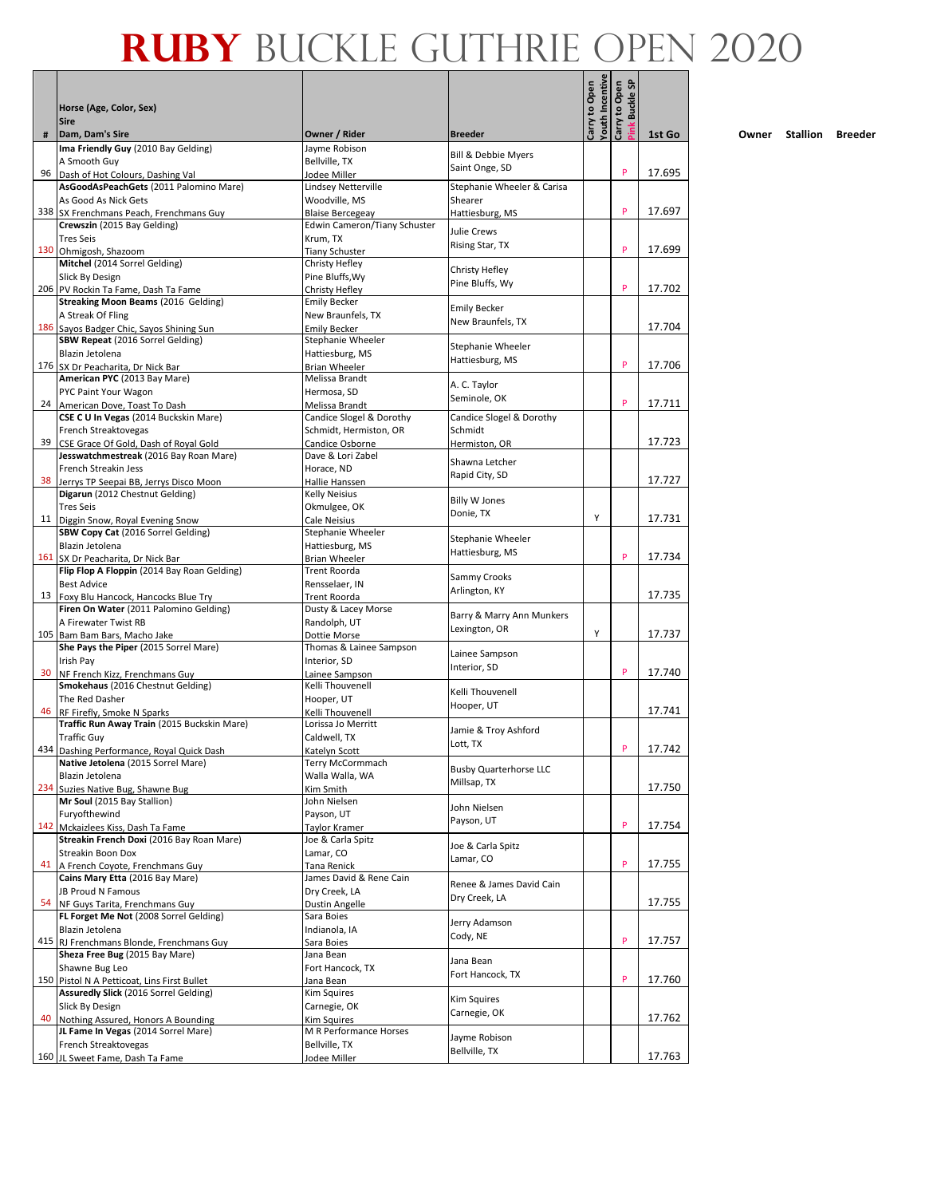# RUBY BUCKLE GUTHRIE OPEN 2020

| # | Horse (Age, Color, Sex)<br>Sire<br>Dam, Dam's Sire | Owner / Rider | Breeder | Carry to Open Youth Incentive | Carry to Open Pink Buckle SP | 1st Go |
|---|---|---|---|---|---|---|
| 96 | **Ima Friendly Guy** (2010 Bay Gelding)<br>A Smooth Guy<br>Dash of Hot Colours, Dashing Val | Jayme Robison<br>Bellville, TX<br>Jodee Miller | Bill & Debbie Myers<br>Saint Onge, SD | | P | 17.695 |
| 338 | **AsGoodAsPeachGets** (2011 Palomino Mare)<br>As Good As Nick Gets<br>SX Frenchmans Peach, Frenchmans Guy | Lindsey Netterville<br>Woodville, MS<br>Blaise Bercegeay | Stephanie Wheeler & Carisa Shearer<br>Hattiesburg, MS | | P | 17.697 |
| 130 | **Crewszin** (2015 Bay Gelding)<br>Tres Seis<br>Ohmigosh, Shazoom | Edwin Cameron/Tiany Schuster<br>Krum, TX<br>Tiany Schuster | Julie Crews<br>Rising Star, TX | | P | 17.699 |
| 206 | **Mitchel** (2014 Sorrel Gelding)<br>Slick By Design<br>PV Rockin Ta Fame, Dash Ta Fame | Christy Hefley<br>Pine Bluffs,Wy<br>Christy Hefley | Christy Hefley<br>Pine Bluffs, Wy | | P | 17.702 |
| 186 | **Streaking Moon Beams** (2016 Gelding)<br>A Streak Of Fling<br>Sayos Badger Chic, Sayos Shining Sun | Emily Becker<br>New Braunfels, TX<br>Emily Becker | Emily Becker<br>New Braunfels, TX | | | 17.704 |
| 176 | **SBW Repeat** (2016 Sorrel Gelding)<br>Blazin Jetolena<br>SX Dr Peacharita, Dr Nick Bar | Stephanie Wheeler<br>Hattiesburg, MS<br>Brian Wheeler | Stephanie Wheeler<br>Hattiesburg, MS | | P | 17.706 |
| 24 | **American PYC** (2013 Bay Mare)<br>PYC Paint Your Wagon<br>American Dove, Toast To Dash | Melissa Brandt<br>Hermosa, SD<br>Melissa Brandt | A. C. Taylor<br>Seminole, OK | | P | 17.711 |
| 39 | **CSE C U In Vegas** (2014 Buckskin Mare)<br>French Streaktovegas<br>CSE Grace Of Gold, Dash of Royal Gold | Candice Slogel & Dorothy Schmidt, Hermiston, OR<br>Candice Osborne | Candice Slogel & Dorothy Schmidt<br>Hermiston, OR | | | 17.723 |
| 38 | **Jesswatchmestreak** (2016 Bay Roan Mare)<br>French Streakin Jess<br>Jerrys TP Seepai BB, Jerrys Disco Moon | Dave & Lori Zabel<br>Horace, ND<br>Hallie Hanssen | Shawna Letcher<br>Rapid City, SD | | | 17.727 |
| 11 | **Digarun** (2012 Chestnut Gelding)<br>Tres Seis<br>Diggin Snow, Royal Evening Snow | Kelly Neisius<br>Okmulgee, OK<br>Cale Neisius | Billy W Jones<br>Donie, TX | Y | | 17.731 |
| 161 | **SBW Copy Cat** (2016 Sorrel Gelding)<br>Blazin Jetolena<br>SX Dr Peacharita, Dr Nick Bar | Stephanie Wheeler<br>Hattiesburg, MS<br>Brian Wheeler | Stephanie Wheeler<br>Hattiesburg, MS | | P | 17.734 |
| 13 | **Flip Flop A Floppin** (2014 Bay Roan Gelding)<br>Best Advice<br>Foxy Blu Hancock, Hancocks Blue Try | Trent Roorda<br>Rensselaer, IN<br>Trent Roorda | Sammy Crooks<br>Arlington, KY | | | 17.735 |
| 105 | **Firen On Water** (2011 Palomino Gelding)<br>A Firewater Twist RB<br>Bam Bam Bars, Macho Jake | Dusty & Lacey Morse<br>Randolph, UT<br>Dottie Morse | Barry & Marry Ann Munkers<br>Lexington, OR | Y | | 17.737 |
| 30 | **She Pays the Piper** (2015 Sorrel Mare)<br>Irish Pay<br>NF French Kizz, Frenchmans Guy | Thomas & Lainee Sampson<br>Interior, SD<br>Lainee Sampson | Lainee Sampson<br>Interior, SD | | P | 17.740 |
| 46 | **Smokehaus** (2016 Chestnut Gelding)<br>The Red Dasher<br>RF Firefly, Smoke N Sparks | Kelli Thouvenell<br>Hooper, UT<br>Kelli Thouvenell | Kelli Thouvenell<br>Hooper, UT | | | 17.741 |
| 434 | **Traffic Run Away Train** (2015 Buckskin Mare)<br>Traffic Guy<br>Dashing Performance, Royal Quick Dash | Lorissa Jo Merritt<br>Caldwell, TX<br>Katelyn Scott | Jamie & Troy Ashford<br>Lott, TX | | P | 17.742 |
| 234 | **Native Jetolena** (2015 Sorrel Mare)<br>Blazin Jetolena<br>Suzies Native Bug, Shawne Bug | Terry McCormmach<br>Walla Walla, WA<br>Kim Smith | Busby Quarterhorse LLC<br>Millsap, TX | | | 17.750 |
| 142 | **Mr Soul** (2015 Bay Stallion)<br>Furyofthewind<br>Mckaizlees Kiss, Dash Ta Fame | John Nielsen<br>Payson, UT<br>Taylor Kramer | John Nielsen<br>Payson, UT | | P | 17.754 |
| 41 | **Streakin French Doxi** (2016 Bay Roan Mare)<br>Streakin Boon Dox<br>A French Coyote, Frenchmans Guy | Joe & Carla Spitz<br>Lamar, CO<br>Tana Renick | Joe & Carla Spitz<br>Lamar, CO | | P | 17.755 |
| 54 | **Cains Mary Etta** (2016 Bay Mare)<br>JB Proud N Famous<br>NF Guys Tarita, Frenchmans Guy | James David & Rene Cain<br>Dry Creek, LA<br>Dustin Angelle | Renee & James David Cain<br>Dry Creek, LA | | | 17.755 |
| 415 | **FL Forget Me Not** (2008 Sorrel Gelding)<br>Blazin Jetolena<br>RJ Frenchmans Blonde, Frenchmans Guy | Sara Boies<br>Indianola, IA<br>Sara Boies | Jerry Adamson<br>Cody, NE | | P | 17.757 |
| 150 | **Sheza Free Bug** (2015 Bay Mare)<br>Shawne Bug Leo<br>Pistol N A Petticoat, Lins First Bullet | Jana Bean<br>Fort Hancock, TX<br>Jana Bean | Jana Bean<br>Fort Hancock, TX | | P | 17.760 |
| 40 | **Assuredly Slick** (2016 Sorrel Gelding)<br>Slick By Design<br>Nothing Assured, Honors A Bounding | Kim Squires<br>Carnegie, OK<br>Kim Squires | Kim Squires<br>Carnegie, OK | | | 17.762 |
| 160 | **JL Fame In Vegas** (2014 Sorrel Mare)<br>French Streaktovegas<br>JL Sweet Fame, Dash Ta Fame | M R Performance Horses<br>Bellville, TX<br>Jodee Miller | Jayme Robison<br>Bellville, TX | | | 17.763 |

Owner Stallion Breeder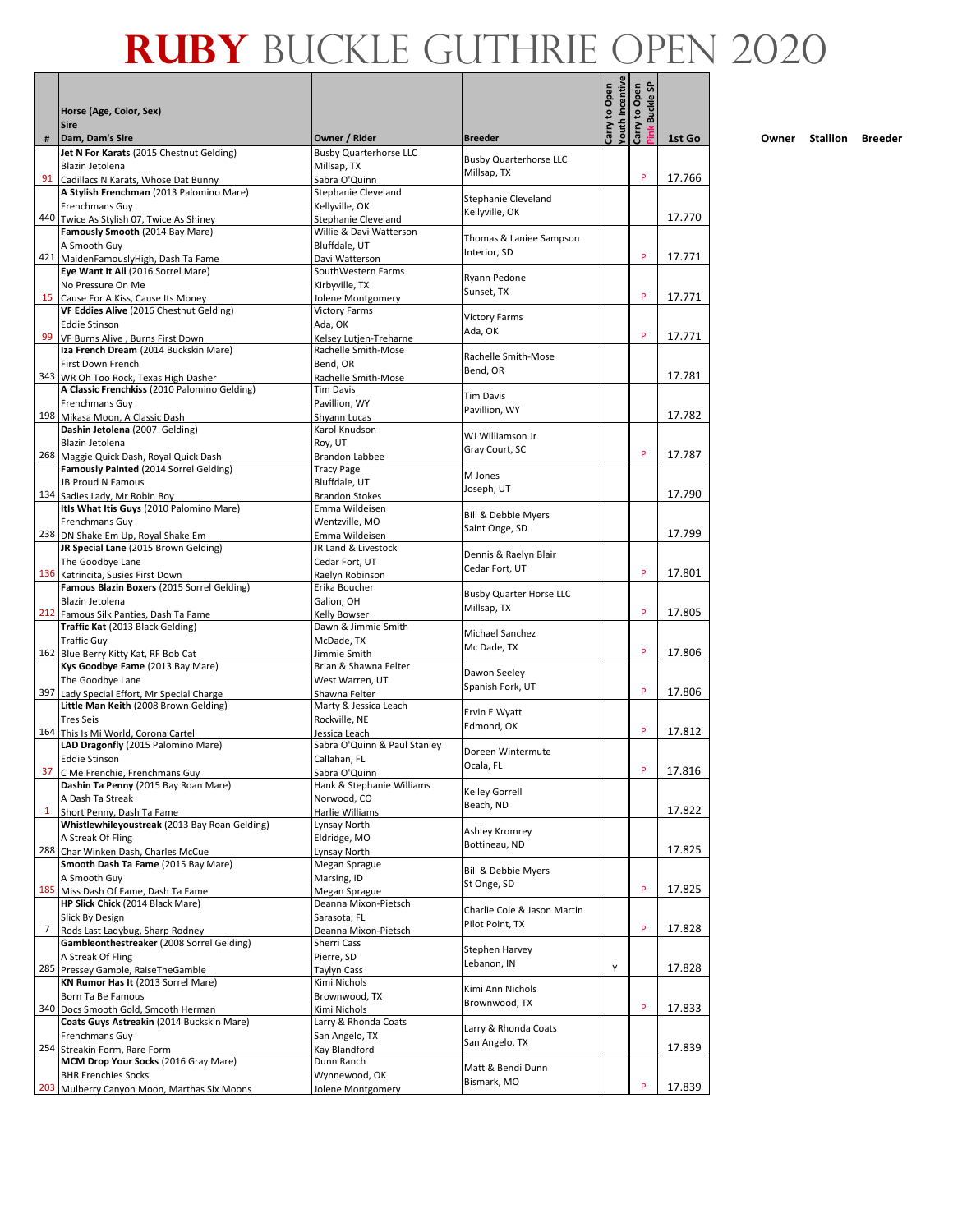# RUBY BUCKLE GUTHRIE OPEN 2020

| # | Horse (Age, Color, Sex)<br>Sire<br>Dam, Dam's Sire | Owner / Rider | Breeder | Carry to Open Youth Incentive | Carry to Open Pink Buckle SP | 1st Go |
|---|---|---|---|---|---|---|
| 91 | **Jet N For Karats** (2015 Chestnut Gelding)<br>Blazin Jetolena<br>Cadillacs N Karats, Whose Dat Bunny | Busby Quarterhorse LLC<br>Millsap, TX<br>Sabra O'Quinn | Busby Quarterhorse LLC<br>Millsap, TX | | P | 17.766 |
| 440 | **A Stylish Frenchman** (2013 Palomino Mare)<br>Frenchmans Guy<br>Twice As Stylish 07, Twice As Shiney | Stephanie Cleveland<br>Kellyville, OK<br>Stephanie Cleveland | Stephanie Cleveland<br>Kellyville, OK | | | 17.770 |
| 421 | **Famously Smooth** (2014 Bay Mare)<br>A Smooth Guy<br>MaidenFamouslyHigh, Dash Ta Fame | Willie & Davi Watterson<br>Bluffdale, UT<br>Davi Watterson | Thomas & Laniee Sampson<br>Interior, SD | | P | 17.771 |
| 15 | **Eye Want It All** (2016 Sorrel Mare)<br>No Pressure On Me<br>Cause For A Kiss, Cause Its Money | SouthWestern Farms<br>Kirbyville, TX<br>Jolene Montgomery | Ryann Pedone<br>Sunset, TX | | P | 17.771 |
| 99 | **VF Eddies Alive** (2016 Chestnut Gelding)<br>Eddie Stinson<br>VF Burns Alive , Burns First Down | Victory Farms<br>Ada, OK<br>Kelsey Lutjen-Treharne | Victory Farms<br>Ada, OK | | P | 17.771 |
| 343 | **Iza French Dream** (2014 Buckskin Mare)<br>First Down French<br>WR Oh Too Rock, Texas High Dasher | Rachelle Smith-Mose<br>Bend, OR<br>Rachelle Smith-Mose | Rachelle Smith-Mose<br>Bend, OR | | | 17.781 |
| 198 | **A Classic Frenchkiss** (2010 Palomino Gelding)<br>Frenchmans Guy<br>Mikasa Moon, A Classic Dash | Tim Davis<br>Pavillion, WY<br>Shyann Lucas | Tim Davis<br>Pavillion, WY | | | 17.782 |
| 268 | **Dashin Jetolena** (2007 Gelding)<br>Blazin Jetolena<br>Maggie Quick Dash, Royal Quick Dash | Karol Knudson<br>Roy, UT<br>Brandon Labbee | WJ Williamson Jr<br>Gray Court, SC | | P | 17.787 |
| 134 | **Famously Painted** (2014 Sorrel Gelding)<br>JB Proud N Famous<br>Sadies Lady, Mr Robin Boy | Tracy Page<br>Bluffdale, UT<br>Brandon Stokes | M Jones<br>Joseph, UT | | | 17.790 |
| 238 | **Itls What Itis Guys** (2010 Palomino Mare)<br>Frenchmans Guy<br>DN Shake Em Up, Royal Shake Em | Emma Wildeisen<br>Wentzville, MO<br>Emma Wildeisen | Bill & Debbie Myers<br>Saint Onge, SD | | | 17.799 |
| 136 | **JR Special Lane** (2015 Brown Gelding)<br>The Goodbye Lane<br>Katrincita, Susies First Down | JR Land & Livestock<br>Cedar Fort, UT<br>Raelyn Robinson | Dennis & Raelyn Blair<br>Cedar Fort, UT | | P | 17.801 |
| 212 | **Famous Blazin Boxers** (2015 Sorrel Gelding)<br>Blazin Jetolena<br>Famous Silk Panties, Dash Ta Fame | Erika Boucher<br>Galion, OH<br>Kelly Bowser | Busby Quarter Horse LLC<br>Millsap, TX | | P | 17.805 |
| 162 | **Traffic Kat** (2013 Black Gelding)<br>Traffic Guy<br>Blue Berry Kitty Kat, RF Bob Cat | Dawn & Jimmie Smith<br>McDade, TX<br>Jimmie Smith | Michael Sanchez<br>Mc Dade, TX | | P | 17.806 |
| 397 | **Kys Goodbye Fame** (2013 Bay Mare)<br>The Goodbye Lane<br>Lady Special Effort, Mr Special Charge | Brian & Shawna Felter<br>West Warren, UT<br>Shawna Felter | Dawon Seeley<br>Spanish Fork, UT | | P | 17.806 |
| 164 | **Little Man Keith** (2008 Brown Gelding)<br>Tres Seis<br>This Is Mi World, Corona Cartel | Marty & Jessica Leach<br>Rockville, NE<br>Jessica Leach | Ervin E Wyatt<br>Edmond, OK | | P | 17.812 |
| 37 | **LAD Dragonfly** (2015 Palomino Mare)<br>Eddie Stinson<br>C Me Frenchie, Frenchmans Guy | Sabra O'Quinn & Paul Stanley<br>Callahan, FL<br>Sabra O'Quinn | Doreen Wintermute<br>Ocala, FL | | P | 17.816 |
| 1 | **Dashin Ta Penny** (2015 Bay Roan Mare)<br>A Dash Ta Streak<br>Short Penny, Dash Ta Fame | Hank & Stephanie Williams<br>Norwood, CO<br>Harlie Williams | Kelley Gorrell<br>Beach, ND | | | 17.822 |
| 288 | **Whistlewhileyoustreak** (2013 Bay Roan Gelding)<br>A Streak Of Fling<br>Char Winken Dash, Charles McCue | Lynsay North<br>Eldridge, MO<br>Lynsay North | Ashley Kromrey<br>Bottineau, ND | | | 17.825 |
| 185 | **Smooth Dash Ta Fame** (2015 Bay Mare)<br>A Smooth Guy<br>Miss Dash Of Fame, Dash Ta Fame | Megan Sprague<br>Marsing, ID<br>Megan Sprague | Bill & Debbie Myers<br>St Onge, SD | | P | 17.825 |
| 7 | **HP Slick Chick** (2014 Black Mare)<br>Slick By Design<br>Rods Last Ladybug, Sharp Rodney | Deanna Mixon-Pietsch<br>Sarasota, FL<br>Deanna Mixon-Pietsch | Charlie Cole & Jason Martin<br>Pilot Point, TX | | P | 17.828 |
| 285 | **Gambleonthestreaker** (2008 Sorrel Gelding)<br>A Streak Of Fling<br>Pressey Gamble, RaiseTheGamble | Sherri Cass<br>Pierre, SD<br>Taylyn Cass | Stephen Harvey<br>Lebanon, IN | Y | | 17.828 |
| 340 | **KN Rumor Has It** (2013 Sorrel Mare)<br>Born Ta Be Famous<br>Docs Smooth Gold, Smooth Herman | Kimi Nichols<br>Brownwood, TX<br>Kimi Nichols | Kimi Ann Nichols<br>Brownwood, TX | | P | 17.833 |
| 254 | **Coats Guys Astreakin** (2014 Buckskin Mare)<br>Frenchmans Guy<br>Streakin Form, Rare Form | Larry & Rhonda Coats<br>San Angelo, TX<br>Kay Blandford | Larry & Rhonda Coats<br>San Angelo, TX | | | 17.839 |
| 203 | **MCM Drop Your Socks** (2016 Gray Mare)<br>BHR Frenchies Socks<br>Mulberry Canyon Moon, Marthas Six Moons | Dunn Ranch<br>Wynnewood, OK<br>Jolene Montgomery | Matt & Bendi Dunn<br>Bismark, MO | | P | 17.839 |

Owner Stallion Breeder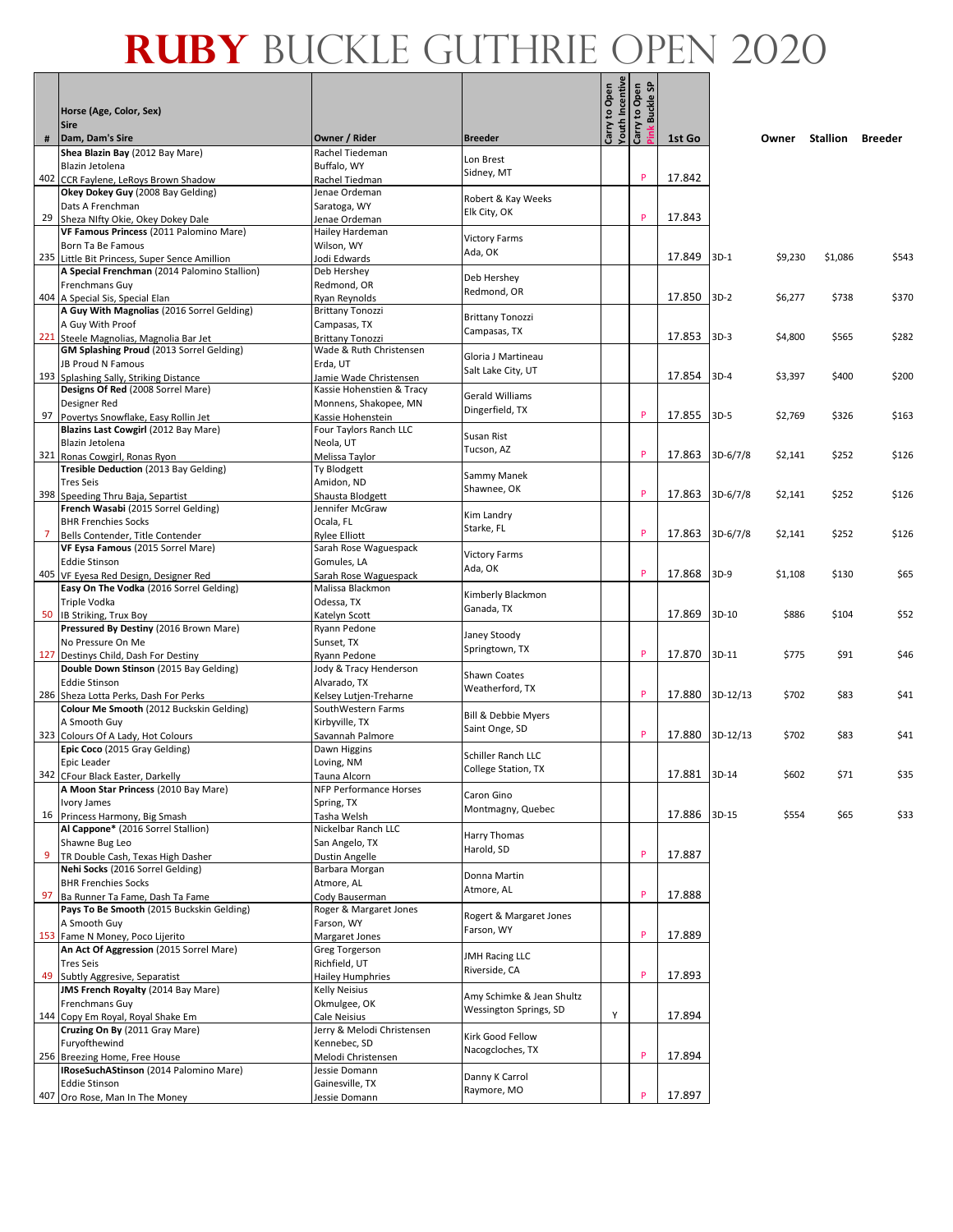# RUBY BUCKLE GUTHRIE OPEN 2020

| # | Horse (Age, Color, Sex) Sire Dam, Dam's Sire | Owner / Rider | Breeder | Carry to Open Youth Incentive | Carry to Open Pink Buckle SP | 1st Go | | Owner | Stallion | Breeder |
|---|---|---|---|---|---|---|---|---|---|---|
| 402 | **Shea Blazin Bay** (2012 Bay Mare) Blazin Jetolena CCR Faylene, LeRoys Brown Shadow | Rachel Tiedeman Buffalo, WY Rachel Tiedman | Lon Brest Sidney, MT | | P | 17.842 | | | | |
| 29 | **Okey Dokey Guy** (2008 Bay Gelding) Dats A Frenchman Sheza NIfty Okie, Okey Dokey Dale | Jenae Ordeman Saratoga, WY Jenae Ordeman | Robert & Kay Weeks Elk City, OK | | P | 17.843 | | | | |
| 235 | **VF Famous Princess** (2011 Palomino Mare) Born Ta Be Famous Little Bit Princess, Super Sence Amillion | Hailey Hardeman Wilson, WY Jodi Edwards | Victory Farms Ada, OK | | | 17.849 | 3D-1 | $9,230 | $1,086 | $543 |
| 404 | **A Special Frenchman** (2014 Palomino Stallion) Frenchmans Guy A Special Sis, Special Elan | Deb Hershey Redmond, OR Ryan Reynolds | Deb Hershey Redmond, OR | | | 17.850 | 3D-2 | $6,277 | $738 | $370 |
| 221 | **A Guy With Magnolias** (2016 Sorrel Gelding) A Guy With Proof Steele Magnolias, Magnolia Bar Jet | Brittany Tonozzi Campasas, TX Brittany Tonozzi | Brittany Tonozzi Campasas, TX | | | 17.853 | 3D-3 | $4,800 | $565 | $282 |
| 193 | **GM Splashing Proud** (2013 Sorrel Gelding) JB Proud N Famous Splashing Sally, Striking Distance | Wade & Ruth Christensen Erda, UT Jamie Wade Christensen | Gloria J Martineau Salt Lake City, UT | | | 17.854 | 3D-4 | $3,397 | $400 | $200 |
| 97 | **Designs Of Red** (2008 Sorrel Mare) Designer Red Povertys Snowflake, Easy Rollin Jet | Kassie Hohenstien & Tracy Monnens, Shakopee, MN Kassie Hohenstein | Gerald Williams Dingerfield, TX | | P | 17.855 | 3D-5 | $2,769 | $326 | $163 |
| 321 | **Blazins Last Cowgirl** (2012 Bay Mare) Blazin Jetolena Ronas Cowgirl, Ronas Ryon | Four Taylors Ranch LLC Neola, UT Melissa Taylor | Susan Rist Tucson, AZ | | P | 17.863 | 3D-6/7/8 | $2,141 | $252 | $126 |
| 398 | **Tresible Deduction** (2013 Bay Gelding) Tres Seis Speeding Thru Baja, Separtist | Ty Blodgett Amidon, ND Shausta Blodgett | Sammy Manek Shawnee, OK | | P | 17.863 | 3D-6/7/8 | $2,141 | $252 | $126 |
| 7 | **French Wasabi** (2015 Sorrel Gelding) BHR Frenchies Socks Bells Contender, Title Contender | Jennifer McGraw Ocala, FL Rylee Elliott | Kim Landry Starke, FL | | P | 17.863 | 3D-6/7/8 | $2,141 | $252 | $126 |
| 405 | **VF Eysa Famous** (2015 Sorrel Mare) Eddie Stinson VF Eyesa Red Design, Designer Red | Sarah Rose Waguespack Gomules, LA Sarah Rose Waguespack | Victory Farms Ada, OK | | P | 17.868 | 3D-9 | $1,108 | $130 | $65 |
| 50 | **Easy On The Vodka** (2016 Sorrel Gelding) Triple Vodka IB Striking, Trux Boy | Malissa Blackmon Odessa, TX Katelyn Scott | Kimberly Blackmon Ganada, TX | | | 17.869 | 3D-10 | $886 | $104 | $52 |
| 127 | **Pressured By Destiny** (2016 Brown Mare) No Pressure On Me Destinys Child, Dash For Destiny | Ryann Pedone Sunset, TX Ryann Pedone | Janey Stoody Springtown, TX | | P | 17.870 | 3D-11 | $775 | $91 | $46 |
| 286 | **Double Down Stinson** (2015 Bay Gelding) Eddie Stinson Sheza Lotta Perks, Dash For Perks | Jody & Tracy Henderson Alvarado, TX Kelsey Lutjen-Treharne | Shawn Coates Weatherford, TX | | P | 17.880 | 3D-12/13 | $702 | $83 | $41 |
| 323 | **Colour Me Smooth** (2012 Buckskin Gelding) A Smooth Guy Colours Of A Lady, Hot Colours | SouthWestern Farms Kirbyville, TX Savannah Palmore | Bill & Debbie Myers Saint Onge, SD | | P | 17.880 | 3D-12/13 | $702 | $83 | $41 |
| 342 | **Epic Coco** (2015 Gray Gelding) Epic Leader CFour Black Easter, Darkelly | Dawn Higgins Loving, NM Tauna Alcorn | Schiller Ranch LLC College Station, TX | | | 17.881 | 3D-14 | $602 | $71 | $35 |
| 16 | **A Moon Star Princess** (2010 Bay Mare) Ivory James Princess Harmony, Big Smash | NFP Performance Horses Spring, TX Tasha Welsh | Caron Gino Montmagny, Quebec | | | 17.886 | 3D-15 | $554 | $65 | $33 |
| 9 | **Al Cappone*** (2016 Sorrel Stallion) Shawne Bug Leo TR Double Cash, Texas High Dasher | Nickelbar Ranch LLC San Angelo, TX Dustin Angelle | Harry Thomas Harold, SD | | P | 17.887 | | | | |
| 97 | **Nehi Socks** (2016 Sorrel Gelding) BHR Frenchies Socks Ba Runner Ta Fame, Dash Ta Fame | Barbara Morgan Atmore, AL Cody Bauserman | Donna Martin Atmore, AL | | P | 17.888 | | | | |
| 153 | **Pays To Be Smooth** (2015 Buckskin Gelding) A Smooth Guy Fame N Money, Poco Lijerito | Roger & Margaret Jones Farson, WY Margaret Jones | Rogert & Margaret Jones Farson, WY | | P | 17.889 | | | | |
| 49 | **An Act Of Aggression** (2015 Sorrel Mare) Tres Seis Subtly Aggresive, Separatist | Greg Torgerson Richfield, UT Hailey Humphries | JMH Racing LLC Riverside, CA | | P | 17.893 | | | | |
| 144 | **JMS French Royalty** (2014 Bay Mare) Frenchmans Guy Copy Em Royal, Royal Shake Em | Kelly Neisius Okmulgee, OK Cale Neisius | Amy Schimke & Jean Shultz Wessington Springs, SD | Y | | 17.894 | | | | |
| 256 | **Cruzing On By** (2011 Gray Mare) Furyofthewind Breezing Home, Free House | Jerry & Melodi Christensen Kennebec, SD Melodi Christensen | Kirk Good Fellow Nacogcloches, TX | | P | 17.894 | | | | |
| 407 | **IRoseSuchAStinson** (2014 Palomino Mare) Eddie Stinson Oro Rose, Man In The Money | Jessie Domann Gainesville, TX Jessie Domann | Danny K Carrol Raymore, MO | | P | 17.897 | | | | |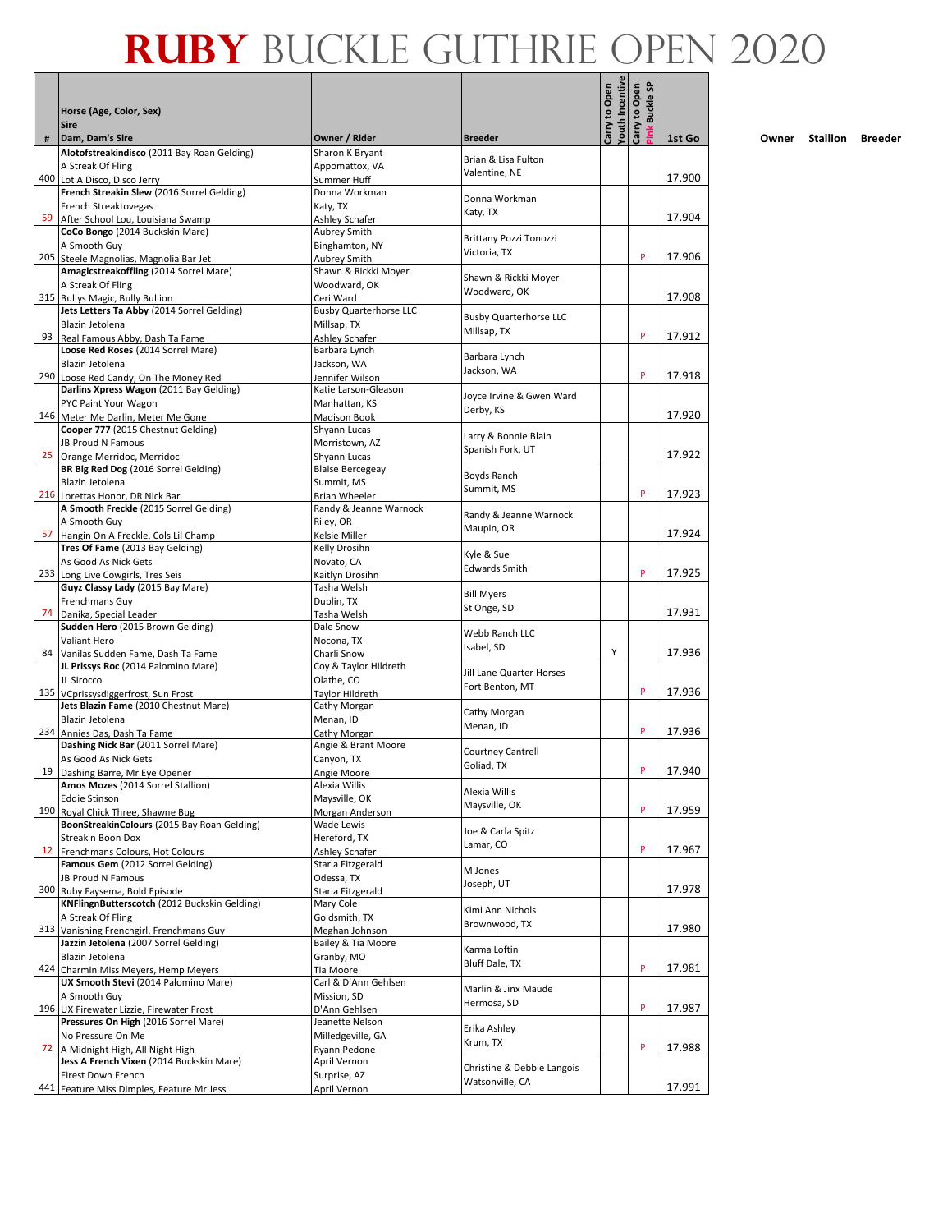# RUBY BUCKLE GUTHRIE OPEN 2020

| # | Horse (Age, Color, Sex) Sire Dam, Dam's Sire | Owner / Rider | Breeder | Carry to Open Youth Incentive | Carry to Open Pink Buckle SP | 1st Go |
|---|---|---|---|---|---|---|
| 400 | **Alotofstreakindisco** (2011 Bay Roan Gelding) A Streak Of Fling Lot A Disco, Disco Jerry | Sharon K Bryant Appomattox, VA Summer Huff | Brian & Lisa Fulton Valentine, NE | | | 17.900 |
| 59 | **French Streakin Slew** (2016 Sorrel Gelding) French Streaktovegas After School Lou, Louisiana Swamp | Donna Workman Katy, TX Ashley Schafer | Donna Workman Katy, TX | | | 17.904 |
| 205 | **CoCo Bongo** (2014 Buckskin Mare) A Smooth Guy Steele Magnolias, Magnolia Bar Jet | Aubrey Smith Binghamton, NY Aubrey Smith | Brittany Pozzi Tonozzi Victoria, TX | | P | 17.906 |
| 315 | **Amagicstreakoffling** (2014 Sorrel Mare) A Streak Of Fling Bullys Magic, Bully Bullion | Shawn & Rickki Moyer Woodward, OK Ceri Ward | Shawn & Rickki Moyer Woodward, OK | | | 17.908 |
| 93 | **Jets Letters Ta Abby** (2014 Sorrel Gelding) Blazin Jetolena Real Famous Abby, Dash Ta Fame | Busby Quarterhorse LLC Millsap, TX Ashley Schafer | Busby Quarterhorse LLC Millsap, TX | | P | 17.912 |
| 290 | **Loose Red Roses** (2014 Sorrel Mare) Blazin Jetolena Loose Red Candy, On The Money Red | Barbara Lynch Jackson, WA Jennifer Wilson | Barbara Lynch Jackson, WA | | P | 17.918 |
| 146 | **Darlins Xpress Wagon** (2011 Bay Gelding) PYC Paint Your Wagon Meter Me Darlin, Meter Me Gone | Katie Larson-Gleason Manhattan, KS Madison Book | Joyce Irvine & Gwen Ward Derby, KS | | | 17.920 |
| 25 | **Cooper 777** (2015 Chestnut Gelding) JB Proud N Famous Orange Merridoc, Merridoc | Shyann Lucas Morristown, AZ Shyann Lucas | Larry & Bonnie Blain Spanish Fork, UT | | | 17.922 |
| 216 | **BR Big Red Dog** (2016 Sorrel Gelding) Blazin Jetolena Lorettas Honor, DR Nick Bar | Blaise Bercegeay Summit, MS Brian Wheeler | Boyds Ranch Summit, MS | | P | 17.923 |
| 57 | **A Smooth Freckle** (2015 Sorrel Gelding) A Smooth Guy Hangin On A Freckle, Cols Lil Champ | Randy & Jeanne Warnock Riley, OR Kelsie Miller | Randy & Jeanne Warnock Maupin, OR | | | 17.924 |
| 233 | **Tres Of Fame** (2013 Bay Gelding) As Good As Nick Gets Long Live Cowgirls, Tres Seis | Kelly Drosihn Novato, CA Kaitlyn Drosihn | Kyle & Sue Edwards Smith | | P | 17.925 |
| 74 | **Guyz Classy Lady** (2015 Bay Mare) Frenchmans Guy Danika, Special Leader | Tasha Welsh Dublin, TX Tasha Welsh | Bill Myers St Onge, SD | | | 17.931 |
| 84 | **Sudden Hero** (2015 Brown Gelding) Valiant Hero Vanilas Sudden Fame, Dash Ta Fame | Dale Snow Nocona, TX Charli Snow | Webb Ranch LLC Isabel, SD | Y | | 17.936 |
| 135 | **JL Prissys Roc** (2014 Palomino Mare) JL Sirocco VCprissysdiggerfrost, Sun Frost | Coy & Taylor Hildreth Olathe, CO Taylor Hildreth | Jill Lane Quarter Horses Fort Benton, MT | | P | 17.936 |
| 234 | **Jets Blazin Fame** (2010 Chestnut Mare) Blazin Jetolena Annies Das, Dash Ta Fame | Cathy Morgan Menan, ID Cathy Morgan | Cathy Morgan Menan, ID | | P | 17.936 |
| 19 | **Dashing Nick Bar** (2011 Sorrel Mare) As Good As Nick Gets Dashing Barre, Mr Eye Opener | Angie & Brant Moore Canyon, TX Angie Moore | Courtney Cantrell Goliad, TX | | P | 17.940 |
| 190 | **Amos Mozes** (2014 Sorrel Stallion) Eddie Stinson Royal Chick Three, Shawne Bug | Alexia Willis Maysville, OK Morgan Anderson | Alexia Willis Maysville, OK | | P | 17.959 |
| 12 | **BoonStreakinColours** (2015 Bay Roan Gelding) Streakin Boon Dox Frenchmans Colours, Hot Colours | Wade Lewis Hereford, TX Ashley Schafer | Joe & Carla Spitz Lamar, CO | | P | 17.967 |
| 300 | **Famous Gem** (2012 Sorrel Gelding) JB Proud N Famous Ruby Faysema, Bold Episode | Starla Fitzgerald Odessa, TX Starla Fitzgerald | M Jones Joseph, UT | | | 17.978 |
| 313 | **KNFlingnButterscotch** (2012 Buckskin Gelding) A Streak Of Fling Vanishing Frenchgirl, Frenchmans Guy | Mary Cole Goldsmith, TX Meghan Johnson | Kimi Ann Nichols Brownwood, TX | | | 17.980 |
| 424 | **Jazzin Jetolena** (2007 Sorrel Gelding) Blazin Jetolena Charmin Miss Meyers, Hemp Meyers | Bailey & Tia Moore Granby, MO Tia Moore | Karma Loftin Bluff Dale, TX | | P | 17.981 |
| 196 | **UX Smooth Stevi** (2014 Palomino Mare) A Smooth Guy UX Firewater Lizzie, Firewater Frost | Carl & D'Ann Gehlsen Mission, SD D'Ann Gehlsen | Marlin & Jinx Maude Hermosa, SD | | P | 17.987 |
| 72 | **Pressures On High** (2016 Sorrel Mare) No Pressure On Me A Midnight High, All Night High | Jeanette Nelson Milledgeville, GA Ryann Pedone | Erika Ashley Krum, TX | | P | 17.988 |
| 441 | **Jess A French Vixen** (2014 Buckskin Mare) Firest Down French Feature Miss Dimples, Feature Mr Jess | April Vernon Surprise, AZ April Vernon | Christine & Debbie Langois Watsonville, CA | | | 17.991 |

Owner Stallion Breeder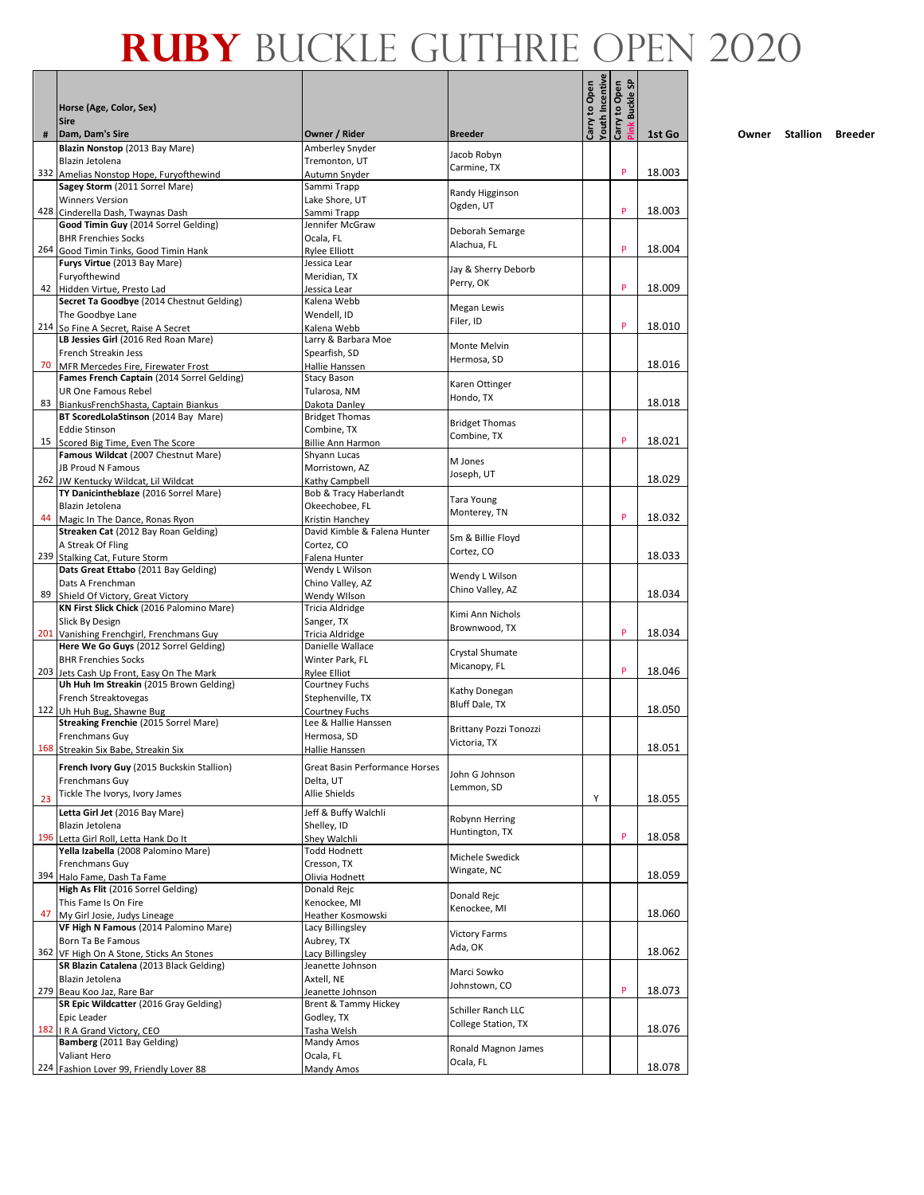# RUBY BUCKLE GUTHRIE OPEN 2020

| # | Horse (Age, Color, Sex) Sire Dam, Dam's Sire | Owner / Rider | Breeder | Carry to Open Youth Incentive | Carry to Open Pink Buckle SP | 1st Go | Owner | Stallion | Breeder |
|---|---|---|---|---|---|---|---|---|---|
| 332 | **Blazin Nonstop** (2013 Bay Mare) Blazin Jetolena Amelias Nonstop Hope, Furyofthewind | Amberley Snyder Tremonton, UT Autumn Snyder | Jacob Robyn Carmine, TX | | P | 18.003 | | | |
| 428 | **Sagey Storm** (2011 Sorrel Mare) Winners Version Cinderella Dash, Twaynas Dash | Sammi Trapp Lake Shore, UT Sammi Trapp | Randy Higginson Ogden, UT | | P | 18.003 | | | |
| 264 | **Good Timin Guy** (2014 Sorrel Gelding) BHR Frenchies Socks Good Timin Tinks, Good Timin Hank | Jennifer McGraw Ocala, FL Rylee Elliott | Deborah Semarge Alachua, FL | | P | 18.004 | | | |
| 42 | **Furys Virtue** (2013 Bay Mare) Furyofthewind Hidden Virtue, Presto Lad | Jessica Lear Meridian, TX Jessica Lear | Jay & Sherry Deborb Perry, OK | | P | 18.009 | | | |
| 214 | **Secret Ta Goodbye** (2014 Chestnut Gelding) The Goodbye Lane So Fine A Secret, Raise A Secret | Kalena Webb Wendell, ID Kalena Webb | Megan Lewis Filer, ID | | P | 18.010 | | | |
| 70 | **LB Jessies Girl** (2016 Red Roan Mare) French Streakin Jess MFR Mercedes Fire, Firewater Frost | Larry & Barbara Moe Spearfish, SD Hallie Hanssen | Monte Melvin Hermosa, SD | | | 18.016 | | | |
| 83 | **Fames French Captain** (2014 Sorrel Gelding) UR One Famous Rebel BiankusFrenchShasta, Captain Biankus | Stacy Bason Tularosa, NM Dakota Danley | Karen Ottinger Hondo, TX | | | 18.018 | | | |
| 15 | **BT ScoredLolaStinson** (2014 Bay Mare) Eddie Stinson Scored Big Time, Even The Score | Bridget Thomas Combine, TX Billie Ann Harmon | Bridget Thomas Combine, TX | | P | 18.021 | | | |
| 262 | **Famous Wildcat** (2007 Chestnut Mare) JB Proud N Famous JW Kentucky Wildcat, Lil Wildcat | Shyann Lucas Morristown, AZ Kathy Campbell | M Jones Joseph, UT | | | 18.029 | | | |
| 44 | **TY Danicintheblaze** (2016 Sorrel Mare) Blazin Jetolena Magic In The Dance, Ronas Ryon | Bob & Tracy Haberlandt Okeechobee, FL Kristin Hanchey | Tara Young Monterey, TN | | P | 18.032 | | | |
| 239 | **Streaken Cat** (2012 Bay Roan Gelding) A Streak Of Fling Stalking Cat, Future Storm | David Kimble & Falena Hunter Cortez, CO Falena Hunter | Sm & Billie Floyd Cortez, CO | | | 18.033 | | | |
| 89 | **Dats Great Ettabo** (2011 Bay Gelding) Dats A Frenchman Shield Of Victory, Great Victory | Wendy L Wilson Chino Valley, AZ Wendy WIlson | Wendy L Wilson Chino Valley, AZ | | | 18.034 | | | |
| 201 | **KN First Slick Chick** (2016 Palomino Mare) Slick By Design Vanishing Frenchgirl, Frenchmans Guy | Tricia Aldridge Sanger, TX Tricia Aldridge | Kimi Ann Nichols Brownwood, TX | | P | 18.034 | | | |
| 203 | **Here We Go Guys** (2012 Sorrel Gelding) BHR Frenchies Socks Jets Cash Up Front, Easy On The Mark | Danielle Wallace Winter Park, FL Rylee Elliott | Crystal Shumate Micanopy, FL | | P | 18.046 | | | |
| 122 | **Uh Huh Im Streakin** (2015 Brown Gelding) French Streaktovegas Uh Huh Bug, Shawne Bug | Courtney Fuchs Stephenville, TX Courtney Fuchs | Kathy Donegan Bluff Dale, TX | | | 18.050 | | | |
| 168 | **Streaking Frenchie** (2015 Sorrel Mare) Frenchmans Guy Streakin Six Babe, Streakin Six | Lee & Hallie Hanssen Hermosa, SD Hallie Hanssen | Brittany Pozzi Tonozzi Victoria, TX | | | 18.051 | | | |
| 23 | **French Ivory Guy** (2015 Buckskin Stallion) Frenchmans Guy Tickle The Ivorys, Ivory James | Great Basin Performance Horses Delta, UT Allie Shields | John G Johnson Lemmon, SD | Y | | 18.055 | | | |
| 196 | **Letta Girl Jet** (2016 Bay Mare) Blazin Jetolena Letta Girl Roll, Letta Hank Do It | Jeff & Buffy Walchli Shelley, ID Shey Walchli | Robynn Herring Huntington, TX | | P | 18.058 | | | |
| 394 | **Yella Izabella** (2008 Palomino Mare) Frenchmans Guy Halo Fame, Dash Ta Fame | Todd Hodnett Cresson, TX Olivia Hodnett | Michele Swedick Wingate, NC | | | 18.059 | | | |
| 47 | **High As Flit** (2016 Sorrel Gelding) This Fame Is On Fire My Girl Josie, Judys Lineage | Donald Rejc Kenockee, MI Heather Kosmowski | Donald Rejc Kenockee, MI | | | 18.060 | | | |
| 362 | **VF High N Famous** (2014 Palomino Mare) Born Ta Be Famous VF High On A Stone, Sticks An Stones | Lacy Billingsley Aubrey, TX Lacy Billingsley | Victory Farms Ada, OK | | | 18.062 | | | |
| 279 | **SR Blazin Catalena** (2013 Black Gelding) Blazin Jetolena Beau Koo Jaz, Rare Bar | Jeanette Johnson Axtell, NE Jeanette Johnson | Marci Sowko Johnstown, CO | | P | 18.073 | | | |
| 182 | **SR Epic Wildcatter** (2016 Gray Gelding) Epic Leader I R A Grand Victory, CEO | Brent & Tammy Hickey Godley, TX Tasha Welsh | Schiller Ranch LLC College Station, TX | | | 18.076 | | | |
| 224 | **Bamberg** (2011 Bay Gelding) Valiant Hero Fashion Lover 99, Friendly Lover 88 | Mandy Amos Ocala, FL Mandy Amos | Ronald Magnon James Ocala, FL | | | 18.078 | | | |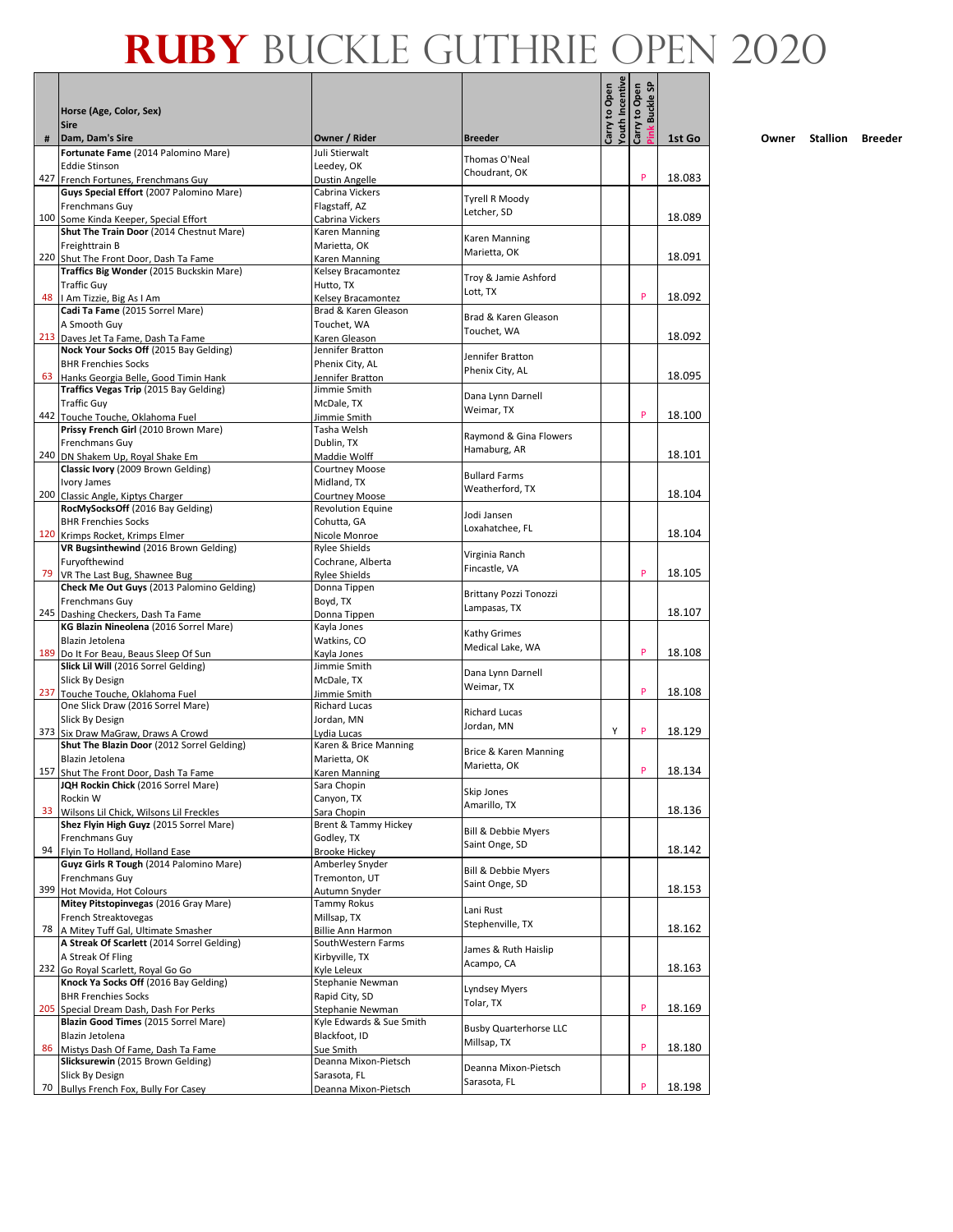# RUBY BUCKLE GUTHRIE OPEN 2020

| # | Horse (Age, Color, Sex) / Sire / Dam, Dam's Sire | Owner / Rider | Breeder | Carry to Open Youth Incentive | Carry to Open Pink Buckle SP | 1st Go |
|---|---|---|---|---|---|---|
| 427 | **Fortunate Fame** (2014 Palomino Mare) / Eddie Stinson / French Fortunes, Frenchmans Guy | Juli Stierwalt / Leedey, OK / Dustin Angelle | Thomas O'Neal / Choudrant, OK | | P | 18.083 |
| 100 | **Guys Special Effort** (2007 Palomino Mare) / Frenchmans Guy / Some Kinda Keeper, Special Effort | Cabrina Vickers / Flagstaff, AZ / Cabrina Vickers | Tyrell R Moody / Letcher, SD | | | 18.089 |
| 220 | **Shut The Train Door** (2014 Chestnut Mare) / Freighttrain B / Shut The Front Door, Dash Ta Fame | Karen Manning / Marietta, OK / Karen Manning | Karen Manning / Marietta, OK | | | 18.091 |
| 48 | **Traffics Big Wonder** (2015 Buckskin Mare) / Traffic Guy / I Am Tizzie, Big As I Am | Kelsey Bracamontez / Hutto, TX / Kelsey Bracamontez | Troy & Jamie Ashford / Lott, TX | | P | 18.092 |
| 213 | **Cadi Ta Fame** (2015 Sorrel Mare) / A Smooth Guy / Daves Jet Ta Fame, Dash Ta Fame | Brad & Karen Gleason / Touchet, WA / Karen Gleason | Brad & Karen Gleason / Touchet, WA | | | 18.092 |
| 63 | **Nock Your Socks Off** (2015 Bay Gelding) / BHR Frenchies Socks / Hanks Georgia Belle, Good Timin Hank | Jennifer Bratton / Phenix City, AL / Jennifer Bratton | Jennifer Bratton / Phenix City, AL | | | 18.095 |
| 442 | **Traffics Vegas Trip** (2015 Bay Gelding) / Traffic Guy / Touche Touche, Oklahoma Fuel | Jimmie Smith / McDale, TX / Jimmie Smith | Dana Lynn Darnell / Weimar, TX | | P | 18.100 |
| 240 | **Prissy French Girl** (2010 Brown Mare) / Frenchmans Guy / DN Shakem Up, Royal Shake Em | Tasha Welsh / Dublin, TX / Maddie Wolff | Raymond & Gina Flowers / Hamaburg, AR | | | 18.101 |
| 200 | **Classic Ivory** (2009 Brown Gelding) / Ivory James / Classic Angle, Kiptys Charger | Courtney Moose / Midland, TX / Courtney Moose | Bullard Farms / Weatherford, TX | | | 18.104 |
| 120 | **RocMySocksOff** (2016 Bay Gelding) / BHR Frenchies Socks / Krimps Rocket, Krimps Elmer | Revolution Equine / Cohutta, GA / Nicole Monroe | Jodi Jansen / Loxahatchee, FL | | | 18.104 |
| 79 | **VR Bugsinthewind** (2016 Brown Gelding) / Furyofthewind / VR The Last Bug, Shawnee Bug | Rylee Shields / Cochrane, Alberta / Rylee Shields | Virginia Ranch / Fincastle, VA | | P | 18.105 |
| 245 | **Check Me Out Guys** (2013 Palomino Gelding) / Frenchmans Guy / Dashing Checkers, Dash Ta Fame | Donna Tippen / Boyd, TX / Donna Tippen | Brittany Pozzi Tonozzi / Lampasas, TX | | | 18.107 |
| 189 | **KG Blazin Nineolena** (2016 Sorrel Mare) / Blazin Jetolena / Do It For Beau, Beaus Sleep Of Sun | Kayla Jones / Watkins, CO / Kayla Jones | Kathy Grimes / Medical Lake, WA | | P | 18.108 |
| 237 | **Slick Lil Will** (2016 Sorrel Gelding) / Slick By Design / Touche Touche, Oklahoma Fuel | Jimmie Smith / McDale, TX / Jimmie Smith | Dana Lynn Darnell / Weimar, TX | | P | 18.108 |
| 373 | One Slick Draw (2016 Sorrel Mare) / Slick By Design / Six Draw MaGraw, Draws A Crowd | Richard Lucas / Jordan, MN / Lydia Lucas | Richard Lucas / Jordan, MN | Y | P | 18.129 |
| 157 | **Shut The Blazin Door** (2012 Sorrel Gelding) / Blazin Jetolena / Shut The Front Door, Dash Ta Fame | Karen & Brice Manning / Marietta, OK / Karen Manning | Brice & Karen Manning / Marietta, OK | | P | 18.134 |
| 33 | **JQH Rockin Chick** (2016 Sorrel Mare) / Rockin W / Wilsons Lil Chick, Wilsons Lil Freckles | Sara Chopin / Canyon, TX / Sara Chopin | Skip Jones / Amarillo, TX | | | 18.136 |
| 94 | **Shez Flyin High Guyz** (2015 Sorrel Mare) / Frenchmans Guy / Flyin To Holland, Holland Ease | Brent & Tammy Hickey / Godley, TX / Brooke Hickey | Bill & Debbie Myers / Saint Onge, SD | | | 18.142 |
| 399 | **Guyz Girls R Tough** (2014 Palomino Mare) / Frenchmans Guy / Hot Movida, Hot Colours | Amberley Snyder / Tremonton, UT / Autumn Snyder | Bill & Debbie Myers / Saint Onge, SD | | | 18.153 |
| 78 | **Mitey Pitstopinvegas** (2016 Gray Mare) / French Streaktovegas / A Mitey Tuff Gal, Ultimate Smasher | Tammy Rokus / Millsap, TX / Billie Ann Harmon | Lani Rust / Stephenville, TX | | | 18.162 |
| 232 | **A Streak Of Scarlett** (2014 Sorrel Gelding) / A Streak Of Fling / Go Royal Scarlett, Royal Go Go | SouthWestern Farms / Kirbyville, TX / Kyle Leleux | James & Ruth Haislip / Acampo, CA | | | 18.163 |
| 205 | **Knock Ya Socks Off** (2016 Bay Gelding) / BHR Frenchies Socks / Special Dream Dash, Dash For Perks | Stephanie Newman / Rapid City, SD / Stephanie Newman | Lyndsey Myers / Tolar, TX | | P | 18.169 |
| 86 | **Blazin Good Times** (2015 Sorrel Mare) / Blazin Jetolena / Mistys Dash Of Fame, Dash Ta Fame | Kyle Edwards & Sue Smith / Blackfoot, ID / Sue Smith | Busby Quarterhorse LLC / Millsap, TX | | P | 18.180 |
| 70 | **Slicksurewin** (2015 Brown Gelding) / Slick By Design / Bullys French Fox, Bully For Casey | Deanna Mixon-Pietsch / Sarasota, FL / Deanna Mixon-Pietsch | Deanna Mixon-Pietsch / Sarasota, FL | | P | 18.198 |

Owner Stallion Breeder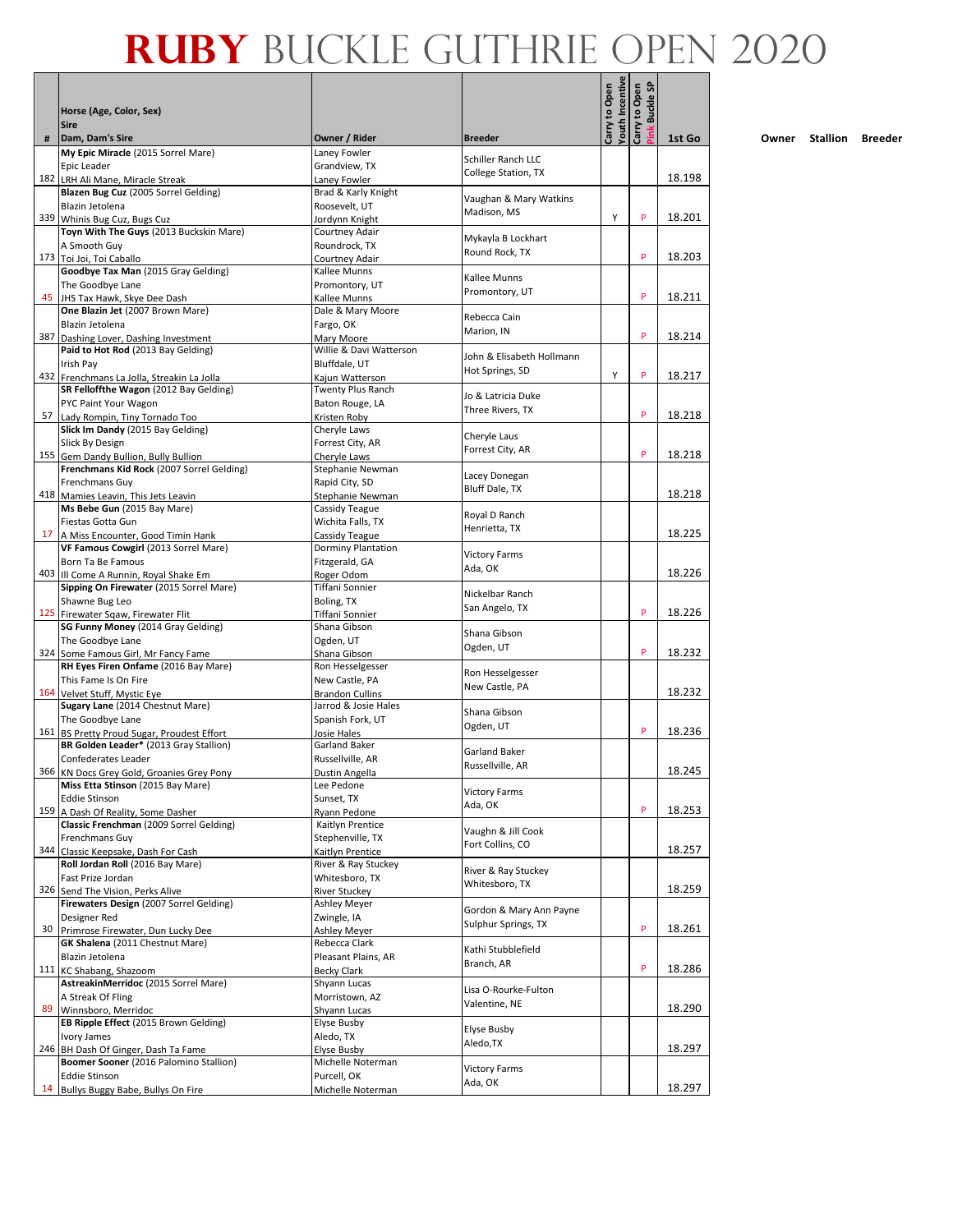# RUBY BUCKLE GUTHRIE OPEN 2020

| # | Horse (Age, Color, Sex)<br>Sire<br>Dam, Dam's Sire | Owner / Rider | Breeder | Carry to Open Youth Incentive | Carry to Open Pink Buckle SP | 1st Go | Owner | Stallion | Breeder |
|---|---|---|---|---|---|---|---|---|---|
| 182 | **My Epic Miracle** (2015 Sorrel Mare)<br>Epic Leader<br>LRH Ali Mane, Miracle Streak | Laney Fowler<br>Grandview, TX<br>Laney Fowler | Schiller Ranch LLC<br>College Station, TX | | | 18.198 | | | |
| 339 | **Blazen Bug Cuz** (2005 Sorrel Gelding)<br>Blazin Jetolena<br>Whinis Bug Cuz, Bugs Cuz | Brad & Karly Knight<br>Roosevelt, UT<br>Jordynn Knight | Vaughan & Mary Watkins<br>Madison, MS | Y | P | 18.201 | | | |
| 173 | **Toyn With The Guys** (2013 Buckskin Mare)<br>A Smooth Guy<br>Toi Joi, Toi Caballo | Courtney Adair<br>Roundrock, TX<br>Courtney Adair | Mykayla B Lockhart<br>Round Rock, TX | | P | 18.203 | | | |
| 45 | **Goodbye Tax Man** (2015 Gray Gelding)<br>The Goodbye Lane<br>JHS Tax Hawk, Skye Dee Dash | Kallee Munns<br>Promontory, UT<br>Kallee Munns | Kallee Munns<br>Promontory, UT | | P | 18.211 | | | |
| 387 | **One Blazin Jet** (2007 Brown Mare)<br>Blazin Jetolena<br>Dashing Lover, Dashing Investment | Dale & Mary Moore<br>Fargo, OK<br>Mary Moore | Rebecca Cain<br>Marion, IN | | P | 18.214 | | | |
| 432 | **Paid to Hot Rod** (2013 Bay Gelding)<br>Irish Pay<br>Frenchmans La Jolla, Streakin La Jolla | Willie & Davi Watterson<br>Bluffdale, UT<br>Kajun Watterson | John & Elisabeth Hollmann<br>Hot Springs, SD | Y | P | 18.217 | | | |
| 57 | **SR Felloffthe Wagon** (2012 Bay Gelding)<br>PYC Paint Your Wagon<br>Lady Rompin, Tiny Tornado Too | Twenty Plus Ranch<br>Baton Rouge, LA<br>Kristen Roby | Jo & Latricia Duke<br>Three Rivers, TX | | P | 18.218 | | | |
| 155 | **Slick Im Dandy** (2015 Bay Gelding)<br>Slick By Design<br>Gem Dandy Bullion, Bully Bullion | Cheryle Laws<br>Forrest City, AR<br>Cheryle Laws | Cheryle Laus<br>Forrest City, AR | | P | 18.218 | | | |
| 418 | **Frenchmans Kid Rock** (2007 Sorrel Gelding)<br>Frenchmans Guy<br>Mamies Leavin, This Jets Leavin | Stephanie Newman<br>Rapid City, SD<br>Stephanie Newman | Lacey Donegan<br>Bluff Dale, TX | | | 18.218 | | | |
| 17 | **Ms Bebe Gun** (2015 Bay Mare)<br>Fiestas Gotta Gun<br>A Miss Encounter, Good Timin Hank | Cassidy Teague<br>Wichita Falls, TX<br>Cassidy Teague | Royal D Ranch<br>Henrietta, TX | | | 18.225 | | | |
| 403 | **VF Famous Cowgirl** (2013 Sorrel Mare)<br>Born Ta Be Famous<br>Ill Come A Runnin, Royal Shake Em | Dorminy Plantation<br>Fitzgerald, GA<br>Roger Odom | Victory Farms<br>Ada, OK | | | 18.226 | | | |
| 125 | **Sipping On Firewater** (2015 Sorrel Mare)<br>Shawne Bug Leo<br>Firewater Sqaw, Firewater Flit | Tiffani Sonnier<br>Boling, TX<br>Tiffani Sonnier | Nickelbar Ranch<br>San Angelo, TX | | P | 18.226 | | | |
| 324 | **SG Funny Money** (2014 Gray Gelding)<br>The Goodbye Lane<br>Some Famous Girl, Mr Fancy Fame | Shana Gibson<br>Ogden, UT<br>Shana Gibson | Shana Gibson<br>Ogden, UT | | P | 18.232 | | | |
| 164 | **RH Eyes Firen Onfame** (2016 Bay Mare)<br>This Fame Is On Fire<br>Velvet Stuff, Mystic Eye | Ron Hesselgesser<br>New Castle, PA<br>Brandon Cullins | Ron Hesselgesser<br>New Castle, PA | | | 18.232 | | | |
| 161 | **Sugary Lane** (2014 Chestnut Mare)<br>The Goodbye Lane<br>BS Pretty Proud Sugar, Proudest Effort | Jarrod & Josie Hales<br>Spanish Fork, UT<br>Josie Hales | Shana Gibson<br>Ogden, UT | | P | 18.236 | | | |
| 366 | **BR Golden Leader*** (2013 Gray Stallion)<br>Confederates Leader<br>KN Docs Grey Gold, Groanies Grey Pony | Garland Baker<br>Russellville, AR<br>Dustin Angella | Garland Baker<br>Russellville, AR | | | 18.245 | | | |
| 159 | **Miss Etta Stinson** (2015 Bay Mare)<br>Eddie Stinson<br>A Dash Of Reality, Some Dasher | Lee Pedone<br>Sunset, TX<br>Ryann Pedone | Victory Farms<br>Ada, OK | | P | 18.253 | | | |
| 344 | **Classic Frenchman** (2009 Sorrel Gelding)<br>Frenchmans Guy<br>Classic Keepsake, Dash For Cash | Kaitlyn Prentice<br>Stephenville, TX<br>Kaitlyn Prentice | Vaughn & Jill Cook<br>Fort Collins, CO | | | 18.257 | | | |
| 326 | **Roll Jordan Roll** (2016 Bay Mare)<br>Fast Prize Jordan<br>Send The Vision, Perks Alive | River & Ray Stuckey<br>Whitesboro, TX<br>River Stuckey | River & Ray Stuckey<br>Whitesboro, TX | | | 18.259 | | | |
| 30 | **Firewaters Design** (2007 Sorrel Gelding)<br>Designer Red<br>Primrose Firewater, Dun Lucky Dee | Ashley Meyer<br>Zwingle, IA<br>Ashley Meyer | Gordon & Mary Ann Payne<br>Sulphur Springs, TX | | P | 18.261 | | | |
| 111 | **GK Shalena** (2011 Chestnut Mare)<br>Blazin Jetolena<br>KC Shabang, Shazoom | Rebecca Clark<br>Pleasant Plains, AR<br>Becky Clark | Kathi Stubblefield<br>Branch, AR | | P | 18.286 | | | |
| 89 | **AstreakinMerridoc** (2015 Sorrel Mare)<br>A Streak Of Fling<br>Winnsboro, Merridoc | Shyann Lucas<br>Morristown, AZ<br>Shyann Lucas | Lisa O-Rourke-Fulton<br>Valentine, NE | | | 18.290 | | | |
| 246 | **EB Ripple Effect** (2015 Brown Gelding)<br>Ivory James<br>BH Dash Of Ginger, Dash Ta Fame | Elyse Busby<br>Aledo, TX<br>Elyse Busby | Elyse Busby<br>Aledo,TX | | | 18.297 | | | |
| 14 | **Boomer Sooner** (2016 Palomino Stallion)<br>Eddie Stinson<br>Bullys Buggy Babe, Bullys On Fire | Michelle Noterman<br>Purcell, OK<br>Michelle Noterman | Victory Farms<br>Ada, OK | | | 18.297 | | | |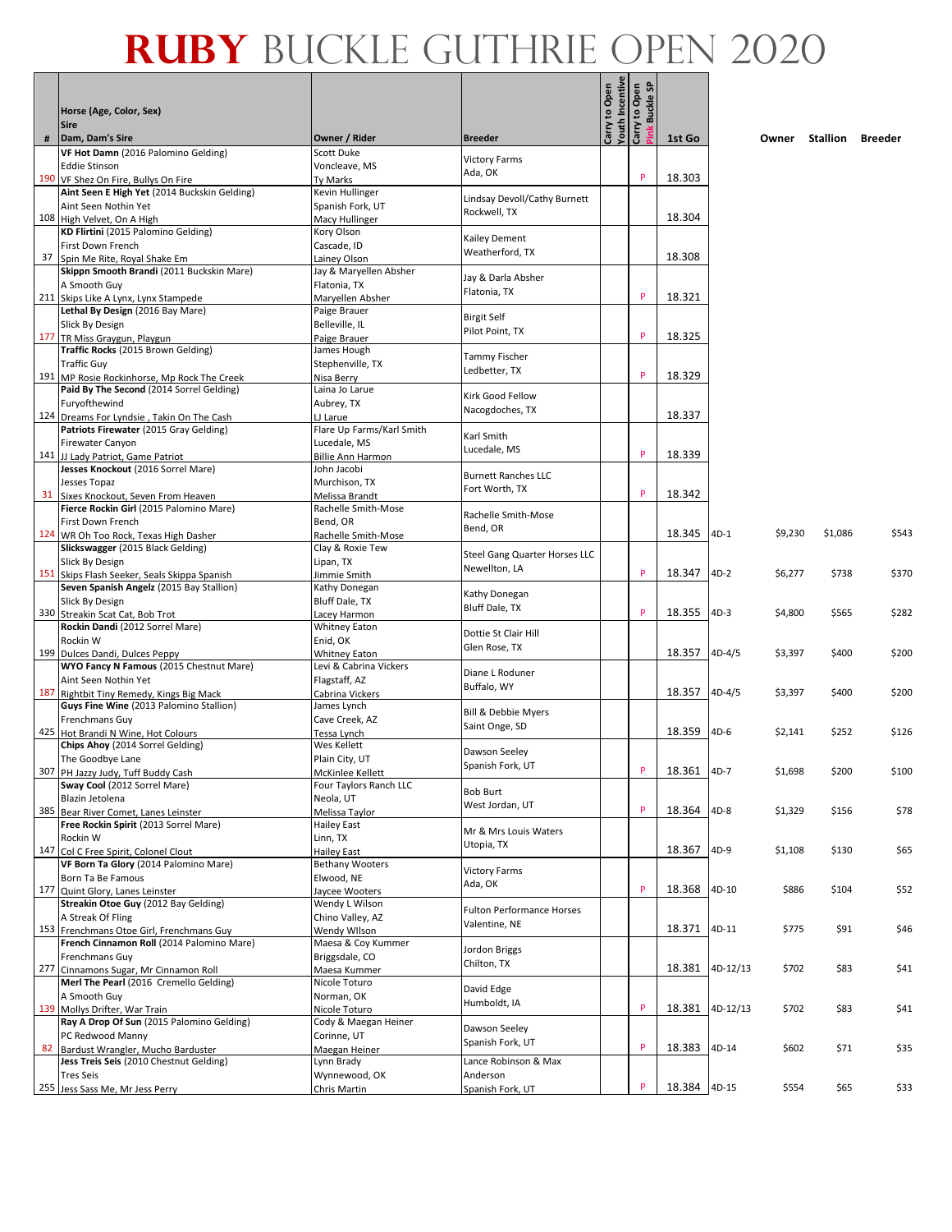# RUBY BUCKLE GUTHRIE OPEN 2020

| # | Horse (Age, Color, Sex) Sire Dam, Dam's Sire | Owner / Rider | Breeder | Carry to Open Youth Incentive | Carry to Open Pink Buckle SP | 1st Go | | Owner | Stallion | Breeder |
|---|---|---|---|---|---|---|---|---|---|---|
| 190 | **VF Hot Damn** (2016 Palomino Gelding) Eddie Stinson VF Shez On Fire, Bullys On Fire | Scott Duke Voncleave, MS Ty Marks | Victory Farms Ada, OK | | P | 18.303 | | | | |
| 108 | **Aint Seen E High Yet** (2014 Buckskin Gelding) Aint Seen Nothin Yet High Velvet, On A High | Kevin Hullinger Spanish Fork, UT Macy Hullinger | Lindsay Devoll/Cathy Burnett Rockwell, TX | | | 18.304 | | | | |
| 37 | **KD Flirtini** (2015 Palomino Gelding) First Down French Spin Me Rite, Royal Shake Em | Kory Olson Cascade, ID Lainey Olson | Kailey Dement Weatherford, TX | | | 18.308 | | | | |
| 211 | **Skippn Smooth Brandi** (2011 Buckskin Mare) A Smooth Guy Skips Like A Lynx, Lynx Stampede | Jay & Maryellen Absher Flatonia, TX Maryellen Absher | Jay & Darla Absher Flatonia, TX | | P | 18.321 | | | | |
| 177 | **Lethal By Design** (2016 Bay Mare) Slick By Design TR Miss Graygun, Playgun | Paige Brauer Belleville, IL Paige Brauer | Birgit Self Pilot Point, TX | | P | 18.325 | | | | |
| 191 | **Traffic Rocks** (2015 Brown Gelding) Traffic Guy MP Rosie Rockinhorse, Mp Rock The Creek | James Hough Stephenville, TX Nisa Berry | Tammy Fischer Ledbetter, TX | | P | 18.329 | | | | |
| 124 | **Paid By The Second** (2014 Sorrel Gelding) Furyofthewind Dreams For Lyndsie , Takin On The Cash | Laina Jo Larue Aubrey, TX LJ Larue | Kirk Good Fellow Nacogdoches, TX | | | 18.337 | | | | |
| 141 | **Patriots Firewater** (2015 Gray Gelding) Firewater Canyon JJ Lady Patriot, Game Patriot | Flare Up Farms/Karl Smith Lucedale, MS Billie Ann Harmon | Karl Smith Lucedale, MS | | P | 18.339 | | | | |
| 31 | **Jesses Knockout** (2016 Sorrel Mare) Jesses Topaz Sixes Knockout, Seven From Heaven | John Jacobi Murchison, TX Melissa Brandt | Burnett Ranches LLC Fort Worth, TX | | P | 18.342 | | | | |
| 124 | **Fierce Rockin Girl** (2015 Palomino Mare) First Down French WR Oh Too Rock, Texas High Dasher | Rachelle Smith-Mose Bend, OR Rachelle Smith-Mose | Rachelle Smith-Mose Bend, OR | | | 18.345 | 4D-1 | $9,230 | $1,086 | $543 |
| 151 | **Slickswagger** (2015 Black Gelding) Slick By Design Skips Flash Seeker, Seals Skippa Spanish | Clay & Roxie Tew Lipan, TX Jimmie Smith | Steel Gang Quarter Horses LLC Newellton, LA | | P | 18.347 | 4D-2 | $6,277 | $738 | $370 |
| 330 | **Seven Spanish Angelz** (2015 Bay Stallion) Slick By Design Streakin Scat Cat, Bob Trot | Kathy Donegan Bluff Dale, TX Lacey Harmon | Kathy Donegan Bluff Dale, TX | | P | 18.355 | 4D-3 | $4,800 | $565 | $282 |
| 199 | **Rockin Dandi** (2012 Sorrel Mare) Rockin W Dulces Dandi, Dulces Peppy | Whitney Eaton Enid, OK Whitney Eaton | Dottie St Clair Hill Glen Rose, TX | | | 18.357 | 4D-4/5 | $3,397 | $400 | $200 |
| 187 | **WYO Fancy N Famous** (2015 Chestnut Mare) Aint Seen Nothin Yet Rightbit Tiny Remedy, Kings Big Mack | Levi & Cabrina Vickers Flagstaff, AZ Cabrina Vickers | Diane L Roduner Buffalo, WY | | | 18.357 | 4D-4/5 | $3,397 | $400 | $200 |
| 425 | **Guys Fine Wine** (2013 Palomino Stallion) Frenchmans Guy Hot Brandi N Wine, Hot Colours | James Lynch Cave Creek, AZ Tessa Lynch | Bill & Debbie Myers Saint Onge, SD | | | 18.359 | 4D-6 | $2,141 | $252 | $126 |
| 307 | **Chips Ahoy** (2014 Sorrel Gelding) The Goodbye Lane PH Jazzy Judy, Tuff Buddy Cash | Wes Kellett Plain City, UT McKinlee Kellett | Dawson Seeley Spanish Fork, UT | | P | 18.361 | 4D-7 | $1,698 | $200 | $100 |
| 385 | **Sway Cool** (2012 Sorrel Mare) Blazin Jetolena Bear River Comet, Lanes Leinster | Four Taylors Ranch LLC Neola, UT Melissa Taylor | Bob Burt West Jordan, UT | | P | 18.364 | 4D-8 | $1,329 | $156 | $78 |
| 147 | **Free Rockin Spirit** (2013 Sorrel Mare) Rockin W Col C Free Spirit, Colonel Clout | Hailey East Linn, TX Hailey East | Mr & Mrs Louis Waters Utopia, TX | | | 18.367 | 4D-9 | $1,108 | $130 | $65 |
| 177 | **VF Born Ta Glory** (2014 Palomino Mare) Born Ta Be Famous Quint Glory, Lanes Leinster | Bethany Wooters Elwood, NE Jaycee Wooters | Victory Farms Ada, OK | | P | 18.368 | 4D-10 | $886 | $104 | $52 |
| 153 | **Streakin Otoe Guy** (2012 Bay Gelding) A Streak Of Fling Frenchmans Otoe Girl, Frenchmans Guy | Wendy L Wilson Chino Valley, AZ Wendy WIlson | Fulton Performance Horses Valentine, NE | | | 18.371 | 4D-11 | $775 | $91 | $46 |
| 277 | **French Cinnamon Roll** (2014 Palomino Mare) Frenchmans Guy Cinnamons Sugar, Mr Cinnamon Roll | Maesa & Coy Kummer Briggsdale, CO Maesa Kummer | Jordon Briggs Chilton, TX | | | 18.381 | 4D-12/13 | $702 | $83 | $41 |
| 139 | **Merl The Pearl** (2016 Cremello Gelding) A Smooth Guy Mollys Drifter, War Train | Nicole Toturo Norman, OK Nicole Toturo | David Edge Humboldt, IA | | P | 18.381 | 4D-12/13 | $702 | $83 | $41 |
| 82 | **Ray A Drop Of Sun** (2015 Palomino Gelding) PC Redwood Manny Bardust Wrangler, Mucho Barduster | Cody & Maegan Heiner Corinne, UT Maegan Heiner | Dawson Seeley Spanish Fork, UT | | P | 18.383 | 4D-14 | $602 | $71 | $35 |
| 255 | **Jess Treis Seis** (2010 Chestnut Gelding) Tres Seis Jess Sass Me, Mr Jess Perry | Lynn Brady Wynnewood, OK Chris Martin | Lance Robinson & Max Anderson Spanish Fork, UT | | P | 18.384 | 4D-15 | $554 | $65 | $33 |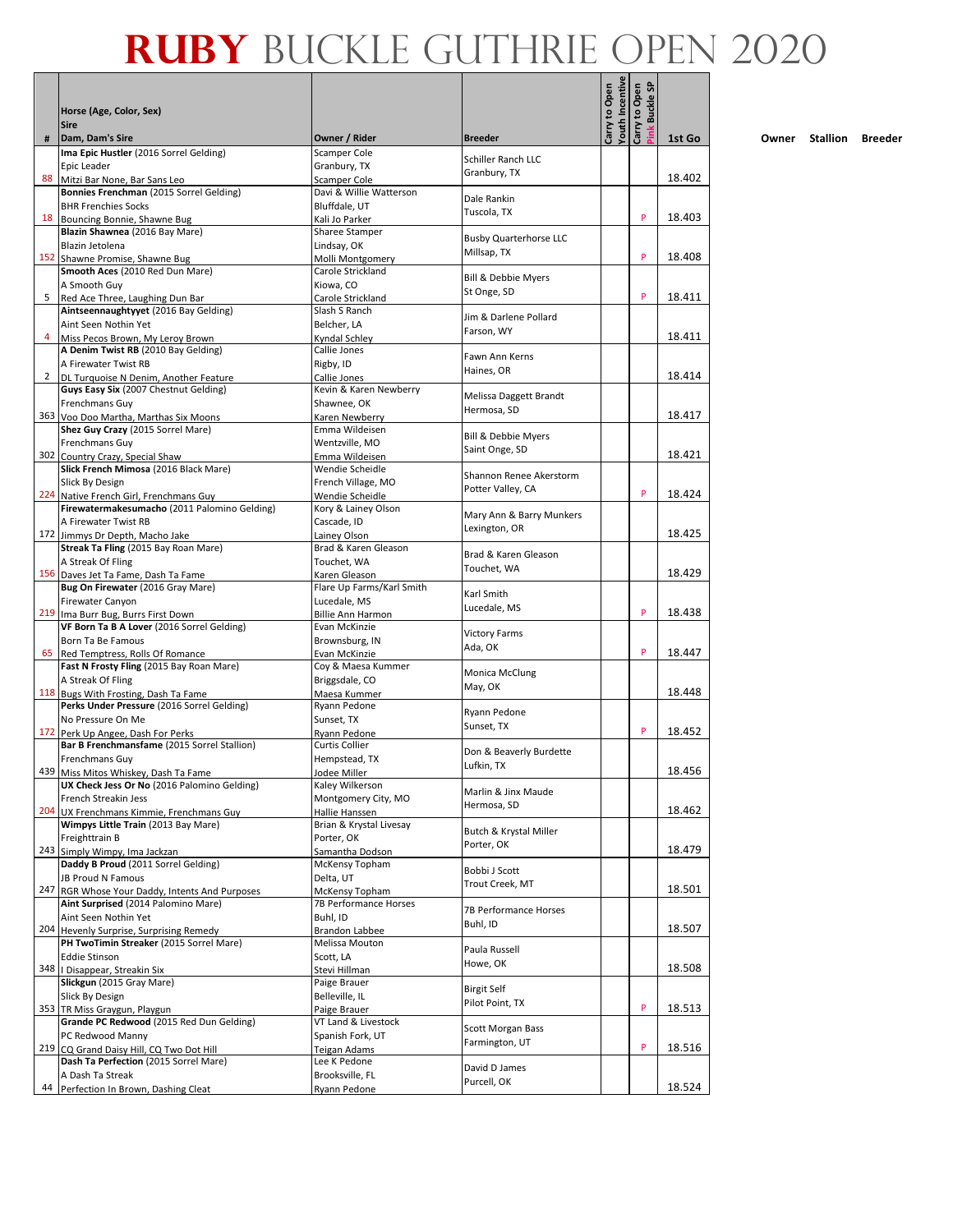# RUBY BUCKLE GUTHRIE OPEN 2020

| # | Horse (Age, Color, Sex)<br>Sire<br>Dam, Dam's Sire | Owner / Rider | Breeder | Carry to Open Youth Incentive | Carry to Open Pink Buckle SP | 1st Go | Owner | Stallion | Breeder |
|---|---|---|---|---|---|---|---|---|---|
| 88 | **Ima Epic Hustler** (2016 Sorrel Gelding)<br>Epic Leader<br>Mitzi Bar None, Bar Sans Leo | Scamper Cole<br>Granbury, TX<br>Scamper Cole | Schiller Ranch LLC<br>Granbury, TX | | | 18.402 | | | |
| 18 | **Bonnies Frenchman** (2015 Sorrel Gelding)<br>BHR Frenchies Socks<br>Bouncing Bonnie, Shawne Bug | Davi & Willie Watterson<br>Bluffdale, UT<br>Kali Jo Parker | Dale Rankin<br>Tuscola, TX | | P | 18.403 | | | |
| 152 | **Blazin Shawnea** (2016 Bay Mare)<br>Blazin Jetolena<br>Shawne Promise, Shawne Bug | Sharee Stamper<br>Lindsay, OK<br>Molli Montgomery | Busby Quarterhorse LLC<br>Millsap, TX | | P | 18.408 | | | |
| 5 | **Smooth Aces** (2010 Red Dun Mare)<br>A Smooth Guy<br>Red Ace Three, Laughing Dun Bar | Carole Strickland<br>Kiowa, CO<br>Carole Strickland | Bill & Debbie Myers<br>St Onge, SD | | P | 18.411 | | | |
| 4 | **Aintseennaughtyyet** (2016 Bay Gelding)<br>Aint Seen Nothin Yet<br>Miss Pecos Brown, My Leroy Brown | Slash S Ranch<br>Belcher, LA<br>Kyndal Schley | Jim & Darlene Pollard<br>Farson, WY | | | 18.411 | | | |
| 2 | **A Denim Twist RB** (2010 Bay Gelding)<br>A Firewater Twist RB<br>DL Turquoise N Denim, Another Feature | Callie Jones<br>Rigby, ID<br>Callie Jones | Fawn Ann Kerns<br>Haines, OR | | | 18.414 | | | |
| 363 | **Guys Easy Six** (2007 Chestnut Gelding)<br>Frenchmans Guy<br>Voo Doo Martha, Marthas Six Moons | Kevin & Karen Newberry<br>Shawnee, OK<br>Karen Newberry | Melissa Daggett Brandt<br>Hermosa, SD | | | 18.417 | | | |
| 302 | **Shez Guy Crazy** (2015 Sorrel Mare)<br>Frenchmans Guy<br>Country Crazy, Special Shaw | Emma Wildeisen<br>Wentzville, MO<br>Emma Wildeisen | Bill & Debbie Myers<br>Saint Onge, SD | | | 18.421 | | | |
| 224 | **Slick French Mimosa** (2016 Black Mare)<br>Slick By Design<br>Native French Girl, Frenchmans Guy | Wendie Scheidle<br>French Village, MO<br>Wendie Scheidle | Shannon Renee Akerstorm<br>Potter Valley, CA | | P | 18.424 | | | |
| 172 | **Firewatermakesumacho** (2011 Palomino Gelding)<br>A Firewater Twist RB<br>Jimmys Dr Depth, Macho Jake | Kory & Lainey Olson<br>Cascade, ID<br>Lainey Olson | Mary Ann & Barry Munkers<br>Lexington, OR | | | 18.425 | | | |
| 156 | **Streak Ta Fling** (2015 Bay Roan Mare)<br>A Streak Of Fling<br>Daves Jet Ta Fame, Dash Ta Fame | Brad & Karen Gleason<br>Touchet, WA<br>Karen Gleason | Brad & Karen Gleason<br>Touchet, WA | | | 18.429 | | | |
| 219 | **Bug On Firewater** (2016 Gray Mare)<br>Firewater Canyon<br>Ima Burr Bug, Burrs First Down | Flare Up Farms/Karl Smith<br>Lucedale, MS<br>Billie Ann Harmon | Karl Smith<br>Lucedale, MS | | P | 18.438 | | | |
| 65 | **VF Born Ta B A Lover** (2016 Sorrel Gelding)<br>Born Ta Be Famous<br>Red Temptress, Rolls Of Romance | Evan McKinzie<br>Brownsburg, IN<br>Evan McKinzie | Victory Farms<br>Ada, OK | | P | 18.447 | | | |
| 118 | **Fast N Frosty Fling** (2015 Bay Roan Mare)<br>A Streak Of Fling<br>Bugs With Frosting, Dash Ta Fame | Coy & Maesa Kummer<br>Briggsdale, CO<br>Maesa Kummer | Monica McClung<br>May, OK | | | 18.448 | | | |
| 172 | **Perks Under Pressure** (2016 Sorrel Gelding)<br>No Pressure On Me<br>Perk Up Angee, Dash For Perks | Ryann Pedone<br>Sunset, TX<br>Ryann Pedone | Ryann Pedone<br>Sunset, TX | | P | 18.452 | | | |
| 439 | **Bar B Frenchmansfame** (2015 Sorrel Stallion)<br>Frenchmans Guy<br>Miss Mitos Whiskey, Dash Ta Fame | Curtis Collier<br>Hempstead, TX<br>Jodee Miller | Don & Beaverly Burdette<br>Lufkin, TX | | | 18.456 | | | |
| 204 | **UX Check Jess Or No** (2016 Palomino Gelding)<br>French Streakin Jess<br>UX Frenchmans Kimmie, Frenchmans Guy | Kaley Wilkerson<br>Montgomery City, MO<br>Hallie Hanssen | Marlin & Jinx Maude<br>Hermosa, SD | | | 18.462 | | | |
| 243 | **Wimpys Little Train** (2013 Bay Mare)<br>Freighttrain B<br>Simply Wimpy, Ima Jackzan | Brian & Krystal Livesay<br>Porter, OK<br>Samantha Dodson | Butch & Krystal Miller<br>Porter, OK | | | 18.479 | | | |
| 247 | **Daddy B Proud** (2011 Sorrel Gelding)<br>JB Proud N Famous<br>RGR Whose Your Daddy, Intents And Purposes | McKensy Topham<br>Delta, UT<br>McKensy Topham | Bobbi J Scott<br>Trout Creek, MT | | | 18.501 | | | |
| 204 | **Aint Surprised** (2014 Palomino Mare)<br>Aint Seen Nothin Yet<br>Hevenly Surprise, Surprising Remedy | 7B Performance Horses<br>Buhl, ID<br>Brandon Labbee | 7B Performance Horses<br>Buhl, ID | | | 18.507 | | | |
| 348 | **PH TwoTimin Streaker** (2015 Sorrel Mare)<br>Eddie Stinson<br>I Disappear, Streakin Six | Melissa Mouton<br>Scott, LA<br>Stevi Hillman | Paula Russell<br>Howe, OK | | | 18.508 | | | |
| 353 | **Slickgun** (2015 Gray Mare)<br>Slick By Design<br>TR Miss Graygun, Playgun | Paige Brauer<br>Belleville, IL<br>Paige Brauer | Birgit Self<br>Pilot Point, TX | | P | 18.513 | | | |
| 219 | **Grande PC Redwood** (2015 Red Dun Gelding)<br>PC Redwood Manny<br>CQ Grand Daisy Hill, CQ Two Dot Hill | VT Land & Livestock<br>Spanish Fork, UT<br>Teigan Adams | Scott Morgan Bass<br>Farmington, UT | | P | 18.516 | | | |
| 44 | **Dash Ta Perfection** (2015 Sorrel Mare)<br>A Dash Ta Streak<br>Perfection In Brown, Dashing Cleat | Lee K Pedone<br>Brooksville, FL<br>Ryann Pedone | David D James<br>Purcell, OK | | | 18.524 | | | |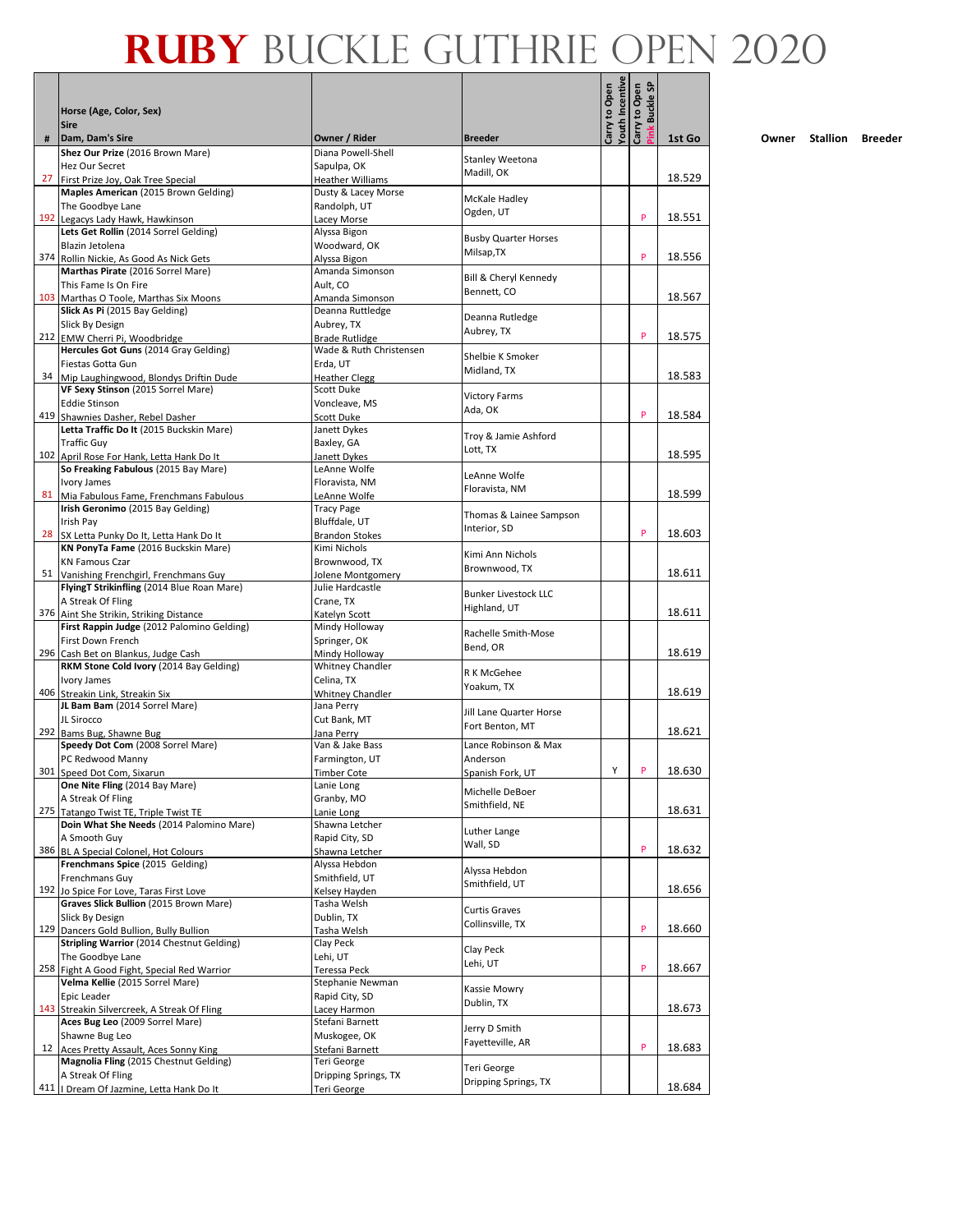# RUBY BUCKLE GUTHRIE OPEN 2020

| # | Horse (Age, Color, Sex) Sire Dam, Dam's Sire | Owner / Rider | Breeder | Carry to Open Youth Incentive | Carry to Open Pink Buckle SP | 1st Go | Owner | Stallion | Breeder |
|---|---|---|---|---|---|---|---|---|---|
| 27 | **Shez Our Prize** (2016 Brown Mare) Hez Our Secret First Prize Joy, Oak Tree Special | Diana Powell-Shell Sapulpa, OK Heather Williams | Stanley Weetona Madill, OK | | | 18.529 | | | |
| 192 | **Maples American** (2015 Brown Gelding) The Goodbye Lane Legacys Lady Hawk, Hawkinson | Dusty & Lacey Morse Randolph, UT Lacey Morse | McKale Hadley Ogden, UT | | P | 18.551 | | | |
| 374 | **Lets Get Rollin** (2014 Sorrel Gelding) Blazin Jetolena Rollin Nickie, As Good As Nick Gets | Alyssa Bigon Woodward, OK Alyssa Bigon | Busby Quarter Horses Milsap,TX | | P | 18.556 | | | |
| 103 | **Marthas Pirate** (2016 Sorrel Mare) This Fame Is On Fire Marthas O Toole, Marthas Six Moons | Amanda Simonson Ault, CO Amanda Simonson | Bill & Cheryl Kennedy Bennett, CO | | | 18.567 | | | |
| 212 | **Slick As Pi** (2015 Bay Gelding) Slick By Design EMW Cherri Pi, Woodbridge | Deanna Ruttledge Aubrey, TX Brade Rutlidge | Deanna Rutledge Aubrey, TX | | P | 18.575 | | | |
| 34 | **Hercules Got Guns** (2014 Gray Gelding) Fiestas Gotta Gun Mip Laughingwood, Blondys Driftin Dude | Wade & Ruth Christensen Erda, UT Heather Clegg | Shelbie K Smoker Midland, TX | | | 18.583 | | | |
| 419 | **VF Sexy Stinson** (2015 Sorrel Mare) Eddie Stinson Shawnies Dasher, Rebel Dasher | Scott Duke Voncleave, MS Scott Duke | Victory Farms Ada, OK | | P | 18.584 | | | |
| 102 | **Letta Traffic Do It** (2015 Buckskin Mare) Traffic Guy April Rose For Hank, Letta Hank Do It | Janett Dykes Baxley, GA Janett Dykes | Troy & Jamie Ashford Lott, TX | | | 18.595 | | | |
| 81 | **So Freaking Fabulous** (2015 Bay Mare) Ivory James Mia Fabulous Fame, Frenchmans Fabulous | LeAnne Wolfe Floravista, NM LeAnne Wolfe | LeAnne Wolfe Floravista, NM | | | 18.599 | | | |
| 28 | **Irish Geronimo** (2015 Bay Gelding) Irish Pay SX Letta Punky Do It, Letta Hank Do It | Tracy Page Bluffdale, UT Brandon Stokes | Thomas & Lainee Sampson Interior, SD | | P | 18.603 | | | |
| 51 | **KN PonyTa Fame** (2016 Buckskin Mare) KN Famous Czar Vanishing Frenchgirl, Frenchmans Guy | Kimi Nichols Brownwood, TX Jolene Montgomery | Kimi Ann Nichols Brownwood, TX | | | 18.611 | | | |
| 376 | **FlyingT Strikinfling** (2014 Blue Roan Mare) A Streak Of Fling Aint She Strikin, Striking Distance | Julie Hardcastle Crane, TX Katelyn Scott | Bunker Livestock LLC Highland, UT | | | 18.611 | | | |
| 296 | **First Rappin Judge** (2012 Palomino Gelding) First Down French Cash Bet on Blankus, Judge Cash | Mindy Holloway Springer, OK Mindy Holloway | Rachelle Smith-Mose Bend, OR | | | 18.619 | | | |
| 406 | **RKM Stone Cold Ivory** (2014 Bay Gelding) Ivory James Streakin Link, Streakin Six | Whitney Chandler Celina, TX Whitney Chandler | R K McGehee Yoakum, TX | | | 18.619 | | | |
| 292 | **JL Bam Bam** (2014 Sorrel Mare) JL Sirocco Bams Bug, Shawne Bug | Jana Perry Cut Bank, MT Jana Perry | Jill Lane Quarter Horse Fort Benton, MT | | | 18.621 | | | |
| 301 | **Speedy Dot Com** (2008 Sorrel Mare) PC Redwood Manny Speed Dot Com, Sixarun | Van & Jake Bass Farmington, UT Timber Cote | Lance Robinson & Max Anderson Spanish Fork, UT | Y | P | 18.630 | | | |
| 275 | **One Nite Fling** (2014 Bay Mare) A Streak Of Fling Tatango Twist TE, Triple Twist TE | Lanie Long Granby, MO Lanie Long | Michelle DeBoer Smithfield, NE | | | 18.631 | | | |
| 386 | **Doin What She Needs** (2014 Palomino Mare) A Smooth Guy BL A Special Colonel, Hot Colours | Shawna Letcher Rapid City, SD Shawna Letcher | Luther Lange Wall, SD | | P | 18.632 | | | |
| 192 | **Frenchmans Spice** (2015 Gelding) Frenchmans Guy Jo Spice For Love, Taras First Love | Alyssa Hebdon Smithfield, UT Kelsey Hayden | Alyssa Hebdon Smithfield, UT | | | 18.656 | | | |
| 129 | **Graves Slick Bullion** (2015 Brown Mare) Slick By Design Dancers Gold Bullion, Bully Bullion | Tasha Welsh Dublin, TX Tasha Welsh | Curtis Graves Collinsville, TX | | P | 18.660 | | | |
| 258 | **Stripling Warrior** (2014 Chestnut Gelding) The Goodbye Lane Fight A Good Fight, Special Red Warrior | Clay Peck Lehi, UT Teressa Peck | Clay Peck Lehi, UT | | P | 18.667 | | | |
| 143 | **Velma Kellie** (2015 Sorrel Mare) Epic Leader Streakin Silvercreek, A Streak Of Fling | Stephanie Newman Rapid City, SD Lacey Harmon | Kassie Mowry Dublin, TX | | | 18.673 | | | |
| 12 | **Aces Bug Leo** (2009 Sorrel Mare) Shawne Bug Leo Aces Pretty Assault, Aces Sonny King | Stefani Barnett Muskogee, OK Stefani Barnett | Jerry D Smith Fayetteville, AR | | P | 18.683 | | | |
| 411 | **Magnolia Fling** (2015 Chestnut Gelding) A Streak Of Fling I Dream Of Jazmine, Letta Hank Do It | Teri George Dripping Springs, TX Teri George | Teri George Dripping Springs, TX | | | 18.684 | | | |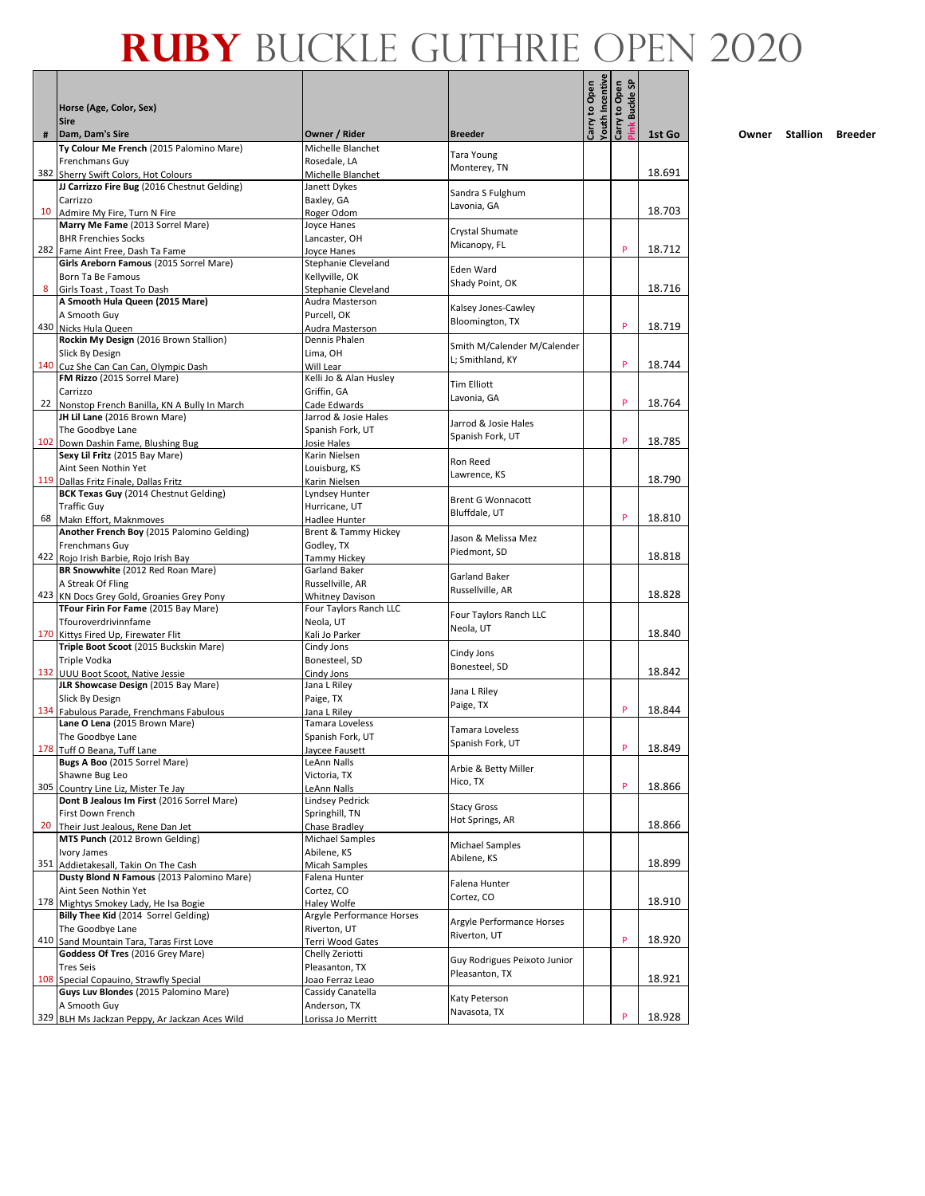# RUBY BUCKLE GUTHRIE OPEN 2020

| # | Horse (Age, Color, Sex) / Sire / Dam, Dam's Sire | Owner / Rider | Breeder | Carry to Open Youth Incentive | Carry to Open Pink Buckle SP | 1st Go |
|---|---|---|---|---|---|---|
| 382 | **Ty Colour Me French** (2015 Palomino Mare) / Frenchmans Guy / Sherry Swift Colors, Hot Colours | Michelle Blanchet / Rosedale, LA / Michelle Blanchet | Tara Young / Monterey, TN | | | 18.691 |
| 10 | **JJ Carrizzo Fire Bug** (2016 Chestnut Gelding) / Carrizzo / Admire My Fire, Turn N Fire | Janett Dykes / Baxley, GA / Roger Odom | Sandra S Fulghum / Lavonia, GA | | | 18.703 |
| 282 | **Marry Me Fame** (2013 Sorrel Mare) / BHR Frenchies Socks / Fame Aint Free, Dash Ta Fame | Joyce Hanes / Lancaster, OH / Joyce Hanes | Crystal Shumate / Micanopy, FL | | P | 18.712 |
| 8 | **Girls Areborn Famous** (2015 Sorrel Mare) / Born Ta Be Famous / Girls Toast , Toast To Dash | Stephanie Cleveland / Kellyville, OK / Stephanie Cleveland | Eden Ward / Shady Point, OK | | | 18.716 |
| 430 | **A Smooth Hula Queen (2015 Mare)** / A Smooth Guy / Nicks Hula Queen | Audra Masterson / Purcell, OK / Audra Masterson | Kalsey Jones-Cawley / Bloomington, TX | | P | 18.719 |
| 140 | **Rockin My Design** (2016 Brown Stallion) / Slick By Design / Cuz She Can Can Can, Olympic Dash | Dennis Phalen / Lima, OH / Will Lear | Smith M/Calender M/Calender L; Smithland, KY | | P | 18.744 |
| 22 | **FM Rizzo** (2015 Sorrel Mare) / Carrizzo / Nonstop French Banilla, KN A Bully In March | Kelli Jo & Alan Husley / Griffin, GA / Cade Edwards | Tim Elliott / Lavonia, GA | | P | 18.764 |
| 102 | **JH Lil Lane** (2016 Brown Mare) / The Goodbye Lane / Down Dashin Fame, Blushing Bug | Jarrod & Josie Hales / Spanish Fork, UT / Josie Hales | Jarrod & Josie Hales / Spanish Fork, UT | | P | 18.785 |
| 119 | **Sexy Lil Fritz** (2015 Bay Mare) / Aint Seen Nothin Yet / Dallas Fritz Finale, Dallas Fritz | Karin Nielsen / Louisburg, KS / Karin Nielsen | Ron Reed / Lawrence, KS | | | 18.790 |
| 68 | **BCK Texas Guy** (2014 Chestnut Gelding) / Traffic Guy / Makn Effort, Maknmoves | Lyndsey Hunter / Hurricane, UT / Hadlee Hunter | Brent G Wonnacott / Bluffdale, UT | | P | 18.810 |
| 422 | **Another French Boy** (2015 Palomino Gelding) / Frenchmans Guy / Rojo Irish Barbie, Rojo Irish Bay | Brent & Tammy Hickey / Godley, TX / Tammy Hickey | Jason & Melissa Mez / Piedmont, SD | | | 18.818 |
| 423 | **BR Snowwhite** (2012 Red Roan Mare) / A Streak Of Fling / KN Docs Grey Gold, Groanies Grey Pony | Garland Baker / Russellville, AR / Whitney Davison | Garland Baker / Russellville, AR | | | 18.828 |
| 170 | **TFour Firin For Fame** (2015 Bay Mare) / Tfouroverdrivinnfame / Kittys Fired Up, Firewater Flit | Four Taylors Ranch LLC / Neola, UT / Kali Jo Parker | Four Taylors Ranch LLC / Neola, UT | | | 18.840 |
| 132 | **Triple Boot Scoot** (2015 Buckskin Mare) / Triple Vodka / UUU Boot Scoot, Native Jessie | Cindy Jons / Bonesteel, SD / Cindy Jons | Cindy Jons / Bonesteel, SD | | | 18.842 |
| 134 | **JLR Showcase Design** (2015 Bay Mare) / Slick By Design / Fabulous Parade, Frenchmans Fabulous | Jana L Riley / Paige, TX / Jana L Riley | Jana L Riley / Paige, TX | | P | 18.844 |
| 178 | **Lane O Lena** (2015 Brown Mare) / The Goodbye Lane / Tuff O Beana, Tuff Lane | Tamara Loveless / Spanish Fork, UT / Jaycee Fausett | Tamara Loveless / Spanish Fork, UT | | P | 18.849 |
| 305 | **Bugs A Boo** (2015 Sorrel Mare) / Shawne Bug Leo / Country Line Liz, Mister Te Jay | LeAnn Nalls / Victoria, TX / LeAnn Nalls | Arbie & Betty Miller / Hico, TX | | P | 18.866 |
| 20 | **Dont B Jealous Im First** (2016 Sorrel Mare) / First Down French / Their Just Jealous, Rene Dan Jet | Lindsey Pedrick / Springhill, TN / Chase Bradley | Stacy Gross / Hot Springs, AR | | | 18.866 |
| 351 | **MTS Punch** (2012 Brown Gelding) / Ivory James / Addietakesall, Takin On The Cash | Michael Samples / Abilene, KS / Micah Samples | Michael Samples / Abilene, KS | | | 18.899 |
| 178 | **Dusty Blond N Famous** (2013 Palomino Mare) / Aint Seen Nothin Yet / Mightys Smokey Lady, He Isa Bogie | Falena Hunter / Cortez, CO / Haley Wolfe | Falena Hunter / Cortez, CO | | | 18.910 |
| 410 | **Billy Thee Kid** (2014 Sorrel Gelding) / The Goodbye Lane / Sand Mountain Tara, Taras First Love | Argyle Performance Horses / Riverton, UT / Terri Wood Gates | Argyle Performance Horses / Riverton, UT | | P | 18.920 |
| 108 | **Goddess Of Tres** (2016 Grey Mare) / Tres Seis / Special Copauino, Strawfly Special | Chelly Zeriotti / Pleasanton, TX / Joao Ferraz Leao | Guy Rodrigues Peixoto Junior / Pleasanton, TX | | | 18.921 |
| 329 | **Guys Luv Blondes** (2015 Palomino Mare) / A Smooth Guy / BLH Ms Jackzan Peppy, Ar Jackzan Aces Wild | Cassidy Canatella / Anderson, TX / Lorissa Jo Merritt | Katy Peterson / Navasota, TX | | P | 18.928 |

Owner Stallion Breeder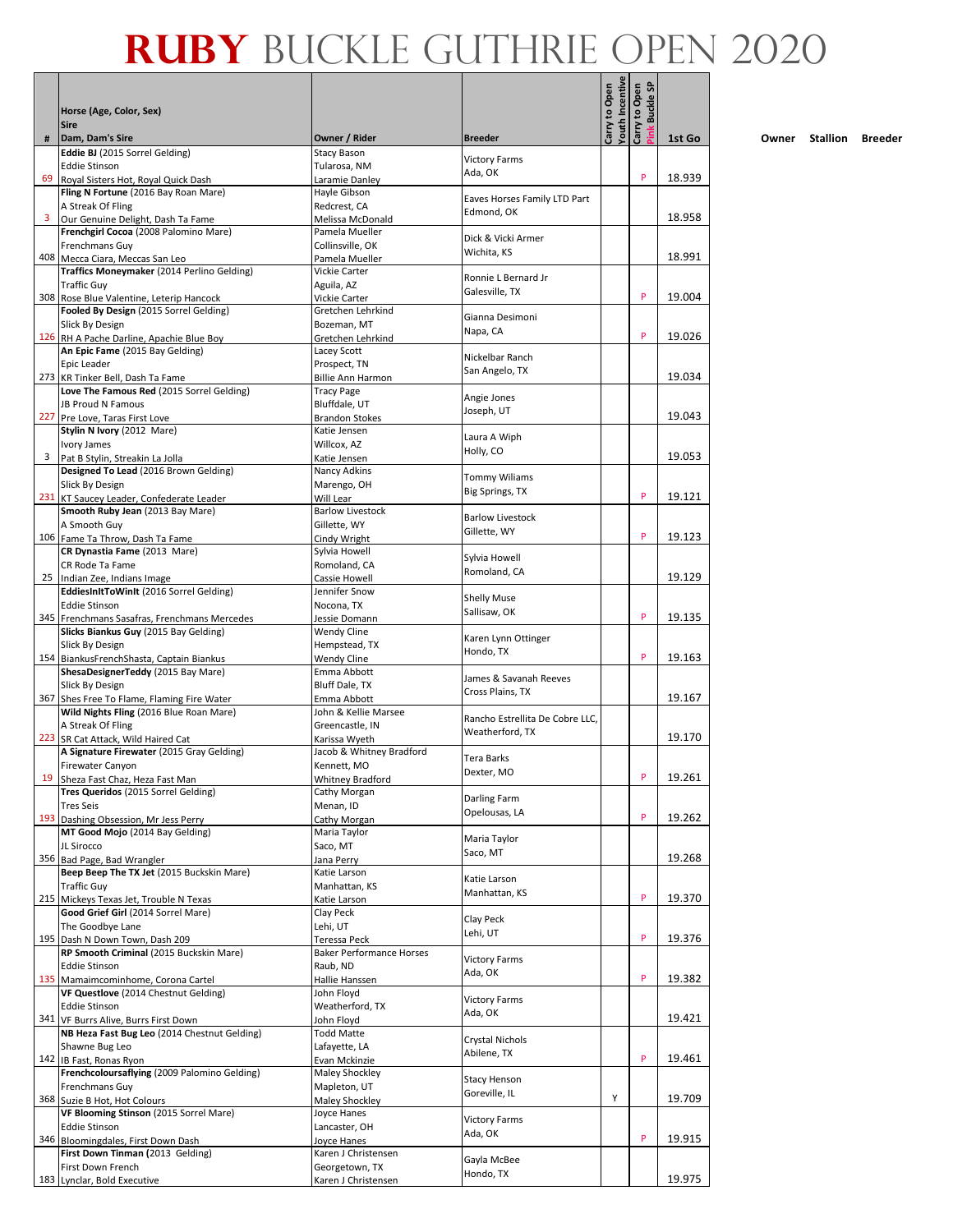# RUBY BUCKLE GUTHRIE OPEN 2020

| # | Horse (Age, Color, Sex) / Sire / Dam, Dam's Sire | Owner / Rider | Breeder | Carry to Open Youth Incentive | Carry to Open Pink Buckle SP | 1st Go |
|---|---|---|---|---|---|---|
| 69 | **Eddie BJ** (2015 Sorrel Gelding) / Eddie Stinson / Royal Sisters Hot, Royal Quick Dash | Stacy Bason / Tularosa, NM / Laramie Danley | Victory Farms / Ada, OK | | P | 18.939 |
| 3 | **Fling N Fortune** (2016 Bay Roan Mare) / A Streak Of Fling / Our Genuine Delight, Dash Ta Fame | Hayle Gibson / Redcrest, CA / Melissa McDonald | Eaves Horses Family LTD Part / Edmond, OK | | | 18.958 |
| 408 | **Frenchgirl Cocoa** (2008 Palomino Mare) / Frenchmans Guy / Mecca Ciara, Meccas San Leo | Pamela Mueller / Collinsville, OK / Pamela Mueller | Dick & Vicki Armer / Wichita, KS | | | 18.991 |
| 308 | **Traffics Moneymaker** (2014 Perlino Gelding) / Traffic Guy / Rose Blue Valentine, Leterip Hancock | Vickie Carter / Aguila, AZ / Vickie Carter | Ronnie L Bernard Jr / Galesville, TX | | P | 19.004 |
| 126 | **Fooled By Design** (2015 Sorrel Gelding) / Slick By Design / RH A Pache Darline, Apachie Blue Boy | Gretchen Lehrkind / Bozeman, MT / Gretchen Lehrkind | Gianna Desimoni / Napa, CA | | P | 19.026 |
| 273 | **An Epic Fame** (2015 Bay Gelding) / Epic Leader / KR Tinker Bell, Dash Ta Fame | Lacey Scott / Prospect, TN / Billie Ann Harmon | Nickelbar Ranch / San Angelo, TX | | | 19.034 |
| 227 | **Love The Famous Red** (2015 Sorrel Gelding) / JB Proud N Famous / Pre Love, Taras First Love | Tracy Page / Bluffdale, UT / Brandon Stokes | Angie Jones / Joseph, UT | | | 19.043 |
| 3 | **Stylin N Ivory** (2012 Mare) / Ivory James / Pat B Stylin, Streakin La Jolla | Katie Jensen / Willcox, AZ / Katie Jensen | Laura A Wiph / Holly, CO | | | 19.053 |
| 231 | **Designed To Lead** (2016 Brown Gelding) / Slick By Design / KT Saucey Leader, Confederate Leader | Nancy Adkins / Marengo, OH / Will Lear | Tommy Wiliams / Big Springs, TX | | P | 19.121 |
| 106 | **Smooth Ruby Jean** (2013 Bay Mare) / A Smooth Guy / Fame Ta Throw, Dash Ta Fame | Barlow Livestock / Gillette, WY / Cindy Wright | Barlow Livestock / Gillette, WY | | P | 19.123 |
| 25 | **CR Dynastia Fame** (2013 Mare) / CR Rode Ta Fame / Indian Zee, Indians Image | Sylvia Howell / Romoland, CA / Cassie Howell | Sylvia Howell / Romoland, CA | | | 19.129 |
| 345 | **EddiesInItToWinIt** (2016 Sorrel Gelding) / Eddie Stinson / Frenchmans Sasafras, Frenchmans Mercedes | Jennifer Snow / Nocona, TX / Jessie Domann | Shelly Muse / Sallisaw, OK | | P | 19.135 |
| 154 | **Slicks Biankus Guy** (2015 Bay Gelding) / Slick By Design / BiankusFrenchShasta, Captain Biankus | Wendy Cline / Hempstead, TX / Wendy Cline | Karen Lynn Ottinger / Hondo, TX | | P | 19.163 |
| 367 | **ShesaDesignerTeddy** (2015 Bay Mare) / Slick By Design / Shes Free To Flame, Flaming Fire Water | Emma Abbott / Bluff Dale, TX / Emma Abbott | James & Savanah Reeves / Cross Plains, TX | | | 19.167 |
| 223 | **Wild Nights Fling** (2016 Blue Roan Mare) / A Streak Of Fling / SR Cat Attack, Wild Haired Cat | John & Kellie Marsee / Greencastle, IN / Karissa Wyeth | Rancho Estrellita De Cobre LLC, / Weatherford, TX | | | 19.170 |
| 19 | **A Signature Firewater** (2015 Gray Gelding) / Firewater Canyon / Sheza Fast Chaz, Heza Fast Man | Jacob & Whitney Bradford / Kennett, MO / Whitney Bradford | Tera Barks / Dexter, MO | | P | 19.261 |
| 193 | **Tres Queridos** (2015 Sorrel Gelding) / Tres Seis / Dashing Obsession, Mr Jess Perry | Cathy Morgan / Menan, ID / Cathy Morgan | Darling Farm / Opelousas, LA | | P | 19.262 |
| 356 | **MT Good Mojo** (2014 Bay Gelding) / JL Sirocco / Bad Page, Bad Wrangler | Maria Taylor / Saco, MT / Jana Perry | Maria Taylor / Saco, MT | | | 19.268 |
| 215 | **Beep Beep The TX Jet** (2015 Buckskin Mare) / Traffic Guy / Mickeys Texas Jet, Trouble N Texas | Katie Larson / Manhattan, KS / Katie Larson | Katie Larson / Manhattan, KS | | P | 19.370 |
| 195 | **Good Grief Girl** (2014 Sorrel Mare) / The Goodbye Lane / Dash N Down Town, Dash 209 | Clay Peck / Lehi, UT / Teressa Peck | Clay Peck / Lehi, UT | | P | 19.376 |
| 135 | **RP Smooth Criminal** (2015 Buckskin Mare) / Eddie Stinson / Mamaimcominhome, Corona Cartel | Baker Performance Horses / Raub, ND / Hallie Hanssen | Victory Farms / Ada, OK | | P | 19.382 |
| 341 | **VF Questlove** (2014 Chestnut Gelding) / Eddie Stinson / VF Burrs Alive, Burrs First Down | John Floyd / Weatherford, TX / John Floyd | Victory Farms / Ada, OK | | | 19.421 |
| 142 | **NB Heza Fast Bug Leo** (2014 Chestnut Gelding) / Shawne Bug Leo / IB Fast, Ronas Ryon | Todd Matte / Lafayette, LA / Evan Mckinzie | Crystal Nichols / Abilene, TX | | P | 19.461 |
| 368 | **Frenchcoloursaflying** (2009 Palomino Gelding) / Frenchmans Guy / Suzie B Hot, Hot Colours | Maley Shockley / Mapleton, UT / Maley Shockley | Stacy Henson / Goreville, IL | Y | | 19.709 |
| 346 | **VF Blooming Stinson** (2015 Sorrel Mare) / Eddie Stinson / Bloomingdales, First Down Dash | Joyce Hanes / Lancaster, OH / Joyce Hanes | Victory Farms / Ada, OK | | P | 19.915 |
| 183 | **First Down Tinman** (2013 Gelding) / First Down French / Lynclar, Bold Executive | Karen J Christensen / Georgetown, TX / Karen J Christensen | Gayla McBee / Hondo, TX | | | 19.975 |

Owner Stallion Breeder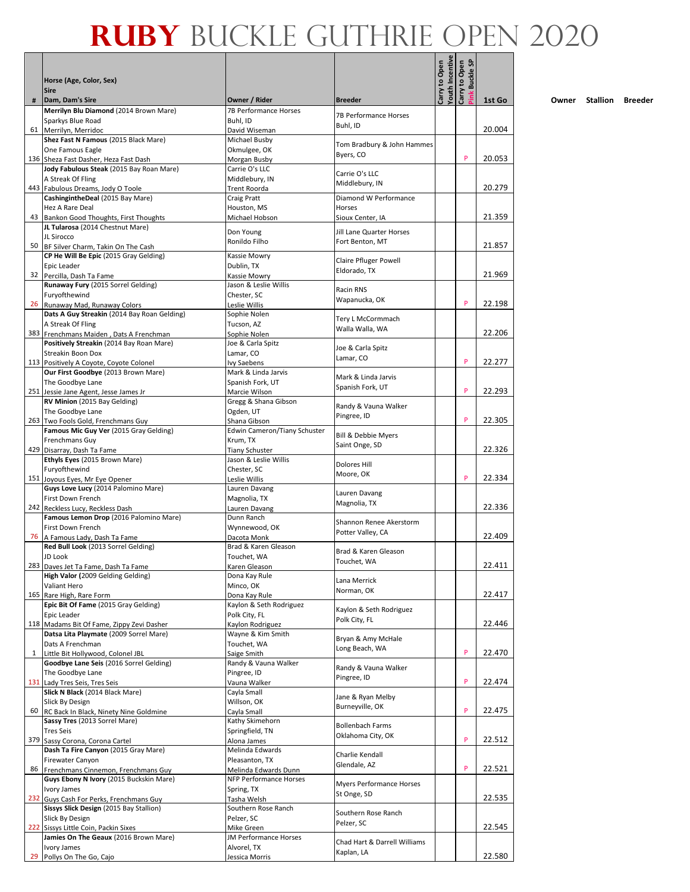# RUBY BUCKLE GUTHRIE OPEN 2020

| # | Horse (Age, Color, Sex) / Sire / Dam, Dam's Sire | Owner / Rider | Breeder | Carry to Open Youth Incentive | Carry to Open Pink Buckle SP | 1st Go |
|---|---|---|---|---|---|---|
| 61 | **Merrilyn Blu Diamond** (2014 Brown Mare) Sparkys Blue Road Merrilyn, Merridoc | 7B Performance Horses Buhl, ID David Wiseman | 7B Performance Horses Buhl, ID | | | 20.004 |
| 136 | **Shez Fast N Famous** (2015 Black Mare) One Famous Eagle Sheza Fast Dasher, Heza Fast Dash | Michael Busby Okmulgee, OK Morgan Busby | Tom Bradbury & John Hammes Byers, CO | | P | 20.053 |
| 443 | **Jody Fabulous Steak** (2015 Bay Roan Mare) A Streak Of Fling Fabulous Dreams, Jody O Toole | Carrie O's LLC Middlebury, IN Trent Roorda | Carrie O's LLC Middlebury, IN | | | 20.279 |
| 43 | **CashingintheDeal** (2015 Bay Mare) Hez A Rare Deal Bankon Good Thoughts, First Thoughts | Craig Pratt Houston, MS Michael Hobson | Diamond W Performance Horses Sioux Center, IA | | | 21.359 |
| 50 | **JL Tularosa** (2014 Chestnut Mare) JL Sirocco BF Silver Charm, Takin On The Cash | Don Young Ronildo Filho | Jill Lane Quarter Horses Fort Benton, MT | | | 21.857 |
| 32 | **CP He Will Be Epic** (2015 Gray Gelding) Epic Leader Percilla, Dash Ta Fame | Kassie Mowry Dublin, TX Kassie Mowry | Claire Pfluger Powell Eldorado, TX | | | 21.969 |
| 26 | **Runaway Fury** (2015 Sorrel Gelding) Furyofthewind Runaway Mad, Runaway Colors | Jason & Leslie Willis Chester, SC Leslie Willis | Racin RNS Wapanucka, OK | | P | 22.198 |
| 383 | **Dats A Guy Streakin** (2014 Bay Roan Gelding) A Streak Of Fling Frenchmans Maiden , Dats A Frenchman | Sophie Nolen Tucson, AZ Sophie Nolen | Tery L McCormmach Walla Walla, WA | | | 22.206 |
| 113 | **Positively Streakin** (2014 Bay Roan Mare) Streakin Boon Dox Positively A Coyote, Coyote Colonel | Joe & Carla Spitz Lamar, CO Ivy Saebens | Joe & Carla Spitz Lamar, CO | | P | 22.277 |
| 251 | **Our First Goodbye** (2013 Brown Mare) The Goodbye Lane Jessie Jane Agent, Jesse James Jr | Mark & Linda Jarvis Spanish Fork, UT Marcie Wilson | Mark & Linda Jarvis Spanish Fork, UT | | P | 22.293 |
| 263 | **RV Minion** (2015 Bay Gelding) The Goodbye Lane Two Fools Gold, Frenchmans Guy | Gregg & Shana Gibson Ogden, UT Shana Gibson | Randy & Vauna Walker Pingree, ID | | P | 22.305 |
| 429 | **Famous Mic Guy Ver** (2015 Gray Gelding) Frenchmans Guy Disarray, Dash Ta Fame | Edwin Cameron/Tiany Schuster Krum, TX Tiany Schuster | Bill & Debbie Myers Saint Onge, SD | | | 22.326 |
| 151 | **Ethyls Eyes** (2015 Brown Mare) Furyofthewind Joyous Eyes, Mr Eye Opener | Jason & Leslie Willis Chester, SC Leslie Willis | Dolores Hill Moore, OK | | P | 22.334 |
| 242 | **Guys Love Lucy** (2014 Palomino Mare) First Down French Reckless Lucy, Reckless Dash | Lauren Davang Magnolia, TX Lauren Davang | Lauren Davang Magnolia, TX | | | 22.336 |
| 76 | **Famous Lemon Drop** (2016 Palomino Mare) First Down French A Famous Lady, Dash Ta Fame | Dunn Ranch Wynnewood, OK Dacota Monk | Shannon Renee Akerstorm Potter Valley, CA | | | 22.409 |
| 283 | **Red Bull Look** (2013 Sorrel Gelding) JD Look Daves Jet Ta Fame, Dash Ta Fame | Brad & Karen Gleason Touchet, WA Karen Gleason | Brad & Karen Gleason Touchet, WA | | | 22.411 |
| 165 | **High Valor (**2009 Gelding Gelding) Valiant Hero Rare High, Rare Form | Dona Kay Rule Minco, OK Dona Kay Rule | Lana Merrick Norman, OK | | | 22.417 |
| 118 | **Epic Bit Of Fame** (2015 Gray Gelding) Epic Leader Madams Bit Of Fame, Zippy Zevi Dasher | Kaylon & Seth Rodriguez Polk City, FL Kaylon Rodriguez | Kaylon & Seth Rodriguez Polk City, FL | | | 22.446 |
| 1 | **Datsa Lita Playmate** (2009 Sorrel Mare) Dats A Frenchman Little Bit Hollywood, Colonel JBL | Wayne & Kim Smith Touchet, WA Saige Smith | Bryan & Amy McHale Long Beach, WA | | P | 22.470 |
| 131 | **Goodbye Lane Seis** (2016 Sorrel Gelding) The Goodbye Lane Lady Tres Seis, Tres Seis | Randy & Vauna Walker Pingree, ID Vauna Walker | Randy & Vauna Walker Pingree, ID | | P | 22.474 |
| 60 | **Slick N Black** (2014 Black Mare) Slick By Design RC Back In Black, Ninety Nine Goldmine | Cayla Small Willson, OK Cayla Small | Jane & Ryan Melby Burneyville, OK | | P | 22.475 |
| 379 | **Sassy Tres** (2013 Sorrel Mare) Tres Seis Sassy Corona, Corona Cartel | Kathy Skimehorn Springfield, TN Alona James | Bollenbach Farms Oklahoma City, OK | | P | 22.512 |
| 86 | **Dash Ta Fire Canyon** (2015 Gray Mare) Firewater Canyon Frenchmans Cinnemon, Frenchmans Guy | Melinda Edwards Pleasanton, TX Melinda Edwards Dunn | Charlie Kendall Glendale, AZ | | P | 22.521 |
| 232 | **Guys Ebony N Ivory** (2015 Buckskin Mare) Ivory James Guys Cash For Perks, Frenchmans Guy | NFP Performance Horses Spring, TX Tasha Welsh | Myers Performance Horses St Onge, SD | | | 22.535 |
| 222 | **Sissys Slick Design** (2015 Bay Stallion) Slick By Design Sissys Little Coin, Packin Sixes | Southern Rose Ranch Pelzer, SC Mike Green | Southern Rose Ranch Pelzer, SC | | | 22.545 |
| 29 | **Jamies On The Geaux** (2016 Brown Mare) Ivory James Pollys On The Go, Cajo | JM Performance Horses Alvorel, TX Jessica Morris | Chad Hart & Darrell Williams Kaplan, LA | | | 22.580 |

Owner Stallion Breeder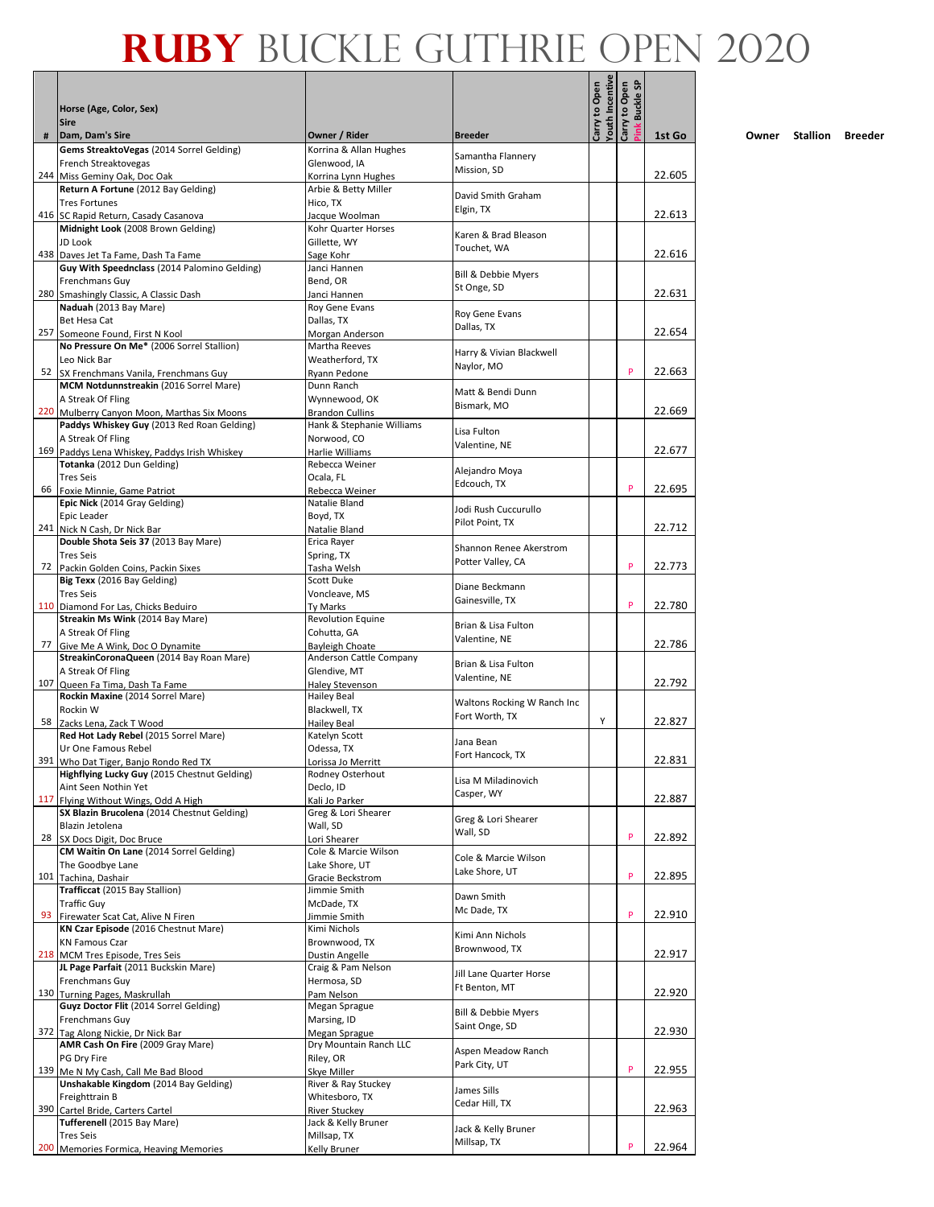# RUBY BUCKLE GUTHRIE OPEN 2020

| # | Horse (Age, Color, Sex) Sire Dam, Dam's Sire | Owner / Rider | Breeder | Carry to Open Youth Incentive | Carry to Open Pink Buckle SP | 1st Go |
|---|---|---|---|---|---|---|
| 244 | **Gems StreaktoVegas** (2014 Sorrel Gelding) French Streaktovegas Miss Geminy Oak, Doc Oak | Korrina & Allan Hughes Glenwood, IA Korrina Lynn Hughes | Samantha Flannery Mission, SD | | | 22.605 |
| 416 | **Return A Fortune** (2012 Bay Gelding) Tres Fortunes SC Rapid Return, Casady Casanova | Arbie & Betty Miller Hico, TX Jacque Woolman | David Smith Graham Elgin, TX | | | 22.613 |
| 438 | **Midnight Look** (2008 Brown Gelding) JD Look Daves Jet Ta Fame, Dash Ta Fame | Kohr Quarter Horses Gillette, WY Sage Kohr | Karen & Brad Bleason Touchet, WA | | | 22.616 |
| 280 | **Guy With Speednclass** (2014 Palomino Gelding) Frenchmans Guy Smashingly Classic, A Classic Dash | Janci Hannen Bend, OR Janci Hannen | Bill & Debbie Myers St Onge, SD | | | 22.631 |
| 257 | **Naduah** (2013 Bay Mare) Bet Hesa Cat Someone Found, First N Kool | Roy Gene Evans Dallas, TX Morgan Anderson | Roy Gene Evans Dallas, TX | | | 22.654 |
| 52 | **No Pressure On Me*** (2006 Sorrel Stallion) Leo Nick Bar SX Frenchmans Vanila, Frenchmans Guy | Martha Reeves Weatherford, TX Ryann Pedone | Harry & Vivian Blackwell Naylor, MO | | P | 22.663 |
| 220 | **MCM Notdunnstreakin** (2016 Sorrel Mare) A Streak Of Fling Mulberry Canyon Moon, Marthas Six Moons | Dunn Ranch Wynnewood, OK Brandon Cullins | Matt & Bendi Dunn Bismark, MO | | | 22.669 |
| 169 | **Paddys Whiskey Guy** (2013 Red Roan Gelding) A Streak Of Fling Paddys Lena Whiskey, Paddys Irish Whiskey | Hank & Stephanie Williams Norwood, CO Harlie Williams | Lisa Fulton Valentine, NE | | | 22.677 |
| 66 | **Totanka** (2012 Dun Gelding) Tres Seis Foxie Minnie, Game Patriot | Rebecca Weiner Ocala, FL Rebecca Weiner | Alejandro Moya Edcouch, TX | | P | 22.695 |
| 241 | **Epic Nick** (2014 Gray Gelding) Epic Leader Nick N Cash, Dr Nick Bar | Natalie Bland Boyd, TX Natalie Bland | Jodi Rush Cuccurullo Pilot Point, TX | | | 22.712 |
| 72 | **Double Shota Seis 37** (2013 Bay Mare) Tres Seis Packin Golden Coins, Packin Sixes | Erica Rayer Spring, TX Tasha Welsh | Shannon Renee Akerstrom Potter Valley, CA | | P | 22.773 |
| 110 | **Big Texx** (2016 Bay Gelding) Tres Seis Diamond For Las, Chicks Beduiro | Scott Duke Voncleave, MS Ty Marks | Diane Beckmann Gainesville, TX | | P | 22.780 |
| 77 | **Streakin Ms Wink** (2014 Bay Mare) A Streak Of Fling Give Me A Wink, Doc O Dynamite | Revolution Equine Cohutta, GA Bayleigh Choate | Brian & Lisa Fulton Valentine, NE | | | 22.786 |
| 107 | **StreakinCoronaQueen** (2014 Bay Roan Mare) A Streak Of Fling Queen Fa Tima, Dash Ta Fame | Anderson Cattle Company Glendive, MT Haley Stevenson | Brian & Lisa Fulton Valentine, NE | | | 22.792 |
| 58 | **Rockin Maxine** (2014 Sorrel Mare) Rockin W Zacks Lena, Zack T Wood | Hailey Beal Blackwell, TX Hailey Beal | Waltons Rocking W Ranch Inc Fort Worth, TX | Y | | 22.827 |
| 391 | **Red Hot Lady Rebel** (2015 Sorrel Mare) Ur One Famous Rebel Who Dat Tiger, Banjo Rondo Red TX | Katelyn Scott Odessa, TX Lorissa Jo Merritt | Jana Bean Fort Hancock, TX | | | 22.831 |
| 117 | **Highflying Lucky Guy** (2015 Chestnut Gelding) Aint Seen Nothin Yet Flying Without Wings, Odd A High | Rodney Osterhout Declo, ID Kali Jo Parker | Lisa M Miladinovich Casper, WY | | | 22.887 |
| 28 | **SX Blazin Brucolena** (2014 Chestnut Gelding) Blazin Jetolena SX Docs Digit, Doc Bruce | Greg & Lori Shearer Wall, SD Lori Shearer | Greg & Lori Shearer Wall, SD | | P | 22.892 |
| 101 | **CM Waitin On Lane** (2014 Sorrel Gelding) The Goodbye Lane Tachina, Dashair | Cole & Marcie Wilson Lake Shore, UT Gracie Beckstrom | Cole & Marcie Wilson Lake Shore, UT | | P | 22.895 |
| 93 | **Trafficcat** (2015 Bay Stallion) Traffic Guy Firewater Scat Cat, Alive N Firen | Jimmie Smith McDade, TX Jimmie Smith | Dawn Smith Mc Dade, TX | | P | 22.910 |
| 218 | **KN Czar Episode** (2016 Chestnut Mare) KN Famous Czar MCM Tres Episode, Tres Seis | Kimi Nichols Brownwood, TX Dustin Angelle | Kimi Ann Nichols Brownwood, TX | | | 22.917 |
| 130 | **JL Page Parfait** (2011 Buckskin Mare) Frenchmans Guy Turning Pages, Maskrullah | Craig & Pam Nelson Hermosa, SD Pam Nelson | Jill Lane Quarter Horse Ft Benton, MT | | | 22.920 |
| 372 | **Guyz Doctor Flit** (2014 Sorrel Gelding) Frenchmans Guy Tag Along Nickie, Dr Nick Bar | Megan Sprague Marsing, ID Megan Sprague | Bill & Debbie Myers Saint Onge, SD | | | 22.930 |
| 139 | **AMR Cash On Fire** (2009 Gray Mare) PG Dry Fire Me N My Cash, Call Me Bad Blood | Dry Mountain Ranch LLC Riley, OR Skye Miller | Aspen Meadow Ranch Park City, UT | | P | 22.955 |
| 390 | **Unshakable Kingdom** (2014 Bay Gelding) Freighttrain B Cartel Bride, Carters Cartel | River & Ray Stuckey Whitesboro, TX River Stuckey | James Sills Cedar Hill, TX | | | 22.963 |
| 200 | **Tufferenell** (2015 Bay Mare) Tres Seis Memories Formica, Heaving Memories | Jack & Kelly Bruner Millsap, TX Kelly Bruner | Jack & Kelly Bruner Millsap, TX | | P | 22.964 |

Owner Stallion Breeder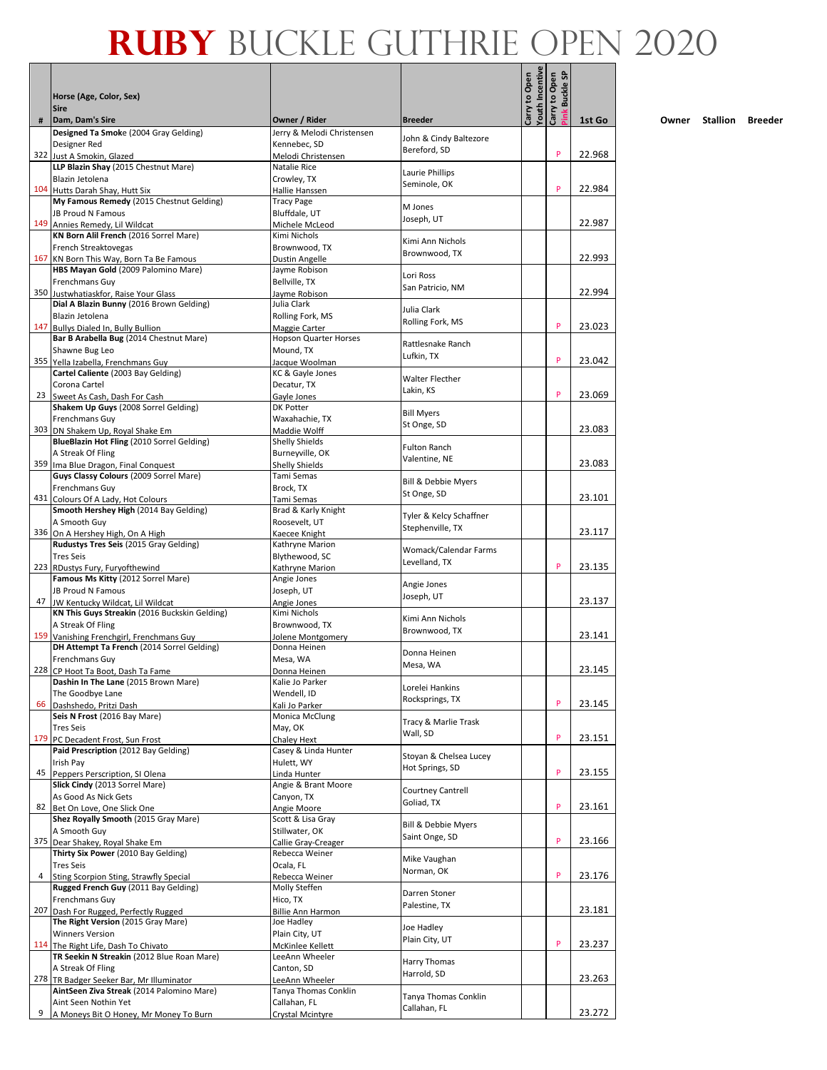# RUBY BUCKLE GUTHRIE OPEN 2020

| # | Horse (Age, Color, Sex) Sire Dam, Dam's Sire | Owner / Rider | Breeder | Carry to Open Youth Incentive | Carry to Open Pink Buckle SP | 1st Go | Owner | Stallion | Breeder |
|---|---|---|---|---|---|---|---|---|---|
| 322 | **Designed Ta Smoke** (2004 Gray Gelding) Designer Red Just A Smokin, Glazed | Jerry & Melodi Christensen Kennebec, SD Melodi Christensen | John & Cindy Baltezore Bereford, SD | | P | 22.968 | | | |
| 104 | **LLP Blazin Shay** (2015 Chestnut Mare) Blazin Jetolena Hutts Darah Shay, Hutt Six | Natalie Rice Crowley, TX Hallie Hanssen | Laurie Phillips Seminole, OK | | P | 22.984 | | | |
| 149 | **My Famous Remedy** (2015 Chestnut Gelding) JB Proud N Famous Annies Remedy, Lil Wildcat | Tracy Page Bluffdale, UT Michele McLeod | M Jones Joseph, UT | | | 22.987 | | | |
| 167 | **KN Born Alil French** (2016 Sorrel Mare) French Streaktovegas KN Born This Way, Born Ta Be Famous | Kimi Nichols Brownwood, TX Dustin Angelle | Kimi Ann Nichols Brownwood, TX | | | 22.993 | | | |
| 350 | **HBS Mayan Gold** (2009 Palomino Mare) Frenchmans Guy Justwhatiaskfor, Raise Your Glass | Jayme Robison Bellville, TX Jayme Robison | Lori Ross San Patricio, NM | | | 22.994 | | | |
| 147 | **Dial A Blazin Bunny** (2016 Brown Gelding) Blazin Jetolena Bullys Dialed In, Bully Bullion | Julia Clark Rolling Fork, MS Maggie Carter | Julia Clark Rolling Fork, MS | | P | 23.023 | | | |
| 355 | **Bar B Arabella Bug** (2014 Chestnut Mare) Shawne Bug Leo Yella Izabella, Frenchmans Guy | Hopson Quarter Horses Mound, TX Jacque Woolman | Rattlesnake Ranch Lufkin, TX | | P | 23.042 | | | |
| 23 | **Cartel Caliente** (2003 Bay Gelding) Corona Cartel Sweet As Cash, Dash For Cash | KC & Gayle Jones Decatur, TX Gayle Jones | Walter Flecther Lakin, KS | | P | 23.069 | | | |
| 303 | **Shakem Up Guys** (2008 Sorrel Gelding) Frenchmans Guy DN Shakem Up, Royal Shake Em | DK Potter Waxahachie, TX Maddie Wolff | Bill Myers St Onge, SD | | | 23.083 | | | |
| 359 | **BlueBlazin Hot Fling** (2010 Sorrel Gelding) A Streak Of Fling Ima Blue Dragon, Final Conquest | Shelly Shields Burneyville, OK Shelly Shields | Fulton Ranch Valentine, NE | | | 23.083 | | | |
| 431 | **Guys Classy Colours** (2009 Sorrel Mare) Frenchmans Guy Colours Of A Lady, Hot Colours | Tami Semas Brock, TX Tami Semas | Bill & Debbie Myers St Onge, SD | | | 23.101 | | | |
| 336 | **Smooth Hershey High** (2014 Bay Gelding) A Smooth Guy On A Hershey High, On A High | Brad & Karly Knight Roosevelt, UT Kaecee Knight | Tyler & Kelcy Schaffner Stephenville, TX | | | 23.117 | | | |
| 223 | **Rudustys Tres Seis** (2015 Gray Gelding) Tres Seis RDustys Fury, Furyofthewind | Kathryne Marion Blythewood, SC Kathryne Marion | Womack/Calendar Farms Levelland, TX | | P | 23.135 | | | |
| 47 | **Famous Ms Kitty** (2012 Sorrel Mare) JB Proud N Famous JW Kentucky Wildcat, Lil Wildcat | Angie Jones Joseph, UT Angie Jones | Angie Jones Joseph, UT | | | 23.137 | | | |
| 159 | **KN This Guys Streakin** (2016 Buckskin Gelding) A Streak Of Fling Vanishing Frenchgirl, Frenchmans Guy | Kimi Nichols Brownwood, TX Jolene Montgomery | Kimi Ann Nichols Brownwood, TX | | | 23.141 | | | |
| 228 | **DH Attempt Ta French** (2014 Sorrel Gelding) Frenchmans Guy CP Hoot Ta Boot, Dash Ta Fame | Donna Heinen Mesa, WA Donna Heinen | Donna Heinen Mesa, WA | | | 23.145 | | | |
| 66 | **Dashin In The Lane** (2015 Brown Mare) The Goodbye Lane Dashshedo, Pritzi Dash | Kalie Jo Parker Wendell, ID Kali Jo Parker | Lorelei Hankins Rocksprings, TX | | P | 23.145 | | | |
| 179 | **Seis N Frost** (2016 Bay Mare) Tres Seis PC Decadent Frost, Sun Frost | Monica McClung May, OK Chaley Hext | Tracy & Marlie Trask Wall, SD | | P | 23.151 | | | |
| 45 | **Paid Prescription** (2012 Bay Gelding) Irish Pay Peppers Perscription, SI Olena | Casey & Linda Hunter Hulett, WY Linda Hunter | Stoyan & Chelsea Lucey Hot Springs, SD | | P | 23.155 | | | |
| 82 | **Slick Cindy** (2013 Sorrel Mare) As Good As Nick Gets Bet On Love, One Slick One | Angie & Brant Moore Canyon, TX Angie Moore | Courtney Cantrell Goliad, TX | | P | 23.161 | | | |
| 375 | **Shez Royally Smooth** (2015 Gray Mare) A Smooth Guy Dear Shakey, Royal Shake Em | Scott & Lisa Gray Stillwater, OK Callie Gray-Creager | Bill & Debbie Myers Saint Onge, SD | | P | 23.166 | | | |
| 4 | **Thirty Six Power** (2010 Bay Gelding) Tres Seis Sting Scorpion Sting, Strawfly Special | Rebecca Weiner Ocala, FL Rebecca Weiner | Mike Vaughan Norman, OK | | P | 23.176 | | | |
| 207 | **Rugged French Guy** (2011 Bay Gelding) Frenchmans Guy Dash For Rugged, Perfectly Rugged | Molly Steffen Hico, TX Billie Ann Harmon | Darren Stoner Palestine, TX | | | 23.181 | | | |
| 114 | **The Right Version** (2015 Gray Mare) Winners Version The Right Life, Dash To Chivato | Joe Hadley Plain City, UT McKinlee Kellett | Joe Hadley Plain City, UT | | P | 23.237 | | | |
| 278 | **TR Seekin N Streakin** (2012 Blue Roan Mare) A Streak Of Fling TR Badger Seeker Bar, Mr Illuminator | LeeAnn Wheeler Canton, SD LeeAnn Wheeler | Harry Thomas Harrold, SD | | | 23.263 | | | |
| 9 | **AintSeen Ziva Streak** (2014 Palomino Mare) Aint Seen Nothin Yet A Moneys Bit O Honey, Mr Money To Burn | Tanya Thomas Conklin Callahan, FL Crystal Mcintyre | Tanya Thomas Conklin Callahan, FL | | | 23.272 | | | |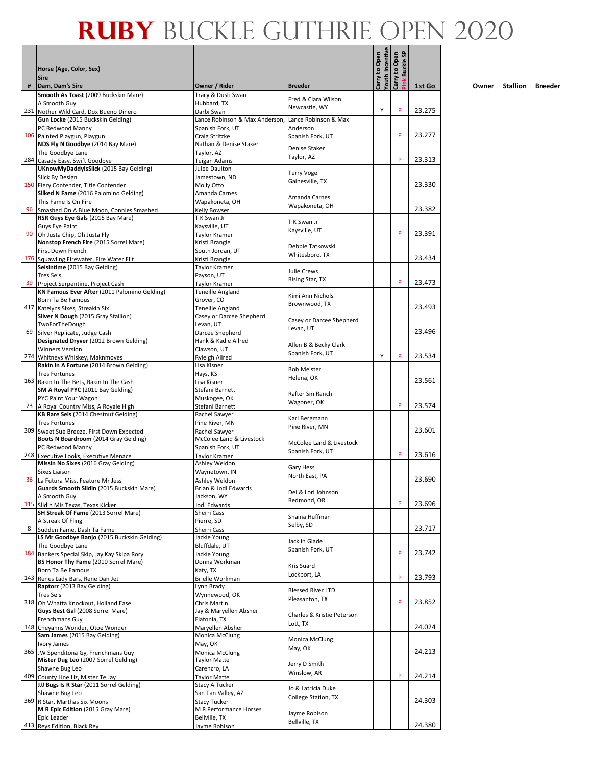# RUBY BUCKLE GUTHRIE OPEN 2020

| # | Horse (Age, Color, Sex)<br>Sire<br>Dam, Dam's Sire | Owner / Rider | Breeder | Carry to Open Youth Incentive | Carry to Open Pink Buckle SP | 1st Go |
|---|---|---|---|---|---|---|
| 231 | **Smooth As Toast** (2009 Buckskin Mare)<br>A Smooth Guy<br>Nother Wild Card, Dox Bueno Dinero | Tracy & Dusti Swan<br>Hubbard, TX<br>Darbi Swan | Fred & Clara Wilson<br>Newcastle, WY | Y | P | 23.275 |
| 106 | **Gun Locke** (2015 Buckskin Gelding)<br>PC Redwood Manny<br>Painted Playgun, Playgun | Lance Robinson & Max Anderson,<br>Spanish Fork, UT<br>Craig Stritzke | Lance Robinson & Max Anderson<br>Spanish Fork, UT | | P | 23.277 |
| 284 | **NDS Fly N Goodbye** (2014 Bay Mare)<br>The Goodbye Lane<br>Casady Easy, Swift Goodbye | Nathan & Denise Staker<br>Taylor, AZ<br>Teigan Adams | Denise Staker<br>Taylor, AZ | | P | 23.313 |
| 150 | **UKnowMyDaddyIsSlick** (2015 Bay Gelding)<br>Slick By Design<br>Fiery Contender, Title Contender | Julee Daulton<br>Jamestown, ND<br>Molly Otto | Terry Vogel<br>Gainesville, TX | | | 23.330 |
| 96 | **Silked N Fame** (2016 Palomino Gelding)<br>This Fame Is On Fire<br>Smashed On A Blue Moon, Connies Smashed | Amanda Carnes<br>Wapakoneta, OH<br>Kelly Bowser | Amanda Carnes<br>Wapakoneta, OH | | | 23.382 |
| 90 | **RSR Guys Eye Gals** (2015 Bay Mare)<br>Guys Eye Paint<br>Oh Justa Chip, Oh Justa Fly | T K Swan Jr<br>Kaysville, UT<br>Taylor Kramer | T K Swan Jr<br>Kaysville, UT | | P | 23.391 |
| 176 | **Nonstop French Fire** (2015 Sorrel Mare)<br>First Down French<br>Squawling Firewater, Fire Water Flit | Kristi Brangle<br>South Jordan, UT<br>Kristi Brangle | Debbie Tatkowski<br>Whitesboro, TX | | | 23.434 |
| 39 | **Seisintime** (2015 Bay Gelding)<br>Tres Seis<br>Project Serpentine, Project Cash | Taylor Kramer<br>Payson, UT<br>Taylor Kramer | Julie Crews<br>Rising Star, TX | | P | 23.473 |
| 417 | **KN Famous Ever After** (2011 Palomino Gelding)<br>Born Ta Be Famous<br>Katelyns Sixes, Streakin Six | Teneille Angland<br>Grover, CO<br>Teneille Angland | Kimi Ann Nichols<br>Brownwood, TX | | | 23.493 |
| 69 | **Silver N Dough** (2015 Gray Stallion)<br>TwoForTheDough<br>Silver Replicate, Judge Cash | Casey or Darcee Shepherd<br>Levan, UT<br>Darcee Shepherd | Casey or Darcee Shepherd<br>Levan, UT | | | 23.496 |
| 274 | **Designated Dryver** (2012 Brown Gelding)<br>Winners Version<br>Whitneys Whiskey, Maknmoves | Hank & Kadie Allred<br>Clawson, UT<br>Ryleigh Allred | Allen B & Becky Clark<br>Spanish Fork, UT | Y | P | 23.534 |
| 163 | **Rakin In A Fortune** (2014 Brown Gelding)<br>Tres Fortunes<br>Rakin In The Bets, Rakin In The Cash | Lisa Kisner<br>Hays, KS<br>Lisa Kisner | Bob Meister<br>Helena, OK | | | 23.561 |
| 73 | **SM A Royal PYC** (2011 Bay Gelding)<br>PYC Paint Your Wagon<br>A Royal Country Miss, A Royale High | Stefani Barnett<br>Muskogee, OK<br>Stefani Barnett | Rafter Sm Ranch<br>Wagoner, OK | | P | 23.574 |
| 309 | **KB Rare Seis** (2014 Chestnut Gelding)<br>Tres Fortunes<br>Sweet Sue Breeze, First Down Expected | Rachel Sawyer<br>Pine River, MN<br>Rachel Sawyer | Karl Bergmann<br>Pine River, MN | | | 23.601 |
| 248 | **Boots N Boardroom** (2014 Gray Gelding)<br>PC Redwood Manny<br>Executive Looks, Executive Menace | McColee Land & Livestock<br>Spanish Fork, UT<br>Taylor Kramer | McColee Land & Livestock<br>Spanish Fork, UT | | P | 23.616 |
| 36 | **Missin No Sixes** (2016 Gray Gelding)<br>Sixes Liaison<br>La Futura Miss, Feature Mr Jess | Ashley Weldon<br>Waynetown, IN<br>Ashley Weldon | Gary Hess<br>North East, PA | | | 23.690 |
| 115 | **Guards Smooth Slidin** (2015 Buckskin Mare)<br>A Smooth Guy<br>Slidin Mis Texas, Texas Kicker | Brian & Jodi Edwards<br>Jackson, WY<br>Jodi Edwards | Del & Lori Johnson<br>Redmond, OR | | P | 23.696 |
| 8 | **SH Streak Of Fame** (2013 Sorrel Mare)<br>A Streak Of Fling<br>Sudden Fame, Dash Ta Fame | Sherri Cass<br>Pierre, SD<br>Sherri Cass | Shaina Huffman<br>Selby, SD | | | 23.717 |
| 184 | **LS Mr Goodbye Banjo** (2015 Buckskin Gelding)<br>The Goodbye Lane<br>Bankers Special Skip, Jay Kay Skipa Rory | Jackie Young<br>Bluffdale, UT<br>Jackie Young | Jacklin Glade<br>Spanish Fork, UT | | P | 23.742 |
| 143 | **BS Honor Thy Fame** (2010 Sorrel Mare)<br>Born Ta Be Famous<br>Renes Lady Bars, Rene Dan Jet | Donna Workman<br>Katy, TX<br>Brielle Workman | Kris Suard<br>Lockport, LA | | P | 23.793 |
| 318 | **Raptorr** (2013 Bay Gelding)<br>Tres Seis<br>Oh Whatta Knockout, Holland Ease | Lynn Brady<br>Wynnewood, OK<br>Chris Martin | Blessed River LTD<br>Pleasanton, TX | | P | 23.852 |
| 148 | **Guys Best Gal** (2008 Sorrel Mare)<br>Frenchmans Guy<br>Cheyanns Wonder, Otoe Wonder | Jay & Maryellen Absher<br>Flatonia, TX<br>Maryellen Absher | Charles & Kristie Peterson<br>Lott, TX | | | 24.024 |
| 365 | **Sam James** (2015 Bay Gelding)<br>Ivory James<br>JW Spenditona Gy, Frenchmans Guy | Monica McClung<br>May, OK<br>Monica McClung | Monica McClung<br>May, OK | | | 24.213 |
| 409 | **Mister Dug Leo** (2007 Sorrel Gelding)<br>Shawne Bug Leo<br>County Line Liz, Mister Te Jay | Taylor Matte<br>Carencro, LA<br>Taylor Matte | Jerry D Smith<br>Winslow, AR | | P | 24.214 |
| 369 | **JJJ Bugs Is R Star** (2011 Sorrel Gelding)<br>Shawne Bug Leo<br>R Star, Marthas Six Moons | Stacy A Tucker<br>San Tan Valley, AZ<br>Stacy Tucker | Jo & Latricia Duke<br>College Station, TX | | | 24.303 |
| 413 | **M R Epic Edition** (2015 Gray Mare)<br>Epic Leader<br>Reys Edition, Black Rey | M R Performance Horses<br>Bellville, TX<br>Jayme Robison | Jayme Robison<br>Bellville, TX | | | 24.380 |

Owner Stallion Breeder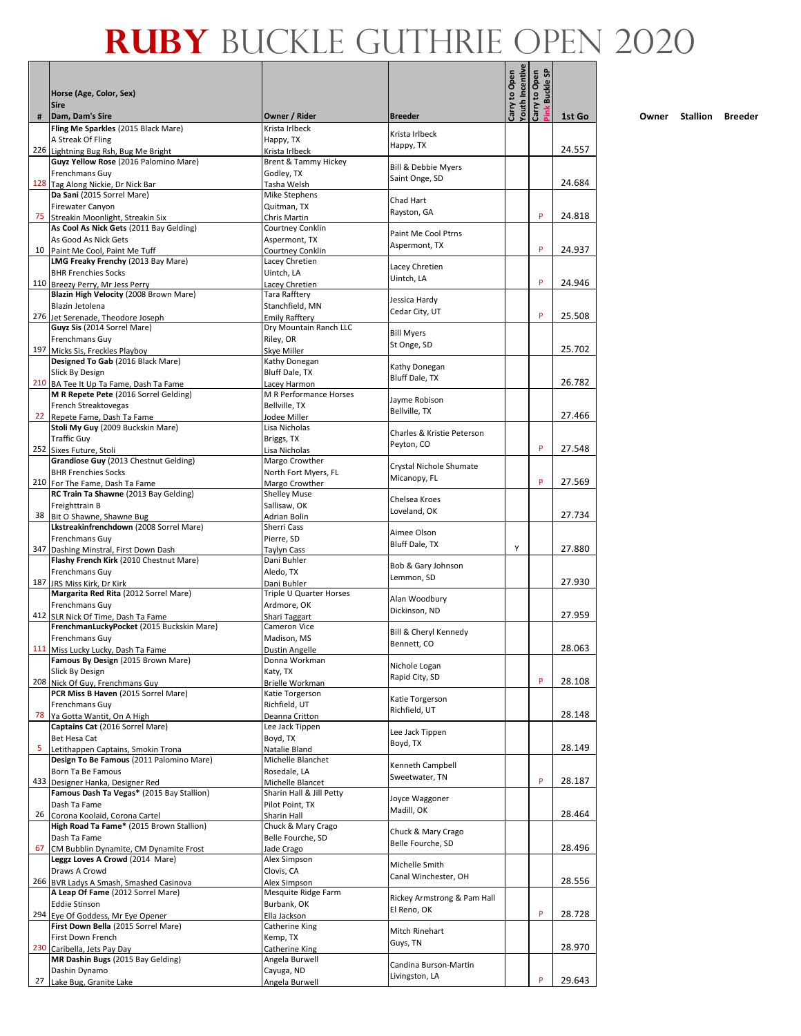# RUBY BUCKLE GUTHRIE OPEN 2020

| # | Horse (Age, Color, Sex)<br>Sire<br>Dam, Dam's Sire | Owner / Rider | Breeder | Carry to Open Youth Incentive | Carry to Open Pink Buckle SP | 1st Go |
|---|---|---|---|---|---|---|
| 226 | **Fling Me Sparkles** (2015 Black Mare)<br>A Streak Of Fling<br>Lightning Bug Rsh, Bug Me Bright | Krista Irlbeck<br>Happy, TX<br>Krista Irlbeck | Krista Irlbeck<br>Happy, TX | | | 24.557 |
| 128 | **Guyz Yellow Rose** (2016 Palomino Mare)<br>Frenchmans Guy<br>Tag Along Nickie, Dr Nick Bar | Brent & Tammy Hickey<br>Godley, TX<br>Tasha Welsh | Bill & Debbie Myers<br>Saint Onge, SD | | | 24.684 |
| 75 | **Da Sani** (2015 Sorrel Mare)<br>Firewater Canyon<br>Streakin Moonlight, Streakin Six | Mike Stephens<br>Quitman, TX<br>Chris Martin | Chad Hart<br>Rayston, GA | | P | 24.818 |
| 10 | **As Cool As Nick Gets** (2011 Bay Gelding)<br>As Good As Nick Gets<br>Paint Me Cool, Paint Me Tuff | Courtney Conklin<br>Aspermont, TX<br>Courtney Conklin | Paint Me Cool Ptrns<br>Aspermont, TX | | P | 24.937 |
| 110 | **LMG Freaky Frenchy** (2013 Bay Mare)<br>BHR Frenchies Socks<br>Breezy Perry, Mr Jess Perry | Lacey Chretien<br>Uintch, LA<br>Lacey Chretien | Lacey Chretien<br>Uintch, LA | | P | 24.946 |
| 276 | **Blazin High Velocity** (2008 Brown Mare)<br>Blazin Jetolena<br>Jet Serenade, Theodore Joseph | Tara Rafftery<br>Stanchfield, MN<br>Emily Rafftery | Jessica Hardy<br>Cedar City, UT | | P | 25.508 |
| 197 | **Guyz Sis** (2014 Sorrel Mare)<br>Frenchmans Guy<br>Micks Sis, Freckles Playboy | Dry Mountain Ranch LLC<br>Riley, OR<br>Skye Miller | Bill Myers<br>St Onge, SD | | | 25.702 |
| 210 | **Designed To Gab** (2016 Black Mare)<br>Slick By Design<br>BA Tee It Up Ta Fame, Dash Ta Fame | Kathy Donegan<br>Bluff Dale, TX<br>Lacey Harmon | Kathy Donegan<br>Bluff Dale, TX | | | 26.782 |
| 22 | **M R Repete Pete** (2016 Sorrel Gelding)<br>French Streaktovegas<br>Repete Fame, Dash Ta Fame | M R Performance Horses<br>Bellville, TX<br>Jodee Miller | Jayme Robison<br>Bellville, TX | | | 27.466 |
| 252 | **Stoli My Guy** (2009 Buckskin Mare)<br>Traffic Guy<br>Sixes Future, Stoli | Lisa Nicholas<br>Briggs, TX<br>Lisa Nicholas | Charles & Kristie Peterson<br>Peyton, CO | | P | 27.548 |
| 210 | **Grandiose Guy** (2013 Chestnut Gelding)<br>BHR Frenchies Socks<br>For The Fame, Dash Ta Fame | Margo Crowther<br>North Fort Myers, FL<br>Margo Crowther | Crystal Nichole Shumate<br>Micanopy, FL | | P | 27.569 |
| 38 | **RC Train Ta Shawne** (2013 Bay Gelding)<br>Freighttrain B<br>Bit O Shawne, Shawne Bug | Shelley Muse<br>Sallisaw, OK<br>Adrian Bolin | Chelsea Kroes<br>Loveland, OK | | | 27.734 |
| 347 | **Lkstreakinfrenchdown** (2008 Sorrel Mare)<br>Frenchmans Guy<br>Dashing Minstral, First Down Dash | Sherri Cass<br>Pierre, SD<br>Taylyn Cass | Aimee Olson<br>Bluff Dale, TX | Y | | 27.880 |
| 187 | **Flashy French Kirk** (2010 Chestnut Mare)<br>Frenchmans Guy<br>JRS Miss Kirk, Dr Kirk | Dani Buhler<br>Aledo, TX<br>Dani Buhler | Bob & Gary Johnson<br>Lemmon, SD | | | 27.930 |
| 412 | **Margarita Red Rita** (2012 Sorrel Mare)<br>Frenchmans Guy<br>SLR Nick Of Time, Dash Ta Fame | Triple U Quarter Horses<br>Ardmore, OK<br>Shari Taggart | Alan Woodbury<br>Dickinson, ND | | | 27.959 |
| 111 | **FrenchmanLuckyPocket** (2015 Buckskin Mare)<br>Frenchmans Guy<br>Miss Lucky Lucky, Dash Ta Fame | Cameron Vice<br>Madison, MS<br>Dustin Angelle | Bill & Cheryl Kennedy<br>Bennett, CO | | | 28.063 |
| 208 | **Famous By Design** (2015 Brown Mare)<br>Slick By Design<br>Nick Of Guy, Frenchmans Guy | Donna Workman<br>Katy, TX<br>Brielle Workman | Nichole Logan<br>Rapid City, SD | | P | 28.108 |
| 78 | **PCR Miss B Haven** (2015 Sorrel Mare)<br>Frenchmans Guy<br>Ya Gotta Wantit, On A High | Katie Torgerson<br>Richfield, UT<br>Deanna Critton | Katie Torgerson<br>Richfield, UT | | | 28.148 |
| 5 | **Captains Cat** (2016 Sorrel Mare)<br>Bet Hesa Cat<br>Letithappen Captains, Smokin Trona | Lee Jack Tippen<br>Boyd, TX<br>Natalie Bland | Lee Jack Tippen<br>Boyd, TX | | | 28.149 |
| 433 | **Design To Be Famous** (2011 Palomino Mare)<br>Born Ta Be Famous<br>Designer Hanka, Designer Red | Michelle Blanchet<br>Rosedale, LA<br>Michelle Blancet | Kenneth Campbell<br>Sweetwater, TN | | P | 28.187 |
| 26 | **Famous Dash Ta Vegas*** (2015 Bay Stallion)<br>Dash Ta Fame<br>Corona Koolaid, Corona Cartel | Sharin Hall & Jill Petty<br>Pilot Point, TX<br>Sharin Hall | Joyce Waggoner<br>Madill, OK | | | 28.464 |
| 67 | **High Road Ta Fame*** (2015 Brown Stallion)<br>Dash Ta Fame<br>CM Bubblin Dynamite, CM Dynamite Frost | Chuck & Mary Crago<br>Belle Fourche, SD<br>Jade Crago | Chuck & Mary Crago<br>Belle Fourche, SD | | | 28.496 |
| 266 | **Leggz Loves A Crowd** (2014 Mare)<br>Draws A Crowd<br>BVR Ladys A Smash, Smashed Casinova | Alex Simpson<br>Clovis, CA<br>Alex Simpson | Michelle Smith<br>Canal Winchester, OH | | | 28.556 |
| 294 | **A Leap Of Fame** (2012 Sorrel Mare)<br>Eddie Stinson<br>Eye Of Goddess, Mr Eye Opener | Mesquite Ridge Farm<br>Burbank, OK<br>Ella Jackson | Rickey Armstrong & Pam Hall<br>El Reno, OK | | P | 28.728 |
| 230 | **First Down Bella** (2015 Sorrel Mare)<br>First Down French<br>Caribella, Jets Pay Day | Catherine King<br>Kemp, TX<br>Catherine King | Mitch Rinehart<br>Guys, TN | | | 28.970 |
| 27 | **MR Dashin Bugs** (2015 Bay Gelding)<br>Dashin Dynamo<br>Lake Bug, Granite Lake | Angela Burwell<br>Cayuga, ND<br>Angela Burwell | Candina Burson-Martin<br>Livingston, LA | | P | 29.643 |

Owner Stallion Breeder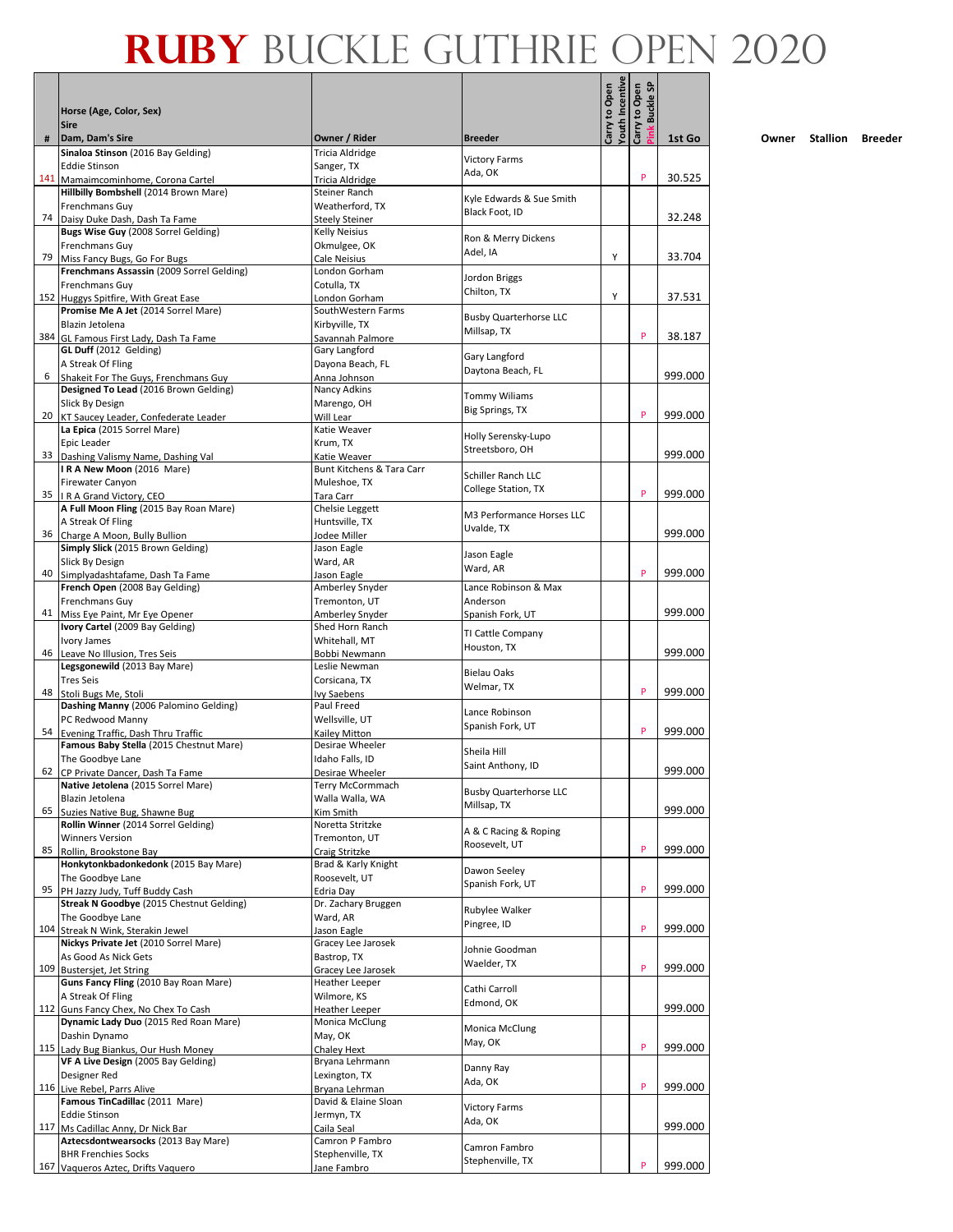# RUBY BUCKLE GUTHRIE OPEN 2020

| # | Horse (Age, Color, Sex)<br>Sire<br>Dam, Dam's Sire | Owner / Rider | Breeder | Carry to Open Youth Incentive | Carry to Open Pink Buckle SP | 1st Go |
|---|---|---|---|---|---|---|
| 141 | **Sinaloa Stinson** (2016 Bay Gelding)<br>Eddie Stinson<br>Mamaimcominhome, Corona Cartel | Tricia Aldridge<br>Sanger, TX<br>Tricia Aldridge | Victory Farms<br>Ada, OK | | P | 30.525 |
| 74 | **Hillbilly Bombshell** (2014 Brown Mare)<br>Frenchmans Guy<br>Daisy Duke Dash, Dash Ta Fame | Steiner Ranch<br>Weatherford, TX<br>Steely Steiner | Kyle Edwards & Sue Smith<br>Black Foot, ID | | | 32.248 |
| 79 | **Bugs Wise Guy** (2008 Sorrel Gelding)<br>Frenchmans Guy<br>Miss Fancy Bugs, Go For Bugs | Kelly Neisius<br>Okmulgee, OK<br>Cale Neisius | Ron & Merry Dickens<br>Adel, IA | Y | | 33.704 |
| 152 | **Frenchmans Assassin** (2009 Sorrel Gelding)<br>Frenchmans Guy<br>Huggys Spitfire, With Great Ease | London Gorham<br>Cotulla, TX<br>London Gorham | Jordon Briggs<br>Chilton, TX | Y | | 37.531 |
| 384 | **Promise Me A Jet** (2014 Sorrel Mare)<br>Blazin Jetolena<br>GL Famous First Lady, Dash Ta Fame | SouthWestern Farms<br>Kirbyville, TX<br>Savannah Palmore | Busby Quarterhorse LLC<br>Millsap, TX | | P | 38.187 |
| 6 | **GL Duff** (2012 Gelding)<br>A Streak Of Fling<br>Shakeit For The Guys, Frenchmans Guy | Gary Langford<br>Dayona Beach, FL<br>Anna Johnson | Gary Langford<br>Daytona Beach, FL | | | 999.000 |
| 20 | **Designed To Lead** (2016 Brown Gelding)<br>Slick By Design<br>KT Saucey Leader, Confederate Leader | Nancy Adkins<br>Marengo, OH<br>Will Lear | Tommy Wiliams<br>Big Springs, TX | | P | 999.000 |
| 33 | **La Epica** (2015 Sorrel Mare)<br>Epic Leader<br>Dashing Valismy Name, Dashing Val | Katie Weaver<br>Krum, TX<br>Katie Weaver | Holly Serensky-Lupo<br>Streetsboro, OH | | | 999.000 |
| 35 | **I R A New Moon** (2016 Mare)<br>Firewater Canyon<br>I R A Grand Victory, CEO | Bunt Kitchens & Tara Carr<br>Muleshoe, TX<br>Tara Carr | Schiller Ranch LLC<br>College Station, TX | | P | 999.000 |
| 36 | **A Full Moon Fling** (2015 Bay Roan Mare)<br>A Streak Of Fling<br>Charge A Moon, Bully Bullion | Chelsie Leggett<br>Huntsville, TX<br>Jodee Miller | M3 Performance Horses LLC<br>Uvalde, TX | | | 999.000 |
| 40 | **Simply Slick** (2015 Brown Gelding)<br>Slick By Design<br>Simplyadashtafame, Dash Ta Fame | Jason Eagle<br>Ward, AR<br>Jason Eagle | Jason Eagle<br>Ward, AR | | P | 999.000 |
| 41 | **French Open** (2008 Bay Gelding)<br>Frenchmans Guy<br>Miss Eye Paint, Mr Eye Opener | Amberley Snyder<br>Tremonton, UT<br>Amberley Snyder | Lance Robinson & Max Anderson<br>Spanish Fork, UT | | | 999.000 |
| 46 | **Ivory Cartel** (2009 Bay Gelding)<br>Ivory James<br>Leave No Illusion, Tres Seis | Shed Horn Ranch<br>Whitehall, MT<br>Bobbi Newmann | TI Cattle Company<br>Houston, TX | | | 999.000 |
| 48 | **Legsgonewild** (2013 Bay Mare)<br>Tres Seis<br>Stoli Bugs Me, Stoli | Leslie Newman<br>Corsicana, TX<br>Ivy Saebens | Bielau Oaks<br>Welmar, TX | | P | 999.000 |
| 54 | **Dashing Manny** (2006 Palomino Gelding)<br>PC Redwood Manny<br>Evening Traffic, Dash Thru Traffic | Paul Freed<br>Wellsville, UT<br>Kailey Mitton | Lance Robinson<br>Spanish Fork, UT | | P | 999.000 |
| 62 | **Famous Baby Stella** (2015 Chestnut Mare)<br>The Goodbye Lane<br>CP Private Dancer, Dash Ta Fame | Desirae Wheeler<br>Idaho Falls, ID<br>Desirae Wheeler | Sheila Hill<br>Saint Anthony, ID | | | 999.000 |
| 65 | **Native Jetolena** (2015 Sorrel Mare)<br>Blazin Jetolena<br>Suzies Native Bug, Shawne Bug | Terry McCormmach<br>Walla Walla, WA<br>Kim Smith | Busby Quarterhorse LLC<br>Millsap, TX | | | 999.000 |
| 85 | **Rollin Winner** (2014 Sorrel Gelding)<br>Winners Version<br>Rollin, Brookstone Bay | Noretta Stritzke<br>Tremonton, UT<br>Craig Stritzke | A & C Racing & Roping<br>Roosevelt, UT | | P | 999.000 |
| 95 | **Honkytonkbadonkedonk** (2015 Bay Mare)<br>The Goodbye Lane<br>PH Jazzy Judy, Tuff Buddy Cash | Brad & Karly Knight<br>Roosevelt, UT<br>Edria Day | Dawon Seeley<br>Spanish Fork, UT | | P | 999.000 |
| 104 | **Streak N Goodbye** (2015 Chestnut Gelding)<br>The Goodbye Lane<br>Streak N Wink, Sterakin Jewel | Dr. Zachary Bruggen<br>Ward, AR<br>Jason Eagle | Rubylee Walker<br>Pingree, ID | | P | 999.000 |
| 109 | **Nickys Private Jet** (2010 Sorrel Mare)<br>As Good As Nick Gets<br>Bustersjet, Jet String | Gracey Lee Jarosek<br>Bastrop, TX<br>Gracey Lee Jarosek | Johnie Goodman<br>Waelder, TX | | P | 999.000 |
| 112 | **Guns Fancy Fling** (2010 Bay Roan Mare)<br>A Streak Of Fling<br>Guns Fancy Chex, No Chex To Cash | Heather Leeper<br>Wilmore, KS<br>Heather Leeper | Cathi Carroll<br>Edmond, OK | | | 999.000 |
| 115 | **Dynamic Lady Duo** (2015 Red Roan Mare)<br>Dashin Dynamo<br>Lady Bug Biankus, Our Hush Money | Monica McClung<br>May, OK<br>Chaley Hext | Monica McClung<br>May, OK | | P | 999.000 |
| 116 | **VF A Live Design** (2005 Bay Gelding)<br>Designer Red<br>Live Rebel, Parrs Alive | Bryana Lehrmann<br>Lexington, TX<br>Bryana Lehrman | Danny Ray<br>Ada, OK | | P | 999.000 |
| 117 | **Famous TinCadillac** (2011 Mare)<br>Eddie Stinson<br>Ms Cadillac Anny, Dr Nick Bar | David & Elaine Sloan<br>Jermyn, TX<br>Caila Seal | Victory Farms<br>Ada, OK | | | 999.000 |
| 167 | **Aztecsdontwearsocks** (2013 Bay Mare)<br>BHR Frenchies Socks<br>Vaqueros Aztec, Drifts Vaquero | Camron P Fambro<br>Stephenville, TX<br>Jane Fambro | Camron Fambro<br>Stephenville, TX | | P | 999.000 |

Owner Stallion Breeder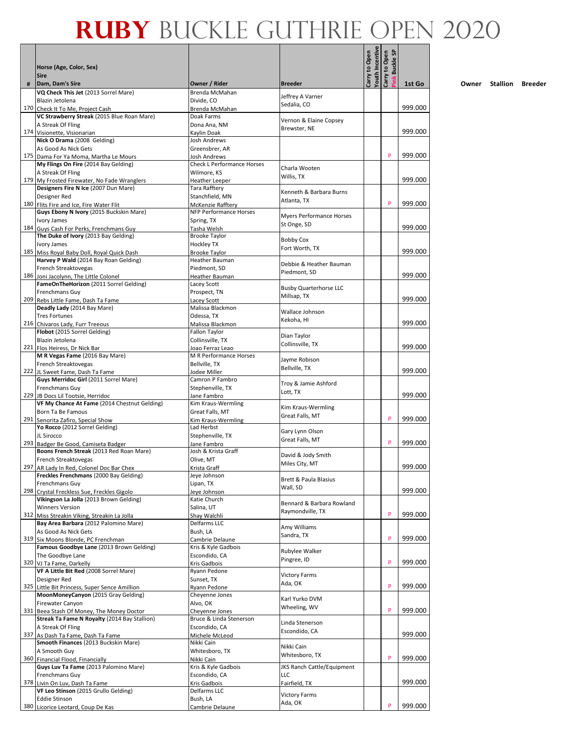# RUBY BUCKLE GUTHRIE OPEN 2020

| # | Horse (Age, Color, Sex)<br>Sire<br>Dam, Dam's Sire | Owner / Rider | Breeder | Carry to Open Youth Incentive | Carry to Open Pink Buckle SP | 1st Go |
|---|---|---|---|---|---|---|
| 170 | **VQ Check This Jet** (2013 Sorrel Mare)<br>Blazin Jetolena<br>Check It To Me, Project Cash | Brenda McMahan<br>Divide, CO<br>Brenda McMahan | Jeffrey A Varner<br>Sedalia, CO | | | 999.000 |
| 174 | **VC Strawberry Streak** (2015 Blue Roan Mare)<br>A Streak Of Fling<br>Visionette, Visionarian | Doak Farms<br>Dona Ana, NM<br>Kaylin Doak | Vernon & Elaine Copsey<br>Brewster, NE | | | 999.000 |
| 175 | **Nick O Drama** (2008 Gelding)<br>As Good As Nick Gets<br>Dama For Ya Moma, Martha Le Mours | Josh Andrews<br>Greensbrer, AR<br>Josh Andrews | | | P | 999.000 |
| 179 | **My Flings On Fire** (2014 Bay Gelding)<br>A Streak Of Fling<br>My Frosted Firewater, No Fade Wranglers | Check L Performance Horses<br>Wilmore, KS<br>Heather Leeper | Charla Wooten<br>Willis, TX | | | 999.000 |
| 180 | **Designers Fire N Ice** (2007 Dun Mare)<br>Designer Red<br>Flits Fire and Ice, Fire Water Flit | Tara Rafftery<br>Stanchfield, MN<br>McKenzie Rafftery | Kenneth & Barbara Burns<br>Atlanta, TX | | P | 999.000 |
| 184 | **Guys Ebony N Ivory** (2015 Buckskin Mare)<br>Ivory James<br>Guys Cash For Perks, Frenchmans Guy | NFP Performance Horses<br>Spring, TX<br>Tasha Welsh | Myers Performance Horses<br>St Onge, SD | | | 999.000 |
| 185 | **The Duke of Ivory** (2013 Bay Gelding)<br>Ivory James<br>Miss Royal Baby Doll, Royal Quick Dash | Brooke Taylor<br>Hockley TX<br>Brooke Taylor | Bobby Cox<br>Fort Worth, TX | | | 999.000 |
| 186 | **Harvey P Wald** (2014 Bay Roan Gelding)<br>French Streaktovegas<br>Joni Jacolynn, The Little Colonel | Heather Bauman<br>Piedmont, SD<br>Heather Bauman | Debbie & Heather Bauman<br>Piedmont, SD | | | 999.000 |
| 209 | **FameOnTheHorizon** (2011 Sorrel Gelding)<br>Frenchmans Guy<br>Rebs Little Fame, Dash Ta Fame | Lacey Scott<br>Prospect, TN<br>Lacey Scott | Busby Quarterhorse LLC<br>Millsap, TX | | | 999.000 |
| 216 | **Deadly Lady** (2014 Bay Mare)<br>Tres Fortunes<br>Chivaros Lady, Furr Treeous | Malissa Blackmon<br>Odessa, TX<br>Malissa Blackmon | Wallace Johnson<br>Kekoha, HI | | | 999.000 |
| 221 | **Flobot** (2015 Sorrel Gelding)<br>Blazin Jetolena<br>Flos Heiress, Dr Nick Bar | Fallon Taylor<br>Collinsville, TX<br>Joao Ferraz Leao | Dian Taylor<br>Collinsville, TX | | | 999.000 |
| 222 | **M R Vegas Fame** (2016 Bay Mare)<br>French Streaktovegas<br>JL Sweet Fame, Dash Ta Fame | M R Performance Horses<br>Bellville, TX<br>Jodee Miller | Jayme Robison<br>Bellville, TX | | | 999.000 |
| 229 | **Guys Merridoc Girl** (2011 Sorrel Mare)<br>Frenchmans Guy<br>JB Docs Lil Tootsie, Herridoc | Camron P Fambro<br>Stephenville, TX<br>Jane Fambro | Troy & Jamie Ashford<br>Lott, TX | | | 999.000 |
| 291 | **VF My Chance At Fame** (2014 Chestnut Gelding)<br>Born Ta Be Famous<br>Senorita Zafiro, Special Show | Kim Kraus-Wermling<br>Great Falls, MT<br>Kim Kraus-Wermling | Kim Kraus-Wermling<br>Great Falls, MT | | P | 999.000 |
| 293 | **Yo Rocco** (2012 Sorrel Gelding)<br>JL Sirocco<br>Badger Be Good, Camiseta Badger | Lad Herbst<br>Stephenville, TX<br>Jane Fambro | Gary Lynn Olson<br>Great Falls, MT | | P | 999.000 |
| 297 | **Boons French Streak** (2013 Red Roan Mare)<br>French Streaktovegas<br>AR Lady In Red, Colonel Doc Bar Chex | Josh & Krista Graff<br>Olive, MT<br>Krista Graff | David & Jody Smith<br>Miles City, MT | | | 999.000 |
| 298 | **Freckles Frenchmans** (2000 Bay Gelding)<br>Frenchmans Guy<br>Crystal Freckless Sue, Freckles Gigolo | Jeye Johnson<br>Lipan, TX<br>Jeye Johnson | Brett & Paula Blasius<br>Wall, SD | | | 999.000 |
| 312 | **Vikingson La Jolla** (2013 Brown Gelding)<br>Winners Version<br>Miss Streakin Viking, Streakin La Jolla | Katie Church<br>Salina, UT<br>Shay Walchli | Bennard & Barbara Rowland<br>Raymondville, TX | | P | 999.000 |
| 319 | **Bay Area Barbara** (2012 Palomino Mare)<br>As Good As Nick Gets<br>Six Moons Blonde, PC Frenchman | Delfarms LLC<br>Bush, LA<br>Cambrie Delaune | Amy Williams<br>Sandra, TX | | P | 999.000 |
| 320 | **Famous Goodbye Lane** (2013 Brown Gelding)<br>The Goodbye Lane<br>VJ Ta Fame, Darkelly | Kris & Kyle Gadbois<br>Escondido, CA<br>Kris Gadbois | Rubylee Walker<br>Pingree, ID | | P | 999.000 |
| 325 | **VF A Little Bit Red** (2008 Sorrel Mare)<br>Designer Red<br>Little Bit Princess, Super Sence Amillion | Ryann Pedone<br>Sunset, TX<br>Ryann Pedone | Victory Farms<br>Ada, OK | | P | 999.000 |
| 331 | **MoonMoneyCanyon** (2015 Gray Gelding)<br>Firewater Canyon<br>Beea Stash Of Money, The Money Doctor | Cheyenne Jones<br>Alvo, OK<br>Cheyenne Jones | Karl Yurko DVM<br>Wheeling, WV | | P | 999.000 |
| 337 | **Streak Ta Fame N Royalty** (2014 Bay Stallion)<br>A Streak Of Fling<br>As Dash Ta Fame, Dash Ta Fame | Bruce & Linda Stenerson<br>Escondido, CA<br>Michele McLeod | Linda Stenerson<br>Escondido, CA | | | 999.000 |
| 360 | **Smooth Finances** (2013 Buckskin Mare)<br>A Smooth Guy<br>Financial Flood, Financially | Nikki Cain<br>Whitesboro, TX<br>Nikki Cain | Nikki Cain<br>Whitesboro, TX | | P | 999.000 |
| 378 | **Guys Luv Ta Fame** (2013 Palomino Mare)<br>Frenchmans Guy<br>Livin On Luv, Dash Ta Fame | Kris & Kyle Gadbois<br>Escondido, CA<br>Kris Gadbois | JKS Ranch Cattle/Equipment LLC<br>Fairfield, TX | | | 999.000 |
| 380 | **VF Leo Stinson** (2015 Grullo Gelding)<br>Eddie Stinson<br>Licorice Leotard, Coup De Kas | Delfarms LLC<br>Bush, LA<br>Cambrie Delaune | Victory Farms<br>Ada, OK | | P | 999.000 |

Owner Stallion Breeder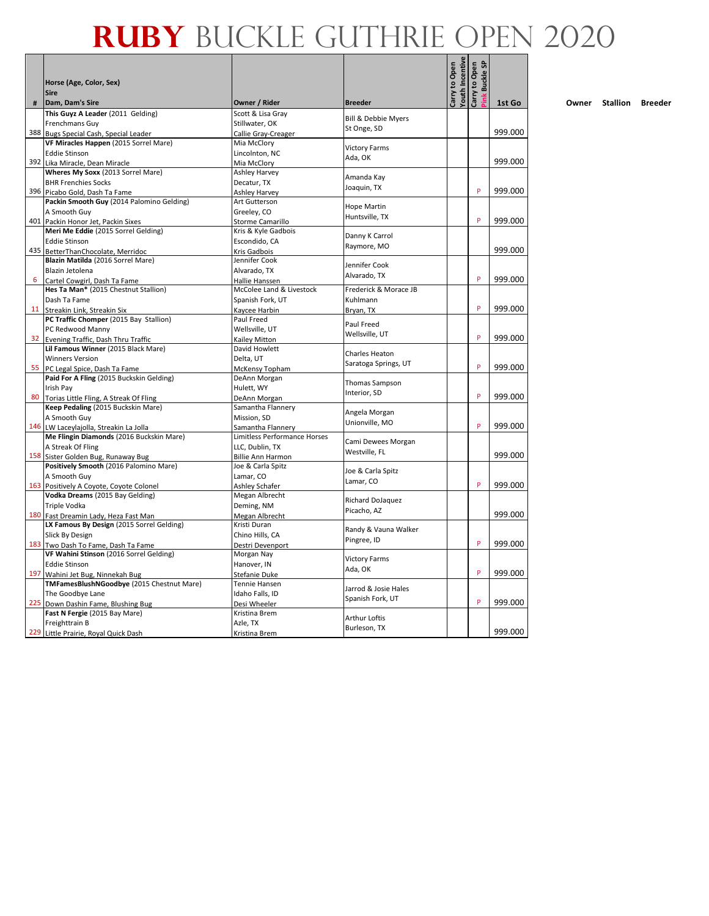# RUBY BUCKLE GUTHRIE OPEN 2020

| # | Horse (Age, Color, Sex)<br>Sire<br>Dam, Dam's Sire | Owner / Rider | Breeder | Carry to Open Youth Incentive | Carry to Open Pink Buckle SP | 1st Go |
|---|---|---|---|---|---|---|
| 388 | **This Guyz A Leader** (2011 Gelding)<br>Frenchmans Guy<br>Bugs Special Cash, Special Leader | Scott & Lisa Gray<br>Stillwater, OK<br>Callie Gray-Creager | Bill & Debbie Myers<br>St Onge, SD | | | 999.000 |
| 392 | **VF Miracles Happen** (2015 Sorrel Mare)<br>Eddie Stinson<br>Lika Miracle, Dean Miracle | Mia McClory<br>Lincolnton, NC<br>Mia McClory | Victory Farms<br>Ada, OK | | | 999.000 |
| 396 | **Wheres My Soxx** (2013 Sorrel Mare)<br>BHR Frenchies Socks<br>Picabo Gold, Dash Ta Fame | Ashley Harvey<br>Decatur, TX<br>Ashley Harvey | Amanda Kay<br>Joaquin, TX | | P | 999.000 |
| 401 | **Packin Smooth Guy** (2014 Palomino Gelding)<br>A Smooth Guy<br>Packin Honor Jet, Packin Sixes | Art Gutterson<br>Greeley, CO<br>Storme Camarillo | Hope Martin<br>Huntsville, TX | | P | 999.000 |
| 435 | **Meri Me Eddie** (2015 Sorrel Gelding)<br>Eddie Stinson<br>BetterThanChocolate, Merridoc | Kris & Kyle Gadbois<br>Escondido, CA<br>Kris Gadbois | Danny K Carrol<br>Raymore, MO | | | 999.000 |
| 6 | **Blazin Matilda** (2016 Sorrel Mare)<br>Blazin Jetolena<br>Cartel Cowgirl, Dash Ta Fame | Jennifer Cook<br>Alvarado, TX<br>Hallie Hanssen | Jennifer Cook<br>Alvarado, TX | | P | 999.000 |
| 11 | **Hes Ta Man*** (2015 Chestnut Stallion)<br>Dash Ta Fame<br>Streakin Link, Streakin Six | McColee Land & Livestock<br>Spanish Fork, UT<br>Kaycee Harbin | Frederick & Morace JB Kuhlmann<br>Bryan, TX | | P | 999.000 |
| 32 | **PC Traffic Chomper** (2015 Bay Stallion)<br>PC Redwood Manny<br>Evening Traffic, Dash Thru Traffic | Paul Freed<br>Wellsville, UT<br>Kailey Mitton | Paul Freed<br>Wellsville, UT | | P | 999.000 |
| 55 | **Lil Famous Winner** (2015 Black Mare)<br>Winners Version<br>PC Legal Spice, Dash Ta Fame | David Howlett<br>Delta, UT<br>McKensy Topham | Charles Heaton<br>Saratoga Springs, UT | | P | 999.000 |
| 80 | **Paid For A Fling** (2015 Buckskin Gelding)<br>Irish Pay<br>Torias Little Fling, A Streak Of Fling | DeAnn Morgan<br>Hulett, WY<br>DeAnn Morgan | Thomas Sampson<br>Interior, SD | | P | 999.000 |
| 146 | **Keep Pedaling** (2015 Buckskin Mare)<br>A Smooth Guy<br>LW Laceyjajolla, Streakin La Jolla | Samantha Flannery<br>Mission, SD<br>Samantha Flannery | Angela Morgan<br>Unionville, MO | | P | 999.000 |
| 158 | **Me Flingin Diamonds** (2016 Buckskin Mare)<br>A Streak Of Fling<br>Sister Golden Bug, Runaway Bug | Limitless Performance Horses LLC, Dublin, TX<br>Billie Ann Harmon | Cami Dewees Morgan<br>Westville, FL | | | 999.000 |
| 163 | **Positively Smooth** (2016 Palomino Mare)<br>A Smooth Guy<br>Positively A Coyote, Coyote Colonel | Joe & Carla Spitz<br>Lamar, CO<br>Ashley Schafer | Joe & Carla Spitz<br>Lamar, CO | | P | 999.000 |
| 180 | **Vodka Dreams** (2015 Bay Gelding)<br>Triple Vodka<br>Fast Dreamin Lady, Heza Fast Man | Megan Albrecht<br>Deming, NM<br>Megan Albrecht | Richard DoJaquez<br>Picacho, AZ | | | 999.000 |
| 183 | **LX Famous By Design** (2015 Sorrel Gelding)<br>Slick By Design<br>Two Dash To Fame, Dash Ta Fame | Kristi Duran<br>Chino Hills, CA<br>Destri Devenport | Randy & Vauna Walker<br>Pingree, ID | | P | 999.000 |
| 197 | **VF Wahini Stinson** (2016 Sorrel Gelding)<br>Eddie Stinson<br>Wahini Jet Bug, Ninnekah Bug | Morgan Nay<br>Hanover, IN<br>Stefanie Duke | Victory Farms<br>Ada, OK | | P | 999.000 |
| 225 | **TMFamesBlushNGoodbye** (2015 Chestnut Mare)<br>The Goodbye Lane<br>Down Dashin Fame, Blushing Bug | Tennie Hansen<br>Idaho Falls, ID<br>Desi Wheeler | Jarrod & Josie Hales<br>Spanish Fork, UT | | P | 999.000 |
| 229 | **Fast N Fergie** (2015 Bay Mare)<br>Freighttrain B<br>Little Prairie, Royal Quick Dash | Kristina Brem<br>Azle, TX<br>Kristina Brem | Arthur Loftis<br>Burleson, TX | | | 999.000 |

Owner Stallion Breeder